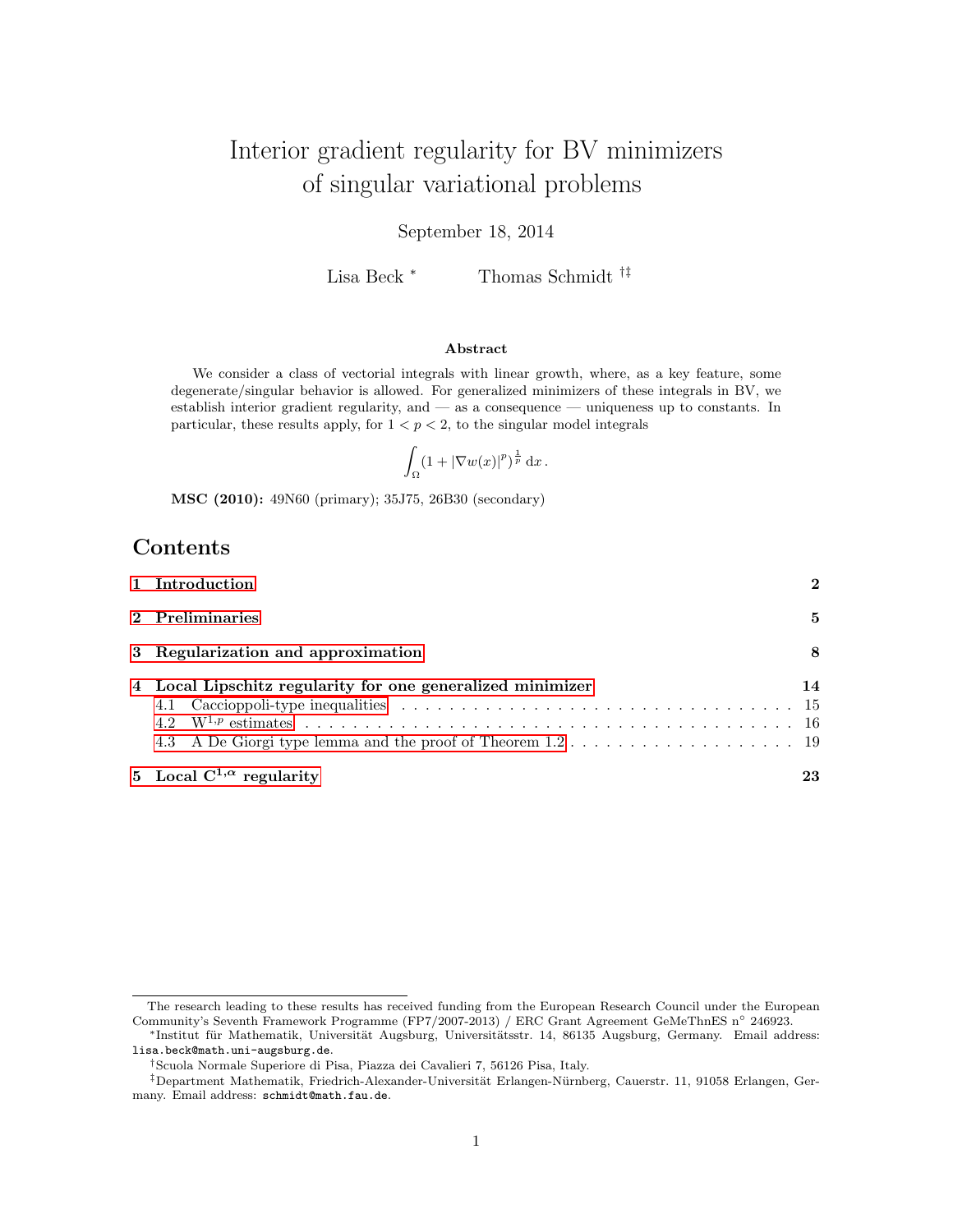# Interior gradient regularity for BV minimizers of singular variational problems

September 18, 2014

Lisa Beck [*] Thomas Schmidt [†‡]

**Abstract**

We consider a class of vectorial integrals with linear growth, where, as a key feature, some degenerate/singular behavior is allowed. For generalized minimizers of these integrals in BV, we establish interior gradient regularity, and — as a consequence — uniqueness up to constants. In particular, these results apply, for $1 < p < 2$, to the singular model integrals

$$\int_\Omega (1 + |\nabla w(x)|^p)^{\frac{1}{p}} \,\mathrm{d}x\,.$$

**MSC (2010):** 49N60 (primary); 35J75, 26B30 (secondary)

## Contents

- **1 Introduction** — **2**
- **2 Preliminaries** — **5**
- **3 Regularization and approximation** — **8**
- **4 Local Lipschitz regularity for one generalized minimizer** — **14**
  - 4.1 Caccioppoli-type inequalities — 15
  - 4.2 $\mathrm{W}^{1,p}$ estimates — 16
  - 4.3 A De Giorgi type lemma and the proof of Theorem 1.2 — 19
- **5 Local $\mathbf{C}^{1,\alpha}$ regularity** — **23**

---

The research leading to these results has received funding from the European Research Council under the European Community's Seventh Framework Programme (FP7/2007-2013) / ERC Grant Agreement GeMeThnES n° 246923.

[*] Institut für Mathematik, Universität Augsburg, Universitätsstr. 14, 86135 Augsburg, Germany. Email address: `lisa.beck@math.uni-augsburg.de`.

[†] Scuola Normale Superiore di Pisa, Piazza dei Cavalieri 7, 56126 Pisa, Italy.

[‡] Department Mathematik, Friedrich-Alexander-Universität Erlangen-Nürnberg, Cauerstr. 11, 91058 Erlangen, Germany. Email address: `schmidt@math.fau.de`.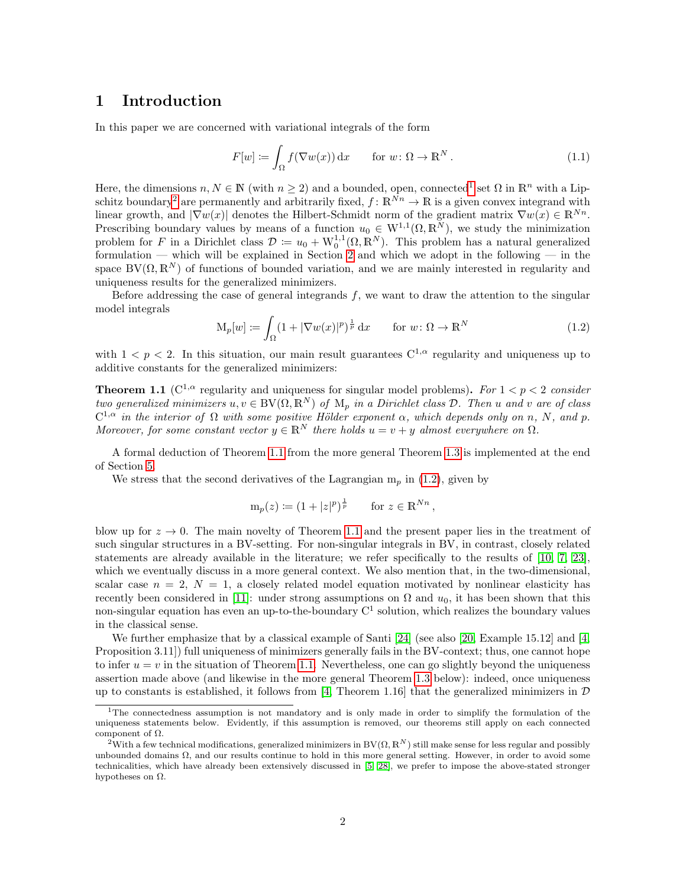# 1 Introduction

In this paper we are concerned with variational integrals of the form

$$F[w] := \int_\Omega f(\nabla w(x))\,\mathrm{d}x \qquad \text{for } w\colon \Omega \to \mathbb{R}^N\,. \tag{1.1}$$

Here, the dimensions $n, N \in \mathbb{N}$ (with $n \geq 2$) and a bounded, open, connected[1] set $\Omega$ in $\mathbb{R}^n$ with a Lipschitz boundary[2] are permanently and arbitrarily fixed, $f\colon \mathbb{R}^{Nn} \to \mathbb{R}$ is a given convex integrand with linear growth, and $|\nabla w(x)|$ denotes the Hilbert-Schmidt norm of the gradient matrix $\nabla w(x) \in \mathbb{R}^{Nn}$. Prescribing boundary values by means of a function $u_0 \in \mathrm{W}^{1,1}(\Omega, \mathbb{R}^N)$, we study the minimization problem for $F$ in a Dirichlet class $\mathcal{D} := u_0 + \mathrm{W}^{1,1}_0(\Omega, \mathbb{R}^N)$. This problem has a natural generalized formulation — which will be explained in Section 2 and which we adopt in the following — in the space $\mathrm{BV}(\Omega, \mathbb{R}^N)$ of functions of bounded variation, and we are mainly interested in regularity and uniqueness results for the generalized minimizers.

Before addressing the case of general integrands $f$, we want to draw the attention to the singular model integrals

$$\mathrm{M}_p[w] := \int_\Omega (1 + |\nabla w(x)|^p)^{\frac{1}{p}}\,\mathrm{d}x \qquad \text{for } w\colon \Omega \to \mathbb{R}^N \tag{1.2}$$

with $1 < p < 2$. In this situation, our main result guarantees $\mathrm{C}^{1,\alpha}$ regularity and uniqueness up to additive constants for the generalized minimizers:

**Theorem 1.1** ($\mathrm{C}^{1,\alpha}$ regularity and uniqueness for singular model problems)**.** *For $1 < p < 2$ consider two generalized minimizers $u, v \in \mathrm{BV}(\Omega, \mathbb{R}^N)$ of $\mathrm{M}_p$ in a Dirichlet class $\mathcal{D}$. Then $u$ and $v$ are of class $\mathrm{C}^{1,\alpha}$ in the interior of $\Omega$ with some positive Hölder exponent $\alpha$, which depends only on $n$, $N$, and $p$. Moreover, for some constant vector $y \in \mathbb{R}^N$ there holds $u = v + y$ almost everywhere on $\Omega$.*

A formal deduction of Theorem 1.1 from the more general Theorem 1.3 is implemented at the end of Section 5.

We stress that the second derivatives of the Lagrangian $\mathrm{m}_p$ in (1.2), given by

$$\mathrm{m}_p(z) := (1 + |z|^p)^{\frac{1}{p}} \qquad \text{for } z \in \mathbb{R}^{Nn}\,,$$

blow up for $z \to 0$. The main novelty of Theorem 1.1 and the present paper lies in the treatment of such singular structures in a BV-setting. For non-singular integrals in BV, in contrast, closely related statements are already available in the literature; we refer specifically to the results of [10, 7, 23], which we eventually discuss in a more general context. We also mention that, in the two-dimensional, scalar case $n = 2$, $N = 1$, a closely related model equation motivated by nonlinear elasticity has recently been considered in [11]: under strong assumptions on $\Omega$ and $u_0$, it has been shown that this non-singular equation has even an up-to-the-boundary $\mathrm{C}^1$ solution, which realizes the boundary values in the classical sense.

We further emphasize that by a classical example of Santi [24] (see also [20, Example 15.12] and [4, Proposition 3.11]) full uniqueness of minimizers generally fails in the BV-context; thus, one cannot hope to infer $u = v$ in the situation of Theorem 1.1. Nevertheless, one can go slightly beyond the uniqueness assertion made above (and likewise in the more general Theorem 1.3 below): indeed, once uniqueness up to constants is established, it follows from [4, Theorem 1.16] that the generalized minimizers in $\mathcal{D}$

[1] The connectedness assumption is not mandatory and is only made in order to simplify the formulation of the uniqueness statements below. Evidently, if this assumption is removed, our theorems still apply on each connected component of $\Omega$.

[2] With a few technical modifications, generalized minimizers in $\mathrm{BV}(\Omega, \mathbb{R}^N)$ still make sense for less regular and possibly unbounded domains $\Omega$, and our results continue to hold in this more general setting. However, in order to avoid some technicalities, which have already been extensively discussed in [5, 28], we prefer to impose the above-stated stronger hypotheses on $\Omega$.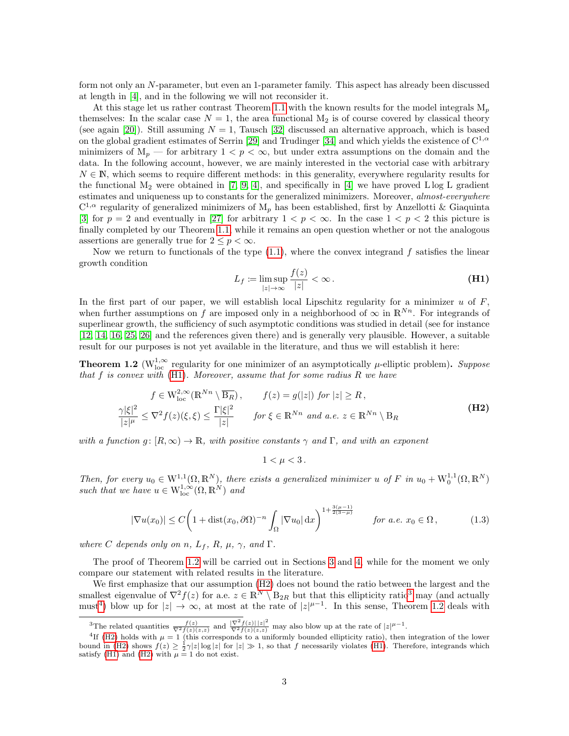form not only an $N$-parameter, but even an 1-parameter family. This aspect has already been discussed at length in [4], and in the following we will not reconsider it.

At this stage let us rather contrast Theorem 1.1 with the known results for the model integrals $\mathrm{M}_p$ themselves: In the scalar case $N = 1$, the area functional $\mathrm{M}_2$ is of course covered by classical theory (see again [20]). Still assuming $N = 1$, Tausch [32] discussed an alternative approach, which is based on the global gradient estimates of Serrin [29] and Trudinger [34] and which yields the existence of $\mathrm{C}^{1,\alpha}$ minimizers of $\mathrm{M}_p$ — for arbitrary $1 < p < \infty$, but under extra assumptions on the domain and the data. In the following account, however, we are mainly interested in the vectorial case with arbitrary $N \in \mathbb{N}$, which seems to require different methods: in this generality, everywhere regularity results for the functional $\mathrm{M}_2$ were obtained in [7, 9, 4], and specifically in [4] we have proved $\mathrm{L}\log\mathrm{L}$ gradient estimates and uniqueness up to constants for the generalized minimizers. Moreover, *almost-everywhere* $\mathrm{C}^{1,\alpha}$ regularity of generalized minimizers of $\mathrm{M}_p$ has been established, first by Anzellotti & Giaquinta [3] for $p = 2$ and eventually in [27] for arbitrary $1 < p < \infty$. In the case $1 < p < 2$ this picture is finally completed by our Theorem 1.1, while it remains an open question whether or not the analogous assertions are generally true for $2 \le p < \infty$.

Now we return to functionals of the type (1.1), where the convex integrand $f$ satisfies the linear growth condition

$$L_f := \limsup_{|z|\to\infty} \frac{f(z)}{|z|} < \infty\,. \tag{H1}$$

In the first part of our paper, we will establish local Lipschitz regularity for a minimizer $u$ of $F$, when further assumptions on $f$ are imposed only in a neighborhood of $\infty$ in $\mathbb{R}^{Nn}$. For integrands of superlinear growth, the sufficiency of such asymptotic conditions was studied in detail (see for instance [12, 14, 16, 25, 26] and the references given there) and is generally very plausible. However, a suitable result for our purposes is not yet available in the literature, and thus we will establish it here:

**Theorem 1.2** ($\mathrm{W}^{1,\infty}_{\mathrm{loc}}$ regularity for one minimizer of an asymptotically $\mu$-elliptic problem)**.** *Suppose that $f$ is convex with (H1). Moreover, assume that for some radius $R$ we have*

$$\begin{gathered} f \in \mathrm{W}^{2,\infty}_{\mathrm{loc}}(\mathbb{R}^{Nn}\setminus\overline{\mathrm{B}_R})\,, \qquad f(z) = g(|z|) \text{ for } |z| \ge R\,, \\ \frac{\gamma|\xi|^2}{|z|^\mu} \le \nabla^2 f(z)(\xi,\xi) \le \frac{\Gamma|\xi|^2}{|z|} \qquad \text{for } \xi \in \mathbb{R}^{Nn} \text{ and a.e. } z \in \mathbb{R}^{Nn}\setminus\mathrm{B}_R \end{gathered} \tag{H2}$$

*with a function $g\colon [R,\infty) \to \mathbb{R}$, with positive constants $\gamma$ and $\Gamma$, and with an exponent*

$$1 < \mu < 3\,.$$

*Then, for every $u_0 \in \mathrm{W}^{1,1}(\Omega,\mathbb{R}^N)$, there exists a generalized minimizer $u$ of $F$ in $u_0 + \mathrm{W}^{1,1}_0(\Omega,\mathbb{R}^N)$ such that we have $u \in \mathrm{W}^{1,\infty}_{\mathrm{loc}}(\Omega,\mathbb{R}^N)$ and*

$$|\nabla u(x_0)| \le C\bigg(1 + \operatorname{dist}(x_0,\partial\Omega)^{-n}\int_\Omega |\nabla u_0|\,\mathrm{d}x\bigg)^{1+\frac{3(\mu-1)}{2(3-\mu)}} \qquad \textit{for a.e. } x_0 \in \Omega\,, \tag{1.3}$$

*where $C$ depends only on $n$, $L_f$, $R$, $\mu$, $\gamma$, and $\Gamma$.*

The proof of Theorem 1.2 will be carried out in Sections 3 and 4, while for the moment we only compare our statement with related results in the literature.

We first emphasize that our assumption (H2) does not bound the ratio between the largest and the smallest eigenvalue of $\nabla^2 f(z)$ for a.e. $z \in \mathbb{R}^N \setminus \mathrm{B}_{2R}$ but that this ellipticity ratio[3] may (and actually must[4]) blow up for $|z| \to \infty$, at most at the rate of $|z|^{\mu-1}$. In this sense, Theorem 1.2 deals with

[3] The related quantities $\frac{f(z)}{\nabla^2 f(z)(z,z)}$ and $\frac{|\nabla^2 f(z)|\,|z|^2}{\nabla^2 f(z)(z,z)}$ may also blow up at the rate of $|z|^{\mu-1}$.

[4] If (H2) holds with $\mu = 1$ (this corresponds to a uniformly bounded ellipticity ratio), then integration of the lower bound in (H2) shows $f(z) \ge \frac{1}{2}\gamma|z|\log|z|$ for $|z| \gg 1$, so that $f$ necessarily violates (H1). Therefore, integrands which satisfy (H1) and (H2) with $\mu = 1$ do not exist.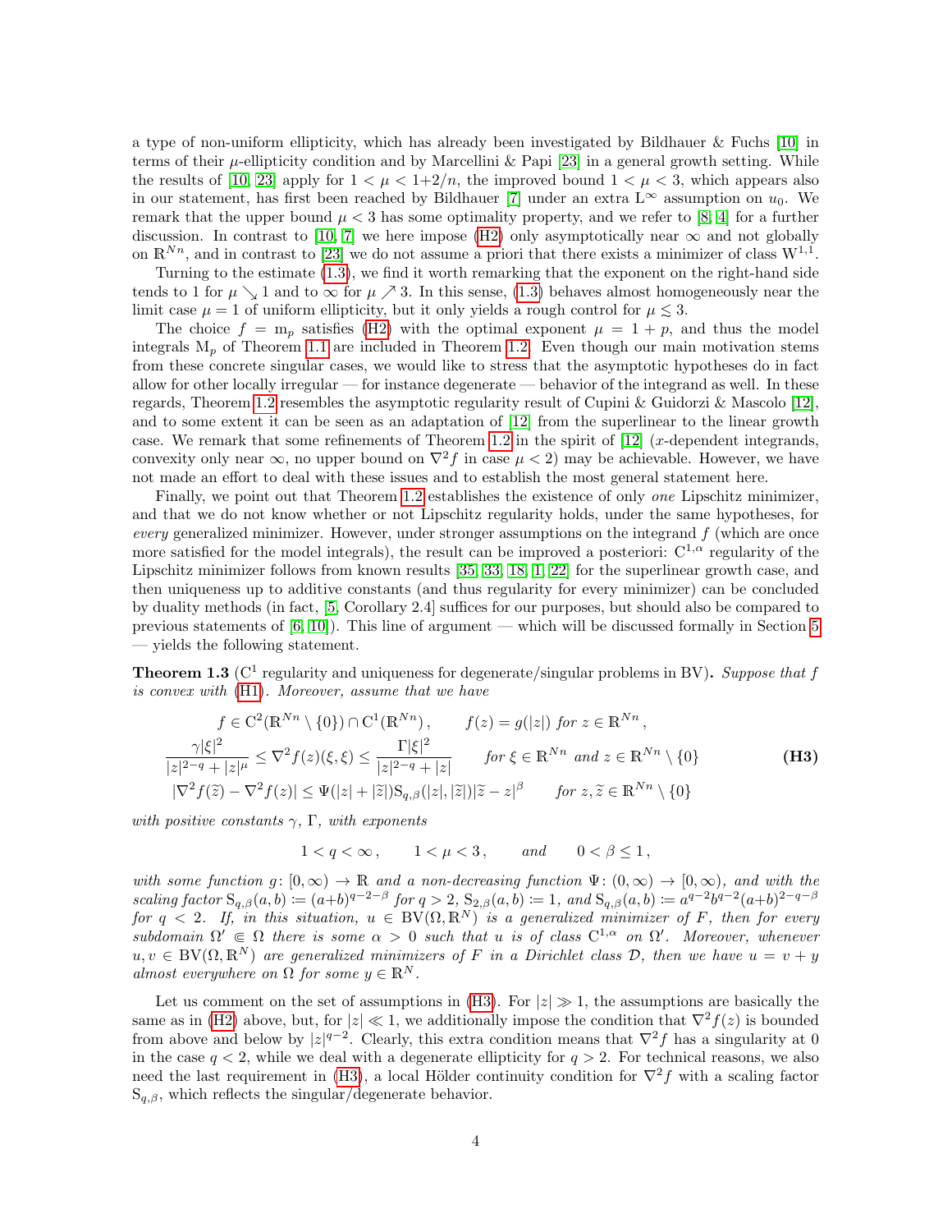a type of non-uniform ellipticity, which has already been investigated by Bildhauer & Fuchs [10] in terms of their $\mu$-ellipticity condition and by Marcellini & Papi [23] in a general growth setting. While the results of [10, 23] apply for $1<\mu<1{+}2/n$, the improved bound $1<\mu<3$, which appears also in our statement, has first been reached by Bildhauer [7] under an extra $\mathrm{L}^\infty$ assumption on $u_0$. We remark that the upper bound $\mu<3$ has some optimality property, and we refer to [8, 4] for a further discussion. In contrast to [10, 7] we here impose (H2) only asymptotically near $\infty$ and not globally on $\mathbb{R}^{Nn}$, and in contrast to [23] we do not assume a priori that there exists a minimizer of class $\mathrm{W}^{1,1}$.

Turning to the estimate (1.3), we find it worth remarking that the exponent on the right-hand side tends to 1 for $\mu\searrow 1$ and to $\infty$ for $\mu\nearrow 3$. In this sense, (1.3) behaves almost homogeneously near the limit case $\mu=1$ of uniform ellipticity, but it only yields a rough control for $\mu\lesssim 3$.

The choice $f=\mathrm{m}_p$ satisfies (H2) with the optimal exponent $\mu=1+p$, and thus the model integrals $\mathrm{M}_p$ of Theorem 1.1 are included in Theorem 1.2. Even though our main motivation stems from these concrete singular cases, we would like to stress that the asymptotic hypotheses do in fact allow for other locally irregular — for instance degenerate — behavior of the integrand as well. In these regards, Theorem 1.2 resembles the asymptotic regularity result of Cupini & Guidorzi & Mascolo [12], and to some extent it can be seen as an adaptation of [12] from the superlinear to the linear growth case. We remark that some refinements of Theorem 1.2 in the spirit of [12] ($x$-dependent integrands, convexity only near $\infty$, no upper bound on $\nabla^2 f$ in case $\mu<2$) may be achievable. However, we have not made an effort to deal with these issues and to establish the most general statement here.

Finally, we point out that Theorem 1.2 establishes the existence of only *one* Lipschitz minimizer, and that we do not know whether or not Lipschitz regularity holds, under the same hypotheses, for *every* generalized minimizer. However, under stronger assumptions on the integrand $f$ (which are once more satisfied for the model integrals), the result can be improved a posteriori: $\mathrm{C}^{1,\alpha}$ regularity of the Lipschitz minimizer follows from known results [35, 33, 18, 1, 22] for the superlinear growth case, and then uniqueness up to additive constants (and thus regularity for every minimizer) can be concluded by duality methods (in fact, [5, Corollary 2.4] suffices for our purposes, but should also be compared to previous statements of [6, 10]). This line of argument — which will be discussed formally in Section 5 — yields the following statement.

**Theorem 1.3** ($\mathrm{C}^1$ regularity and uniqueness for degenerate/singular problems in BV)**.** *Suppose that $f$ is convex with (H1). Moreover, assume that we have*

$$
\begin{aligned}
&f\in \mathrm{C}^2(\mathbb{R}^{Nn}\setminus\{0\})\cap \mathrm{C}^1(\mathbb{R}^{Nn})\,, \qquad f(z)=g(|z|) \text{ for } z\in\mathbb{R}^{Nn}\,,\\
&\frac{\gamma|\xi|^2}{|z|^{2-q}+|z|^\mu}\le \nabla^2 f(z)(\xi,\xi)\le \frac{\Gamma|\xi|^2}{|z|^{2-q}+|z|} \qquad \text{for } \xi\in\mathbb{R}^{Nn} \text{ and } z\in\mathbb{R}^{Nn}\setminus\{0\}\\
&|\nabla^2 f(\widetilde z)-\nabla^2 f(z)|\le \Psi(|z|+|\widetilde z|)\mathrm{S}_{q,\beta}(|z|,|\widetilde z|)|\widetilde z-z|^\beta \qquad \text{for } z,\widetilde z\in\mathbb{R}^{Nn}\setminus\{0\}
\end{aligned}
\tag{H3}
$$

*with positive constants $\gamma$, $\Gamma$, with exponents*

$$
1<q<\infty\,,\qquad 1<\mu<3\,,\qquad\text{and}\qquad 0<\beta\le 1\,,
$$

*with some function $g\colon[0,\infty)\to\mathbb{R}$ and a non-decreasing function $\Psi\colon(0,\infty)\to[0,\infty)$, and with the scaling factor $\mathrm{S}_{q,\beta}(a,b):=(a{+}b)^{q-2-\beta}$ for $q>2$, $\mathrm{S}_{2,\beta}(a,b):=1$, and $\mathrm{S}_{q,\beta}(a,b):=a^{q-2}b^{q-2}(a{+}b)^{2-q-\beta}$ for $q<2$. If, in this situation, $u\in\mathrm{BV}(\Omega,\mathbb{R}^N)$ is a generalized minimizer of $F$, then for every subdomain $\Omega'\Subset\Omega$ there is some $\alpha>0$ such that $u$ is of class $\mathrm{C}^{1,\alpha}$ on $\Omega'$. Moreover, whenever $u,v\in\mathrm{BV}(\Omega,\mathbb{R}^N)$ are generalized minimizers of $F$ in a Dirichlet class $\mathcal{D}$, then we have $u=v+y$ almost everywhere on $\Omega$ for some $y\in\mathbb{R}^N$.*

Let us comment on the set of assumptions in (H3). For $|z|\gg 1$, the assumptions are basically the same as in (H2) above, but, for $|z|\ll 1$, we additionally impose the condition that $\nabla^2 f(z)$ is bounded from above and below by $|z|^{q-2}$. Clearly, this extra condition means that $\nabla^2 f$ has a singularity at 0 in the case $q<2$, while we deal with a degenerate ellipticity for $q>2$. For technical reasons, we also need the last requirement in (H3), a local Hölder continuity condition for $\nabla^2 f$ with a scaling factor $\mathrm{S}_{q,\beta}$, which reflects the singular/degenerate behavior.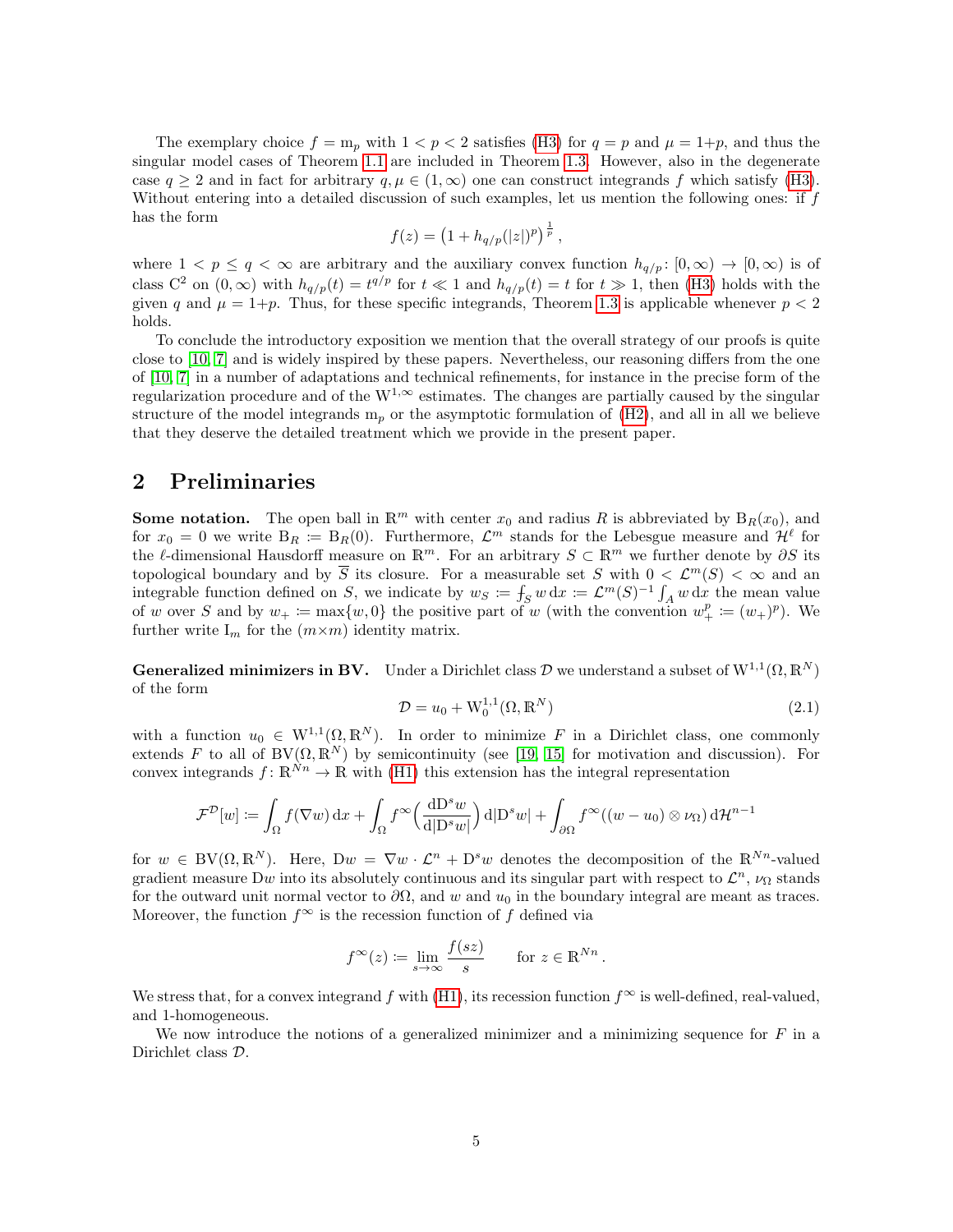The exemplary choice $f = \mathrm{m}_p$ with $1 < p < 2$ satisfies (H3) for $q = p$ and $\mu = 1{+}p$, and thus the singular model cases of Theorem 1.1 are included in Theorem 1.3. However, also in the degenerate case $q \geq 2$ and in fact for arbitrary $q, \mu \in (1, \infty)$ one can construct integrands $f$ which satisfy (H3). Without entering into a detailed discussion of such examples, let us mention the following ones: if $f$ has the form

$$f(z) = \big(1 + h_{q/p}(|z|)^p\big)^{\frac{1}{p}}\,,$$

where $1 < p \leq q < \infty$ are arbitrary and the auxiliary convex function $h_{q/p}\colon [0, \infty) \to [0, \infty)$ is of class $\mathrm{C}^2$ on $(0, \infty)$ with $h_{q/p}(t) = t^{q/p}$ for $t \ll 1$ and $h_{q/p}(t) = t$ for $t \gg 1$, then (H3) holds with the given $q$ and $\mu = 1{+}p$. Thus, for these specific integrands, Theorem 1.3 is applicable whenever $p < 2$ holds.

To conclude the introductory exposition we mention that the overall strategy of our proofs is quite close to [10, 7] and is widely inspired by these papers. Nevertheless, our reasoning differs from the one of [10, 7] in a number of adaptations and technical refinements, for instance in the precise form of the regularization procedure and of the $\mathrm{W}^{1,\infty}$ estimates. The changes are partially caused by the singular structure of the model integrands $\mathrm{m}_p$ or the asymptotic formulation of (H2), and all in all we believe that they deserve the detailed treatment which we provide in the present paper.

## 2 Preliminaries

**Some notation.** The open ball in $\mathbb{R}^m$ with center $x_0$ and radius $R$ is abbreviated by $\mathrm{B}_R(x_0)$, and for $x_0 = 0$ we write $\mathrm{B}_R \coloneqq \mathrm{B}_R(0)$. Furthermore, $\mathcal{L}^m$ stands for the Lebesgue measure and $\mathcal{H}^\ell$ for the $\ell$-dimensional Hausdorff measure on $\mathbb{R}^m$. For an arbitrary $S \subset \mathbb{R}^m$ we further denote by $\partial S$ its topological boundary and by $\overline{S}$ its closure. For a measurable set $S$ with $0 < \mathcal{L}^m(S) < \infty$ and an integrable function defined on $S$, we indicate by $w_S \coloneqq \fint_S w \,\mathrm{d}x \coloneqq \mathcal{L}^m(S)^{-1} \int_A w \,\mathrm{d}x$ the mean value of $w$ over $S$ and by $w_+ \coloneqq \max\{w, 0\}$ the positive part of $w$ (with the convention $w_+^p \coloneqq (w_+)^p$). We further write $\mathrm{I}_m$ for the $(m{\times}m)$ identity matrix.

**Generalized minimizers in BV.** Under a Dirichlet class $\mathcal{D}$ we understand a subset of $\mathrm{W}^{1,1}(\Omega, \mathbb{R}^N)$ of the form

$$\mathcal{D} = u_0 + \mathrm{W}^{1,1}_0(\Omega, \mathbb{R}^N) \tag{2.1}$$

with a function $u_0 \in \mathrm{W}^{1,1}(\Omega, \mathbb{R}^N)$. In order to minimize $F$ in a Dirichlet class, one commonly extends $F$ to all of $\mathrm{BV}(\Omega, \mathbb{R}^N)$ by semicontinuity (see [19, 15] for motivation and discussion). For convex integrands $f\colon \mathbb{R}^{Nn} \to \mathbb{R}$ with (H1) this extension has the integral representation

$$\mathcal{F}^{\mathcal{D}}[w] \coloneqq \int_\Omega f(\nabla w)\,\mathrm{d}x + \int_\Omega f^\infty\Big(\frac{\mathrm{d}\mathrm{D}^s w}{\mathrm{d}|\mathrm{D}^s w|}\Big)\,\mathrm{d}|\mathrm{D}^s w| + \int_{\partial\Omega} f^\infty((w - u_0) \otimes \nu_\Omega)\,\mathrm{d}\mathcal{H}^{n-1}$$

for $w \in \mathrm{BV}(\Omega, \mathbb{R}^N)$. Here, $\mathrm{D}w = \nabla w \cdot \mathcal{L}^n + \mathrm{D}^s w$ denotes the decomposition of the $\mathbb{R}^{Nn}$-valued gradient measure $\mathrm{D}w$ into its absolutely continuous and its singular part with respect to $\mathcal{L}^n$, $\nu_\Omega$ stands for the outward unit normal vector to $\partial\Omega$, and $w$ and $u_0$ in the boundary integral are meant as traces. Moreover, the function $f^\infty$ is the recession function of $f$ defined via

$$f^\infty(z) \coloneqq \lim_{s \to \infty} \frac{f(sz)}{s} \qquad \text{for } z \in \mathbb{R}^{Nn}\,.$$

We stress that, for a convex integrand $f$ with (H1), its recession function $f^\infty$ is well-defined, real-valued, and 1-homogeneous.

We now introduce the notions of a generalized minimizer and a minimizing sequence for $F$ in a Dirichlet class $\mathcal{D}$.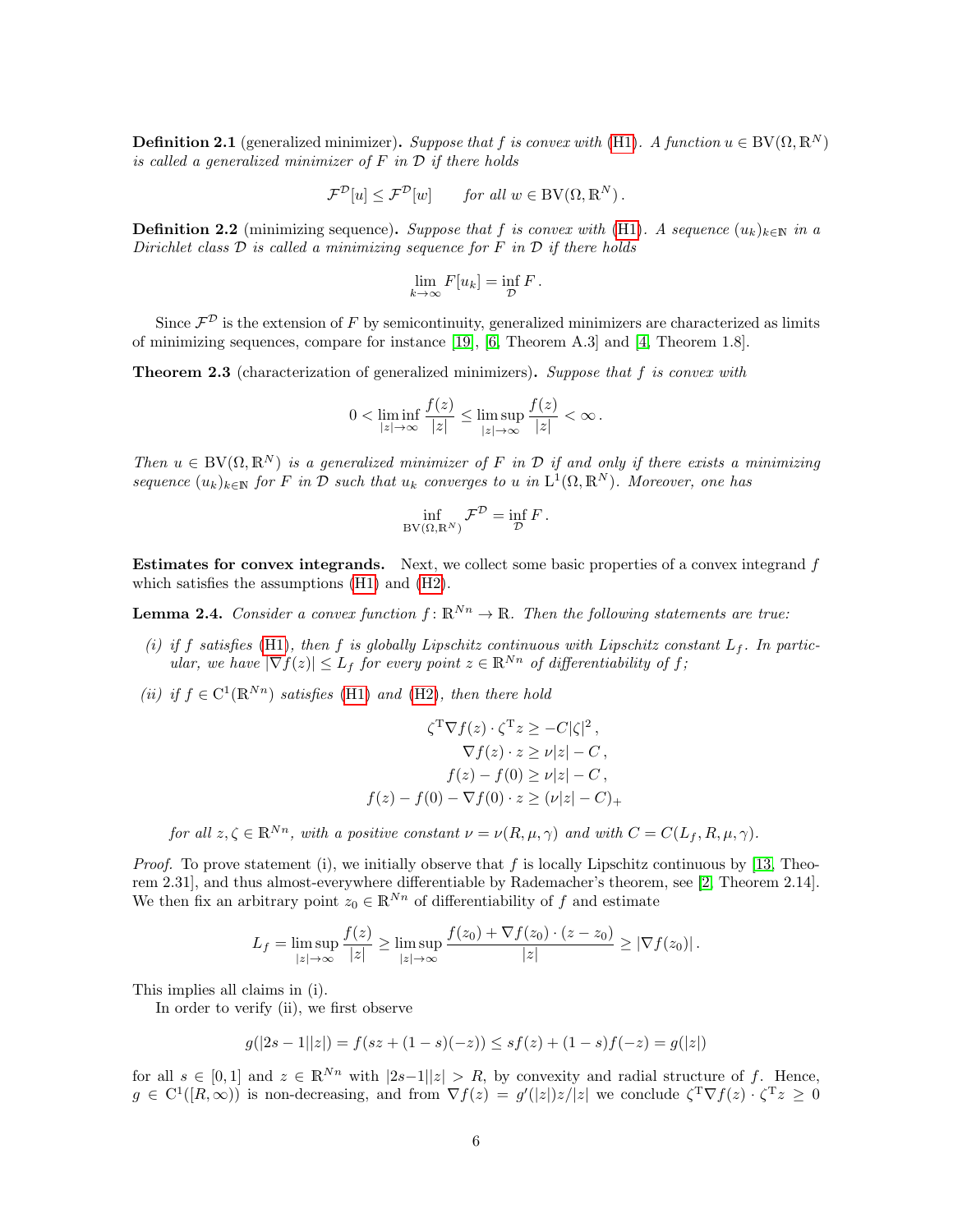**Definition 2.1** (generalized minimizer)**.** *Suppose that $f$ is convex with (H1). A function $u \in \mathrm{BV}(\Omega, \mathbb{R}^N)$ is called a generalized minimizer of $F$ in $\mathcal{D}$ if there holds*

$$\mathcal{F}^{\mathcal{D}}[u] \le \mathcal{F}^{\mathcal{D}}[w] \qquad \text{for all } w \in \mathrm{BV}(\Omega, \mathbb{R}^N)\,.$$

**Definition 2.2** (minimizing sequence)**.** *Suppose that $f$ is convex with (H1). A sequence $(u_k)_{k\in\mathbb{N}}$ in a Dirichlet class $\mathcal{D}$ is called a minimizing sequence for $F$ in $\mathcal{D}$ if there holds*

$$\lim_{k\to\infty} F[u_k] = \inf_{\mathcal{D}} F\,.$$

Since $\mathcal{F}^{\mathcal{D}}$ is the extension of $F$ by semicontinuity, generalized minimizers are characterized as limits of minimizing sequences, compare for instance [19], [6, Theorem A.3] and [4, Theorem 1.8].

**Theorem 2.3** (characterization of generalized minimizers)**.** *Suppose that $f$ is convex with*

$$0 < \liminf_{|z|\to\infty} \frac{f(z)}{|z|} \le \limsup_{|z|\to\infty} \frac{f(z)}{|z|} < \infty\,.$$

*Then $u \in \mathrm{BV}(\Omega, \mathbb{R}^N)$ is a generalized minimizer of $F$ in $\mathcal{D}$ if and only if there exists a minimizing sequence $(u_k)_{k\in\mathbb{N}}$ for $F$ in $\mathcal{D}$ such that $u_k$ converges to $u$ in $\mathrm{L}^1(\Omega, \mathbb{R}^N)$. Moreover, one has*

$$\inf_{\mathrm{BV}(\Omega,\mathbb{R}^N)} \mathcal{F}^{\mathcal{D}} = \inf_{\mathcal{D}} F\,.$$

**Estimates for convex integrands.** Next, we collect some basic properties of a convex integrand $f$ which satisfies the assumptions (H1) and (H2).

**Lemma 2.4.** *Consider a convex function $f\colon \mathbb{R}^{Nn} \to \mathbb{R}$. Then the following statements are true:*

*(i) if $f$ satisfies (H1), then $f$ is globally Lipschitz continuous with Lipschitz constant $L_f$. In particular, we have $|\nabla f(z)| \le L_f$ for every point $z \in \mathbb{R}^{Nn}$ of differentiability of $f$;*

*(ii) if $f \in \mathrm{C}^1(\mathbb{R}^{Nn})$ satisfies (H1) and (H2), then there hold*

$$\begin{aligned}
\zeta^{\mathrm{T}}\nabla f(z)\cdot \zeta^{\mathrm{T}} z &\ge -C|\zeta|^2\,,\\
\nabla f(z)\cdot z &\ge \nu|z| - C\,,\\
f(z) - f(0) &\ge \nu|z| - C\,,\\
f(z) - f(0) - \nabla f(0)\cdot z &\ge (\nu|z| - C)_+
\end{aligned}$$

*for all $z, \zeta \in \mathbb{R}^{Nn}$, with a positive constant $\nu = \nu(R, \mu, \gamma)$ and with $C = C(L_f, R, \mu, \gamma)$.*

*Proof.* To prove statement (i), we initially observe that $f$ is locally Lipschitz continuous by [13, Theorem 2.31], and thus almost-everywhere differentiable by Rademacher's theorem, see [2, Theorem 2.14]. We then fix an arbitrary point $z_0 \in \mathbb{R}^{Nn}$ of differentiability of $f$ and estimate

$$L_f = \limsup_{|z|\to\infty} \frac{f(z)}{|z|} \ge \limsup_{|z|\to\infty} \frac{f(z_0) + \nabla f(z_0)\cdot(z - z_0)}{|z|} \ge |\nabla f(z_0)|\,.$$

This implies all claims in (i).

In order to verify (ii), we first observe

$$g(|2s-1||z|) = f(sz + (1-s)(-z)) \le sf(z) + (1-s)f(-z) = g(|z|)$$

for all $s \in [0,1]$ and $z \in \mathbb{R}^{Nn}$ with $|2s-1||z| > R$, by convexity and radial structure of $f$. Hence, $g \in \mathrm{C}^1([R,\infty))$ is non-decreasing, and from $\nabla f(z) = g'(|z|)z/|z|$ we conclude $\zeta^{\mathrm{T}}\nabla f(z)\cdot\zeta^{\mathrm{T}} z \ge 0$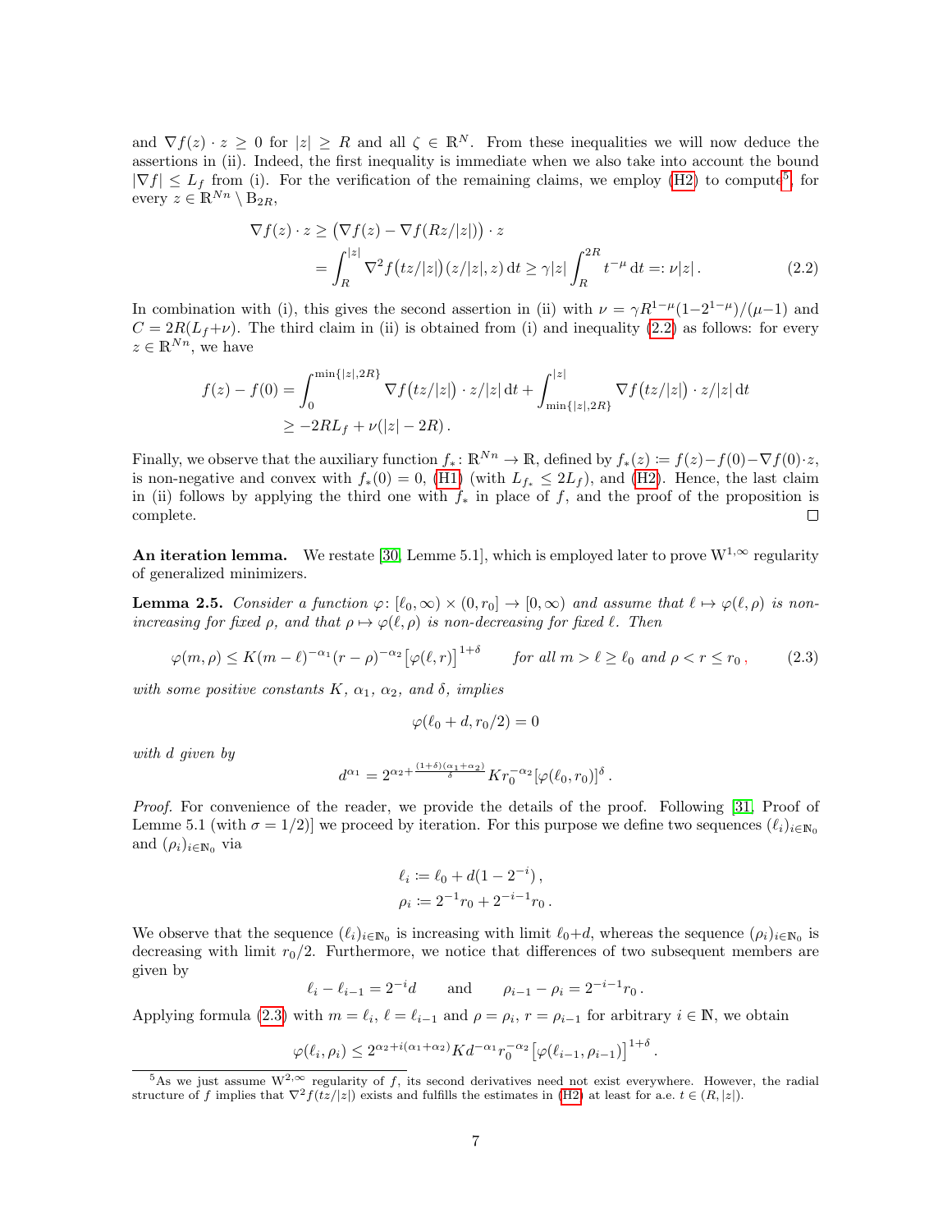and $\nabla f(z) \cdot z \geq 0$ for $|z| \geq R$ and all $\zeta \in \mathbb{R}^N$. From these inequalities we will now deduce the assertions in (ii). Indeed, the first inequality is immediate when we also take into account the bound $|\nabla f| \leq L_f$ from (i). For the verification of the remaining claims, we employ (H2) to compute[5] for every $z \in \mathbb{R}^{Nn} \setminus \mathrm{B}_{2R}$,

$$\begin{aligned}
\nabla f(z) \cdot z &\geq \big(\nabla f(z) - \nabla f(Rz/|z|)\big) \cdot z \\
&= \int_R^{|z|} \nabla^2 f\big(tz/|z|\big)(z/|z|, z)\,\mathrm{d}t \geq \gamma |z| \int_R^{2R} t^{-\mu}\,\mathrm{d}t =: \nu |z|\,. \qquad (2.2)
\end{aligned}$$

In combination with (i), this gives the second assertion in (ii) with $\nu = \gamma R^{1-\mu}(1-2^{1-\mu})/(\mu-1)$ and $C = 2R(L_f+\nu)$. The third claim in (ii) is obtained from (i) and inequality (2.2) as follows: for every $z \in \mathbb{R}^{Nn}$, we have

$$\begin{aligned}
f(z) - f(0) &= \int_0^{\min\{|z|,2R\}} \nabla f\big(tz/|z|\big) \cdot z/|z|\,\mathrm{d}t + \int_{\min\{|z|,2R\}}^{|z|} \nabla f\big(tz/|z|\big) \cdot z/|z|\,\mathrm{d}t \\
&\geq -2RL_f + \nu(|z| - 2R)\,.
\end{aligned}$$

Finally, we observe that the auxiliary function $f_*\colon \mathbb{R}^{Nn} \to \mathbb{R}$, defined by $f_*(z) \coloneqq f(z) - f(0) - \nabla f(0)\cdot z$, is non-negative and convex with $f_*(0) = 0$, (H1) (with $L_{f_*} \leq 2L_f$), and (H2). Hence, the last claim in (ii) follows by applying the third one with $f_*$ in place of $f$, and the proof of the proposition is complete. □

**An iteration lemma.** We restate [30, Lemme 5.1], which is employed later to prove $\mathrm{W}^{1,\infty}$ regularity of generalized minimizers.

**Lemma 2.5.** *Consider a function $\varphi\colon [\ell_0,\infty) \times (0, r_0] \to [0,\infty)$ and assume that $\ell \mapsto \varphi(\ell,\rho)$ is non-increasing for fixed $\rho$, and that $\rho \mapsto \varphi(\ell,\rho)$ is non-decreasing for fixed $\ell$. Then*

$$\varphi(m,\rho) \leq K(m-\ell)^{-\alpha_1}(r-\rho)^{-\alpha_2}\big[\varphi(\ell,r)\big]^{1+\delta} \qquad \text{for all } m > \ell \geq \ell_0 \text{ and } \rho < r \leq r_0\,, \qquad (2.3)$$

*with some positive constants $K$, $\alpha_1$, $\alpha_2$, and $\delta$, implies*

$$\varphi(\ell_0 + d, r_0/2) = 0$$

*with $d$ given by*

$$d^{\alpha_1} = 2^{\alpha_2 + \frac{(1+\delta)(\alpha_1+\alpha_2)}{\delta}} K r_0^{-\alpha_2}[\varphi(\ell_0, r_0)]^{\delta}\,.$$

*Proof.* For convenience of the reader, we provide the details of the proof. Following [31, Proof of Lemme 5.1 (with $\sigma = 1/2$)] we proceed by iteration. For this purpose we define two sequences $(\ell_i)_{i\in\mathbb{N}_0}$ and $(\rho_i)_{i\in\mathbb{N}_0}$ via

$$\begin{aligned}
\ell_i &\coloneqq \ell_0 + d(1 - 2^{-i})\,, \\
\rho_i &\coloneqq 2^{-1}r_0 + 2^{-i-1}r_0\,.
\end{aligned}$$

We observe that the sequence $(\ell_i)_{i\in\mathbb{N}_0}$ is increasing with limit $\ell_0+d$, whereas the sequence $(\rho_i)_{i\in\mathbb{N}_0}$ is decreasing with limit $r_0/2$. Furthermore, we notice that differences of two subsequent members are given by

$$\ell_i - \ell_{i-1} = 2^{-i}d \qquad \text{and} \qquad \rho_{i-1} - \rho_i = 2^{-i-1}r_0\,.$$

Applying formula (2.3) with $m = \ell_i$, $\ell = \ell_{i-1}$ and $\rho = \rho_i$, $r = \rho_{i-1}$ for arbitrary $i \in \mathbb{N}$, we obtain

$$\varphi(\ell_i, \rho_i) \leq 2^{\alpha_2 + i(\alpha_1+\alpha_2)} K d^{-\alpha_1} r_0^{-\alpha_2}\big[\varphi(\ell_{i-1}, \rho_{i-1})\big]^{1+\delta}\,.$$

[5] As we just assume $\mathrm{W}^{2,\infty}$ regularity of $f$, its second derivatives need not exist everywhere. However, the radial structure of $f$ implies that $\nabla^2 f(tz/|z|)$ exists and fulfills the estimates in (H2) at least for a.e. $t \in (R, |z|)$.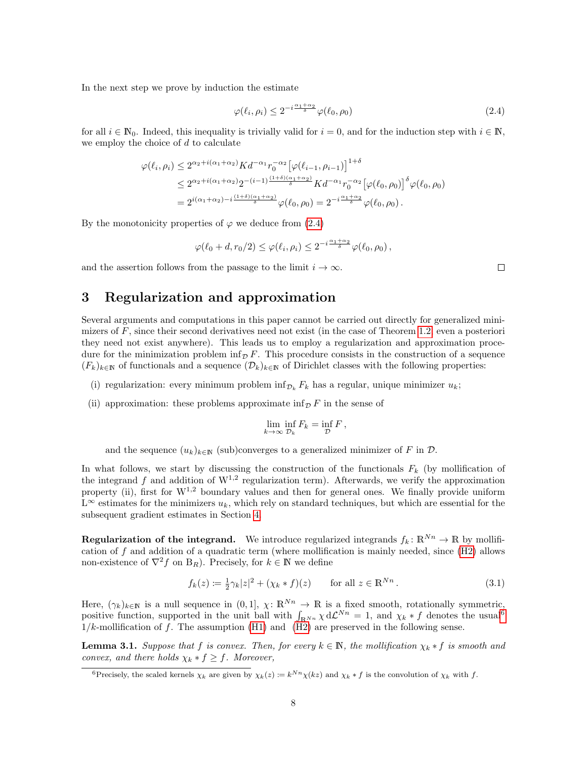In the next step we prove by induction the estimate

$$\varphi(\ell_i,\rho_i) \le 2^{-i\frac{\alpha_1+\alpha_2}{\delta}}\varphi(\ell_0,\rho_0) \tag{2.4}$$

for all $i \in \mathbb{N}_0$. Indeed, this inequality is trivially valid for $i = 0$, and for the induction step with $i \in \mathbb{N}$, we employ the choice of $d$ to calculate

$$\begin{aligned}
\varphi(\ell_i,\rho_i) &\le 2^{\alpha_2+i(\alpha_1+\alpha_2)}Kd^{-\alpha_1}r_0^{-\alpha_2}\big[\varphi(\ell_{i-1},\rho_{i-1})\big]^{1+\delta} \\
&\le 2^{\alpha_2+i(\alpha_1+\alpha_2)}2^{-(i-1)\frac{(1+\delta)(\alpha_1+\alpha_2)}{\delta}}Kd^{-\alpha_1}r_0^{-\alpha_2}\big[\varphi(\ell_0,\rho_0)\big]^{\delta}\varphi(\ell_0,\rho_0) \\
&= 2^{i(\alpha_1+\alpha_2)-i\frac{(1+\delta)(\alpha_1+\alpha_2)}{\delta}}\varphi(\ell_0,\rho_0) = 2^{-i\frac{\alpha_1+\alpha_2}{\delta}}\varphi(\ell_0,\rho_0)\,.
\end{aligned}$$

By the monotonicity properties of $\varphi$ we deduce from (2.4)

$$\varphi(\ell_0+d,r_0/2) \le \varphi(\ell_i,\rho_i) \le 2^{-i\frac{\alpha_1+\alpha_2}{\delta}}\varphi(\ell_0,\rho_0)\,,$$

and the assertion follows from the passage to the limit $i \to \infty$. □

# 3 Regularization and approximation

Several arguments and computations in this paper cannot be carried out directly for generalized minimizers of $F$, since their second derivatives need not exist (in the case of Theorem 1.2, even a posteriori they need not exist anywhere). This leads us to employ a regularization and approximation procedure for the minimization problem $\inf_{\mathcal{D}} F$. This procedure consists in the construction of a sequence $(F_k)_{k\in\mathbb{N}}$ of functionals and a sequence $(\mathcal{D}_k)_{k\in\mathbb{N}}$ of Dirichlet classes with the following properties:

(i) regularization: every minimum problem $\inf_{\mathcal{D}_k} F_k$ has a regular, unique minimizer $u_k$;

(ii) approximation: these problems approximate $\inf_{\mathcal{D}} F$ in the sense of

$$\lim_{k\to\infty}\inf_{\mathcal{D}_k} F_k = \inf_{\mathcal{D}} F\,,$$

and the sequence $(u_k)_{k\in\mathbb{N}}$ (sub)converges to a generalized minimizer of $F$ in $\mathcal{D}$.

In what follows, we start by discussing the construction of the functionals $F_k$ (by mollification of the integrand $f$ and addition of $\mathrm{W}^{1,2}$ regularization term). Afterwards, we verify the approximation property (ii), first for $\mathrm{W}^{1,2}$ boundary values and then for general ones. We finally provide uniform $\mathrm{L}^\infty$ estimates for the minimizers $u_k$, which rely on standard techniques, but which are essential for the subsequent gradient estimates in Section 4.

**Regularization of the integrand.** We introduce regularized integrands $f_k\colon \mathbb{R}^{Nn} \to \mathbb{R}$ by mollification of $f$ and addition of a quadratic term (where mollification is mainly needed, since (H2) allows non-existence of $\nabla^2 f$ on $\mathrm{B}_R$). Precisely, for $k \in \mathbb{N}$ we define

$$f_k(z) := \tfrac{1}{2}\gamma_k|z|^2 + (\chi_k * f)(z) \qquad \text{for all } z \in \mathbb{R}^{Nn}\,. \tag{3.1}$$

Here, $(\gamma_k)_{k\in\mathbb{N}}$ is a null sequence in $(0,1]$, $\chi\colon \mathbb{R}^{Nn} \to \mathbb{R}$ is a fixed smooth, rotationally symmetric, positive function, supported in the unit ball with $\int_{\mathbb{R}^{Nn}} \chi \,\mathrm{d}\mathcal{L}^{Nn} = 1$, and $\chi_k * f$ denotes the usual[6] $1/k$-mollification of $f$. The assumption (H1) and (H2) are preserved in the following sense.

**Lemma 3.1.** *Suppose that $f$ is convex. Then, for every $k \in \mathbb{N}$, the mollification $\chi_k * f$ is smooth and convex, and there holds $\chi_k * f \ge f$. Moreover,*

[6] Precisely, the scaled kernels $\chi_k$ are given by $\chi_k(z) := k^{Nn}\chi(kz)$ and $\chi_k * f$ is the convolution of $\chi_k$ with $f$.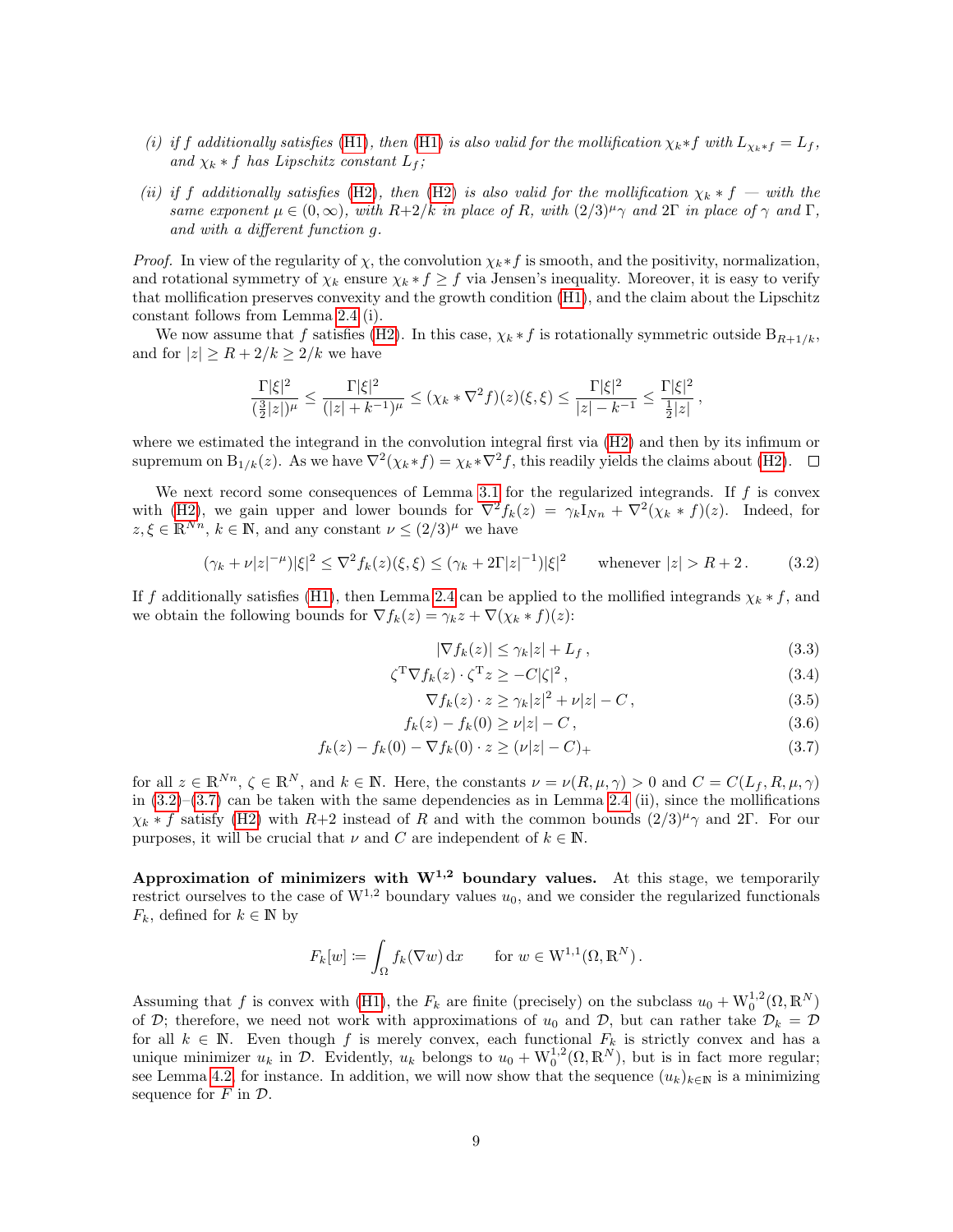*(i) if $f$ additionally satisfies (H1), then (H1) is also valid for the mollification $\chi_k * f$ with $L_{\chi_k * f} = L_f$, and $\chi_k * f$ has Lipschitz constant $L_f$;*

*(ii) if $f$ additionally satisfies (H2), then (H2) is also valid for the mollification $\chi_k * f$ — with the same exponent $\mu \in (0, \infty)$, with $R+2/k$ in place of $R$, with $(2/3)^\mu \gamma$ and $2\Gamma$ in place of $\gamma$ and $\Gamma$, and with a different function $g$.*

*Proof.* In view of the regularity of $\chi$, the convolution $\chi_k * f$ is smooth, and the positivity, normalization, and rotational symmetry of $\chi_k$ ensure $\chi_k * f \geq f$ via Jensen's inequality. Moreover, it is easy to verify that mollification preserves convexity and the growth condition (H1), and the claim about the Lipschitz constant follows from Lemma 2.4 (i).

We now assume that $f$ satisfies (H2). In this case, $\chi_k * f$ is rotationally symmetric outside $\mathrm{B}_{R+1/k}$, and for $|z| \geq R + 2/k \geq 2/k$ we have

$$\frac{\Gamma|\xi|^2}{(\frac{3}{2}|z|)^\mu} \leq \frac{\Gamma|\xi|^2}{(|z|+k^{-1})^\mu} \leq (\chi_k * \nabla^2 f)(z)(\xi,\xi) \leq \frac{\Gamma|\xi|^2}{|z|-k^{-1}} \leq \frac{\Gamma|\xi|^2}{\frac{1}{2}|z|}\,,$$

where we estimated the integrand in the convolution integral first via (H2) and then by its infimum or supremum on $\mathrm{B}_{1/k}(z)$. As we have $\nabla^2(\chi_k * f) = \chi_k * \nabla^2 f$, this readily yields the claims about (H2). $\square$

We next record some consequences of Lemma 3.1 for the regularized integrands. If $f$ is convex with (H2), we gain upper and lower bounds for $\nabla^2 f_k(z) = \gamma_k \mathrm{I}_{Nn} + \nabla^2(\chi_k * f)(z)$. Indeed, for $z, \xi \in \mathbb{R}^{Nn}$, $k \in \mathbb{N}$, and any constant $\nu \leq (2/3)^\mu$ we have

$$(\gamma_k + \nu|z|^{-\mu})|\xi|^2 \leq \nabla^2 f_k(z)(\xi,\xi) \leq (\gamma_k + 2\Gamma|z|^{-1})|\xi|^2 \qquad \text{whenever } |z| > R+2\,. \tag{3.2}$$

If $f$ additionally satisfies (H1), then Lemma 2.4 can be applied to the mollified integrands $\chi_k * f$, and we obtain the following bounds for $\nabla f_k(z) = \gamma_k z + \nabla(\chi_k * f)(z)$:

$$|\nabla f_k(z)| \leq \gamma_k|z| + L_f\,, \tag{3.3}$$

$$\zeta^{\mathrm{T}}\nabla f_k(z) \cdot \zeta^{\mathrm{T}} z \geq -C|\zeta|^2\,, \tag{3.4}$$

$$\nabla f_k(z) \cdot z \geq \gamma_k|z|^2 + \nu|z| - C\,, \tag{3.5}$$

$$f_k(z) - f_k(0) \geq \nu|z| - C\,, \tag{3.6}$$

$$f_k(z) - f_k(0) - \nabla f_k(0) \cdot z \geq (\nu|z| - C)_+ \tag{3.7}$$

for all $z \in \mathbb{R}^{Nn}$, $\zeta \in \mathbb{R}^N$, and $k \in \mathbb{N}$. Here, the constants $\nu = \nu(R,\mu,\gamma) > 0$ and $C = C(L_f, R, \mu, \gamma)$ in (3.2)–(3.7) can be taken with the same dependencies as in Lemma 2.4 (ii), since the mollifications $\chi_k * f$ satisfy (H2) with $R+2$ instead of $R$ and with the common bounds $(2/3)^\mu\gamma$ and $2\Gamma$. For our purposes, it will be crucial that $\nu$ and $C$ are independent of $k \in \mathbb{N}$.

**Approximation of minimizers with $\mathrm{W}^{1,2}$ boundary values.** At this stage, we temporarily restrict ourselves to the case of $\mathrm{W}^{1,2}$ boundary values $u_0$, and we consider the regularized functionals $F_k$, defined for $k \in \mathbb{N}$ by

$$F_k[w] \coloneqq \int_\Omega f_k(\nabla w)\,\mathrm{d}x \qquad \text{for } w \in \mathrm{W}^{1,1}(\Omega, \mathbb{R}^N)\,.$$

Assuming that $f$ is convex with (H1), the $F_k$ are finite (precisely) on the subclass $u_0 + \mathrm{W}^{1,2}_0(\Omega, \mathbb{R}^N)$ of $\mathcal{D}$; therefore, we need not work with approximations of $u_0$ and $\mathcal{D}$, but can rather take $\mathcal{D}_k = \mathcal{D}$ for all $k \in \mathbb{N}$. Even though $f$ is merely convex, each functional $F_k$ is strictly convex and has a unique minimizer $u_k$ in $\mathcal{D}$. Evidently, $u_k$ belongs to $u_0 + \mathrm{W}^{1,2}_0(\Omega, \mathbb{R}^N)$, but is in fact more regular; see Lemma 4.2, for instance. In addition, we will now show that the sequence $(u_k)_{k\in\mathbb{N}}$ is a minimizing sequence for $F$ in $\mathcal{D}$.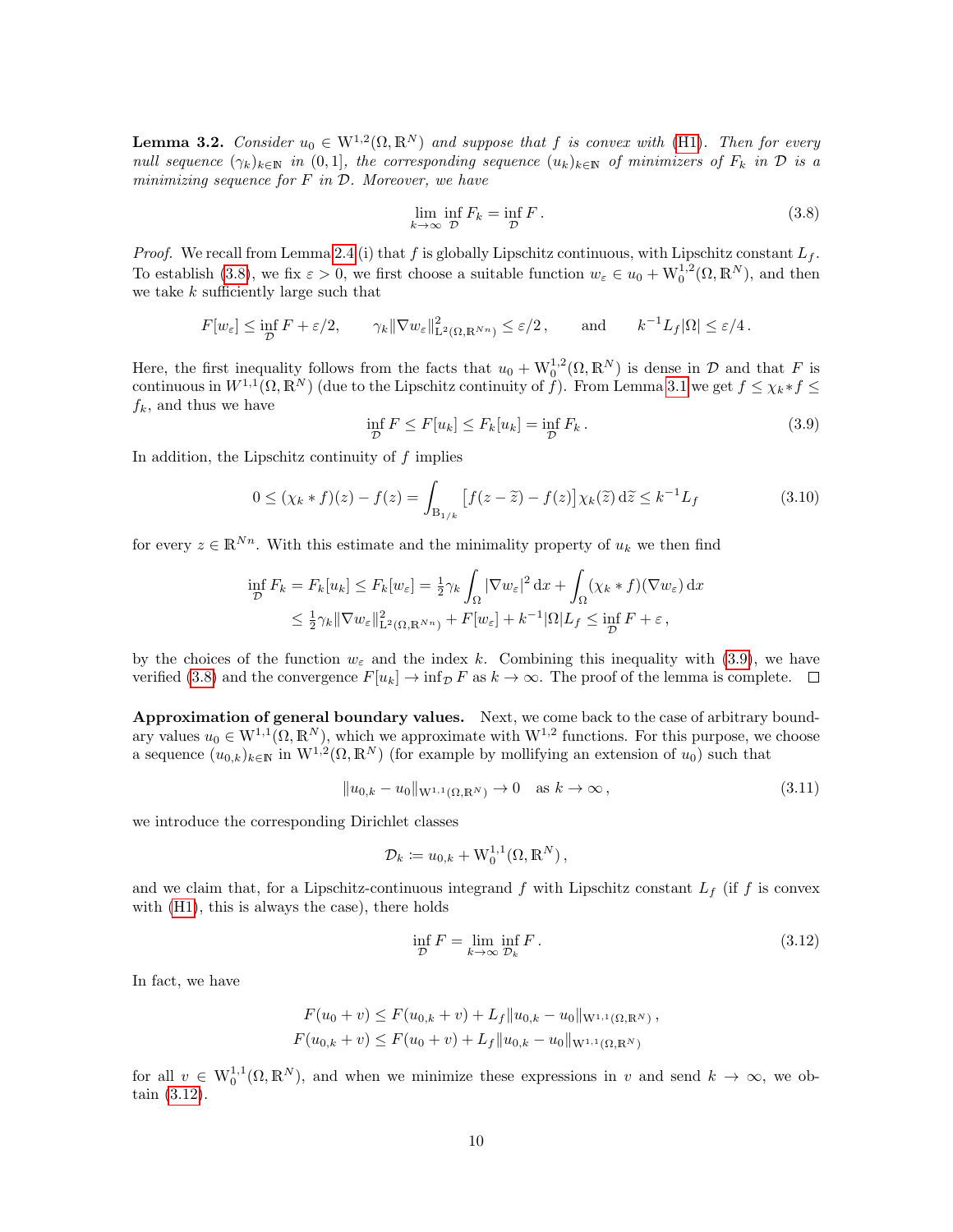**Lemma 3.2.** *Consider $u_0 \in \mathrm{W}^{1,2}(\Omega, \mathbb{R}^N)$ and suppose that $f$ is convex with (H1). Then for every null sequence $(\gamma_k)_{k\in\mathbb{N}}$ in $(0,1]$, the corresponding sequence $(u_k)_{k\in\mathbb{N}}$ of minimizers of $F_k$ in $\mathcal{D}$ is a minimizing sequence for $F$ in $\mathcal{D}$. Moreover, we have*

$$\lim_{k\to\infty} \inf_{\mathcal{D}} F_k = \inf_{\mathcal{D}} F \,. \tag{3.8}$$

*Proof.* We recall from Lemma 2.4 (i) that $f$ is globally Lipschitz continuous, with Lipschitz constant $L_f$. To establish (3.8), we fix $\varepsilon > 0$, we first choose a suitable function $w_\varepsilon \in u_0 + \mathrm{W}^{1,2}_0(\Omega, \mathbb{R}^N)$, and then we take $k$ sufficiently large such that

$$F[w_\varepsilon] \le \inf_{\mathcal{D}} F + \varepsilon/2, \qquad \gamma_k \|\nabla w_\varepsilon\|^2_{\mathrm{L}^2(\Omega,\mathbb{R}^{Nn})} \le \varepsilon/2\,, \qquad \text{and} \qquad k^{-1} L_f |\Omega| \le \varepsilon/4\,.$$

Here, the first inequality follows from the facts that $u_0 + \mathrm{W}^{1,2}_0(\Omega, \mathbb{R}^N)$ is dense in $\mathcal{D}$ and that $F$ is continuous in $W^{1,1}(\Omega, \mathbb{R}^N)$ (due to the Lipschitz continuity of $f$). From Lemma 3.1 we get $f \le \chi_k * f \le f_k$, and thus we have

$$\inf_{\mathcal{D}} F \le F[u_k] \le F_k[u_k] = \inf_{\mathcal{D}} F_k \,. \tag{3.9}$$

In addition, the Lipschitz continuity of $f$ implies

$$0 \le (\chi_k * f)(z) - f(z) = \int_{\mathrm{B}_{1/k}} \big[f(z - \widetilde{z}) - f(z)\big] \chi_k(\widetilde{z}) \,\mathrm{d}\widetilde{z} \le k^{-1} L_f \tag{3.10}$$

for every $z \in \mathbb{R}^{Nn}$. With this estimate and the minimality property of $u_k$ we then find

$$\begin{aligned}
\inf_{\mathcal{D}} F_k = F_k[u_k] \le F_k[w_\varepsilon] &= \tfrac{1}{2}\gamma_k \int_\Omega |\nabla w_\varepsilon|^2 \,\mathrm{d}x + \int_\Omega (\chi_k * f)(\nabla w_\varepsilon)\,\mathrm{d}x \\
&\le \tfrac{1}{2}\gamma_k \|\nabla w_\varepsilon\|^2_{\mathrm{L}^2(\Omega,\mathbb{R}^{Nn})} + F[w_\varepsilon] + k^{-1}|\Omega| L_f \le \inf_{\mathcal{D}} F + \varepsilon\,,
\end{aligned}$$

by the choices of the function $w_\varepsilon$ and the index $k$. Combining this inequality with (3.9), we have verified (3.8) and the convergence $F[u_k] \to \inf_{\mathcal{D}} F$ as $k \to \infty$. The proof of the lemma is complete. $\square$

**Approximation of general boundary values.** Next, we come back to the case of arbitrary boundary values $u_0 \in \mathrm{W}^{1,1}(\Omega, \mathbb{R}^N)$, which we approximate with $\mathrm{W}^{1,2}$ functions. For this purpose, we choose a sequence $(u_{0,k})_{k\in\mathbb{N}}$ in $\mathrm{W}^{1,2}(\Omega, \mathbb{R}^N)$ (for example by mollifying an extension of $u_0$) such that

$$\|u_{0,k} - u_0\|_{\mathrm{W}^{1,1}(\Omega,\mathbb{R}^N)} \to 0 \quad \text{as } k \to \infty\,, \tag{3.11}$$

we introduce the corresponding Dirichlet classes

$$\mathcal{D}_k := u_{0,k} + \mathrm{W}^{1,1}_0(\Omega, \mathbb{R}^N)\,,$$

and we claim that, for a Lipschitz-continuous integrand $f$ with Lipschitz constant $L_f$ (if $f$ is convex with (H1), this is always the case), there holds

$$\inf_{\mathcal{D}} F = \lim_{k\to\infty} \inf_{\mathcal{D}_k} F\,. \tag{3.12}$$

In fact, we have

$$\begin{aligned}
F(u_0 + v) &\le F(u_{0,k} + v) + L_f \|u_{0,k} - u_0\|_{\mathrm{W}^{1,1}(\Omega,\mathbb{R}^N)}\,, \\
F(u_{0,k} + v) &\le F(u_0 + v) + L_f \|u_{0,k} - u_0\|_{\mathrm{W}^{1,1}(\Omega,\mathbb{R}^N)}
\end{aligned}$$

for all $v \in \mathrm{W}^{1,1}_0(\Omega, \mathbb{R}^N)$, and when we minimize these expressions in $v$ and send $k \to \infty$, we obtain (3.12).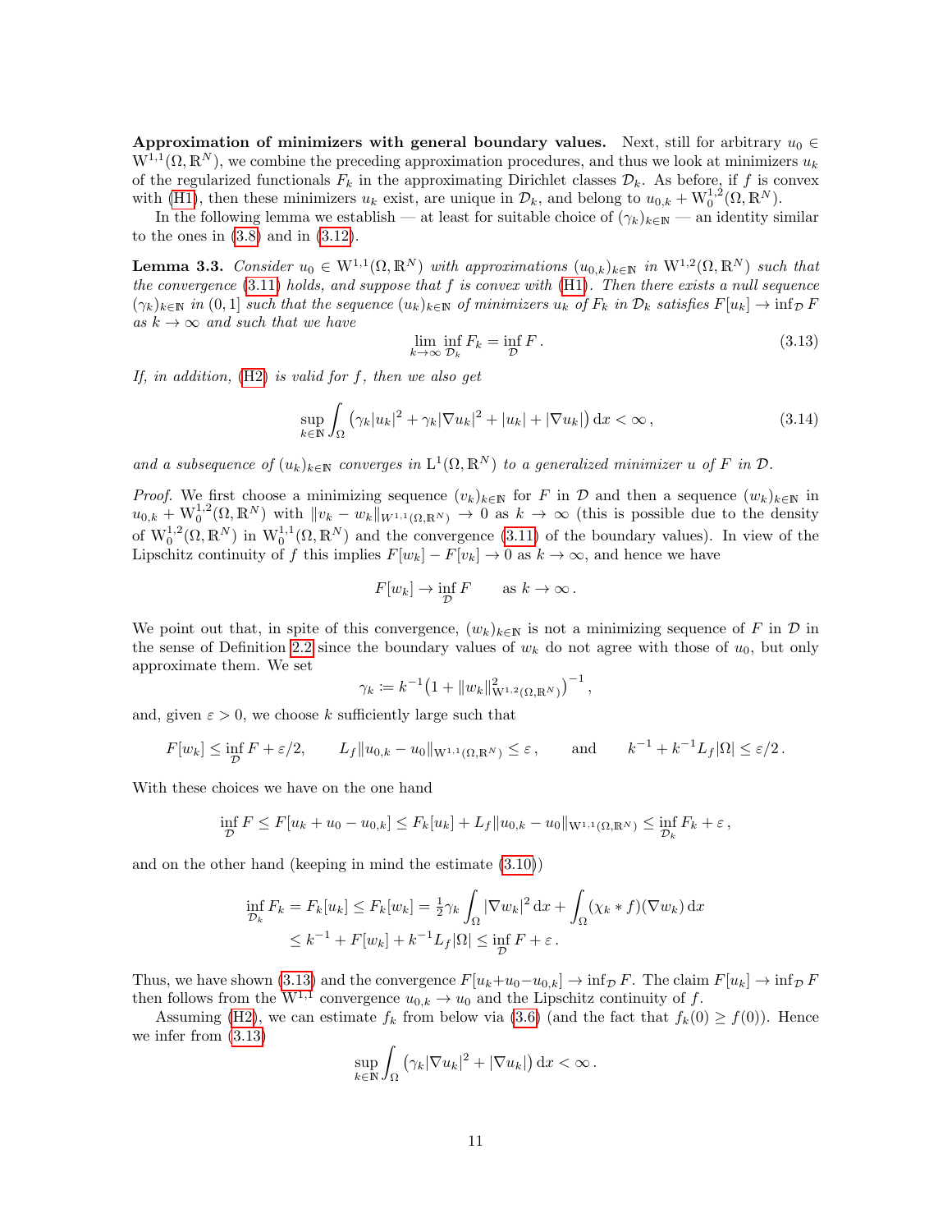**Approximation of minimizers with general boundary values.** Next, still for arbitrary $u_0 \in \mathrm{W}^{1,1}(\Omega,\mathbb{R}^N)$, we combine the preceding approximation procedures, and thus we look at minimizers $u_k$ of the regularized functionals $F_k$ in the approximating Dirichlet classes $\mathcal{D}_k$. As before, if $f$ is convex with (H1), then these minimizers $u_k$ exist, are unique in $\mathcal{D}_k$, and belong to $u_{0,k} + \mathrm{W}^{1,2}_0(\Omega,\mathbb{R}^N)$.

In the following lemma we establish — at least for suitable choice of $(\gamma_k)_{k\in\mathbb{N}}$ — an identity similar to the ones in (3.8) and in (3.12).

**Lemma 3.3.** *Consider $u_0 \in \mathrm{W}^{1,1}(\Omega,\mathbb{R}^N)$ with approximations $(u_{0,k})_{k\in\mathbb{N}}$ in $\mathrm{W}^{1,2}(\Omega,\mathbb{R}^N)$ such that the convergence (3.11) holds, and suppose that $f$ is convex with (H1). Then there exists a null sequence $(\gamma_k)_{k\in\mathbb{N}}$ in $(0,1]$ such that the sequence $(u_k)_{k\in\mathbb{N}}$ of minimizers $u_k$ of $F_k$ in $\mathcal{D}_k$ satisfies $F[u_k] \to \inf_{\mathcal{D}} F$ as $k \to \infty$ and such that we have*

$$\lim_{k\to\infty} \inf_{\mathcal{D}_k} F_k = \inf_{\mathcal{D}} F\,. \tag{3.13}$$

*If, in addition, (H2) is valid for $f$, then we also get*

$$\sup_{k\in\mathbb{N}} \int_\Omega \big(\gamma_k|u_k|^2 + \gamma_k|\nabla u_k|^2 + |u_k| + |\nabla u_k|\big)\,\mathrm{d}x < \infty\,, \tag{3.14}$$

*and a subsequence of $(u_k)_{k\in\mathbb{N}}$ converges in $\mathrm{L}^1(\Omega,\mathbb{R}^N)$ to a generalized minimizer $u$ of $F$ in $\mathcal{D}$.*

*Proof.* We first choose a minimizing sequence $(v_k)_{k\in\mathbb{N}}$ for $F$ in $\mathcal{D}$ and then a sequence $(w_k)_{k\in\mathbb{N}}$ in $u_{0,k} + \mathrm{W}^{1,2}_0(\Omega,\mathbb{R}^N)$ with $\|v_k - w_k\|_{W^{1,1}(\Omega,\mathbb{R}^N)} \to 0$ as $k \to \infty$ (this is possible due to the density of $\mathrm{W}^{1,2}_0(\Omega,\mathbb{R}^N)$ in $\mathrm{W}^{1,1}_0(\Omega,\mathbb{R}^N)$ and the convergence (3.11) of the boundary values). In view of the Lipschitz continuity of $f$ this implies $F[w_k] - F[v_k] \to 0$ as $k \to \infty$, and hence we have

$$F[w_k] \to \inf_{\mathcal{D}} F \qquad \text{as } k \to \infty\,.$$

We point out that, in spite of this convergence, $(w_k)_{k\in\mathbb{N}}$ is not a minimizing sequence of $F$ in $\mathcal{D}$ in the sense of Definition 2.2 since the boundary values of $w_k$ do not agree with those of $u_0$, but only approximate them. We set

$$\gamma_k := k^{-1}\big(1 + \|w_k\|^2_{\mathrm{W}^{1,2}(\Omega,\mathbb{R}^N)}\big)^{-1}\,,$$

and, given $\varepsilon > 0$, we choose $k$ sufficiently large such that

$$F[w_k] \le \inf_{\mathcal{D}} F + \varepsilon/2, \qquad L_f\|u_{0,k} - u_0\|_{\mathrm{W}^{1,1}(\Omega,\mathbb{R}^N)} \le \varepsilon\,, \qquad \text{and} \qquad k^{-1} + k^{-1}L_f|\Omega| \le \varepsilon/2\,.$$

With these choices we have on the one hand

$$\inf_{\mathcal{D}} F \le F[u_k + u_0 - u_{0,k}] \le F_k[u_k] + L_f\|u_{0,k} - u_0\|_{\mathrm{W}^{1,1}(\Omega,\mathbb{R}^N)} \le \inf_{\mathcal{D}_k} F_k + \varepsilon\,,$$

and on the other hand (keeping in mind the estimate (3.10))

$$\begin{aligned}
\inf_{\mathcal{D}_k} F_k = F_k[u_k] \le F_k[w_k] &= \tfrac{1}{2}\gamma_k \int_\Omega |\nabla w_k|^2\,\mathrm{d}x + \int_\Omega (\chi_k * f)(\nabla w_k)\,\mathrm{d}x \\
&\le k^{-1} + F[w_k] + k^{-1}L_f|\Omega| \le \inf_{\mathcal{D}} F + \varepsilon\,.
\end{aligned}$$

Thus, we have shown (3.13) and the convergence $F[u_k+u_0-u_{0,k}] \to \inf_{\mathcal{D}} F$. The claim $F[u_k] \to \inf_{\mathcal{D}} F$ then follows from the $\mathrm{W}^{1,1}$ convergence $u_{0,k} \to u_0$ and the Lipschitz continuity of $f$.

Assuming (H2), we can estimate $f_k$ from below via (3.6) (and the fact that $f_k(0) \ge f(0)$). Hence we infer from (3.13)

$$\sup_{k\in\mathbb{N}} \int_\Omega \big(\gamma_k|\nabla u_k|^2 + |\nabla u_k|\big)\,\mathrm{d}x < \infty\,.$$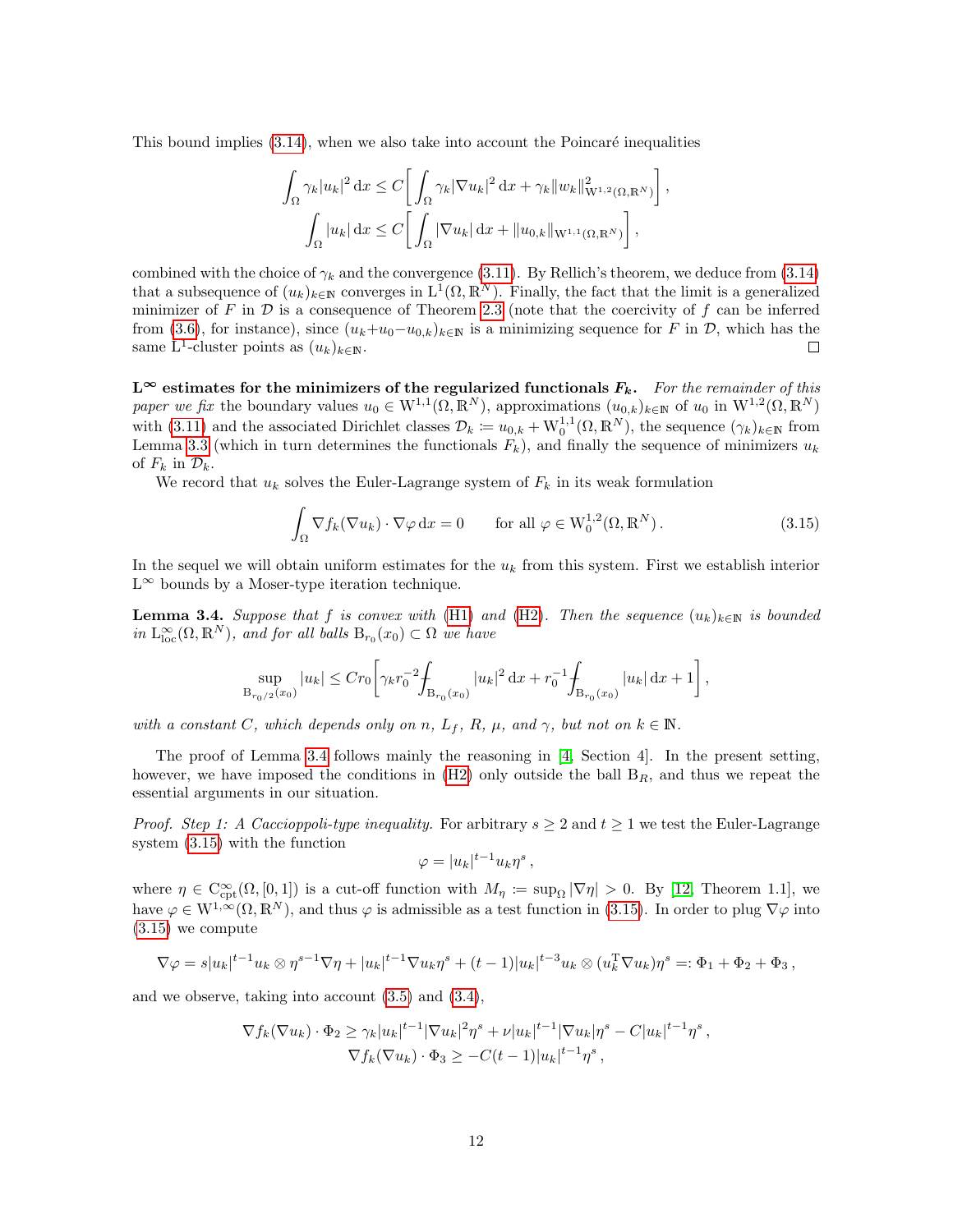This bound implies (3.14), when we also take into account the Poincaré inequalities

$$
\begin{aligned}
\int_\Omega \gamma_k |u_k|^2 \,\mathrm{d}x &\le C\bigg[\int_\Omega \gamma_k |\nabla u_k|^2 \,\mathrm{d}x + \gamma_k \|w_k\|^2_{\mathrm{W}^{1,2}(\Omega,\mathbb{R}^N)}\bigg]\,,\\
\int_\Omega |u_k| \,\mathrm{d}x &\le C\bigg[\int_\Omega |\nabla u_k| \,\mathrm{d}x + \|u_{0,k}\|_{\mathrm{W}^{1,1}(\Omega,\mathbb{R}^N)}\bigg]\,,
\end{aligned}
$$

combined with the choice of $\gamma_k$ and the convergence (3.11). By Rellich's theorem, we deduce from (3.14) that a subsequence of $(u_k)_{k\in\mathbb{N}}$ converges in $\mathrm{L}^1(\Omega,\mathbb{R}^N)$. Finally, the fact that the limit is a generalized minimizer of $F$ in $\mathcal{D}$ is a consequence of Theorem 2.3 (note that the coercivity of $f$ can be inferred from (3.6), for instance), since $(u_k+u_0-u_{0,k})_{k\in\mathbb{N}}$ is a minimizing sequence for $F$ in $\mathcal{D}$, which has the same $\mathrm{L}^1$-cluster points as $(u_k)_{k\in\mathbb{N}}$. □

**$\mathrm{L}^\infty$ estimates for the minimizers of the regularized functionals $F_k$.** *For the remainder of this paper we fix* the boundary values $u_0 \in \mathrm{W}^{1,1}(\Omega,\mathbb{R}^N)$, approximations $(u_{0,k})_{k\in\mathbb{N}}$ of $u_0$ in $\mathrm{W}^{1,2}(\Omega,\mathbb{R}^N)$ with (3.11) and the associated Dirichlet classes $\mathcal{D}_k := u_{0,k}+\mathrm{W}^{1,1}_0(\Omega,\mathbb{R}^N)$, the sequence $(\gamma_k)_{k\in\mathbb{N}}$ from Lemma 3.3 (which in turn determines the functionals $F_k$), and finally the sequence of minimizers $u_k$ of $F_k$ in $\mathcal{D}_k$.

We record that $u_k$ solves the Euler-Lagrange system of $F_k$ in its weak formulation

$$
\int_\Omega \nabla f_k(\nabla u_k)\cdot\nabla\varphi \,\mathrm{d}x = 0 \qquad \text{for all } \varphi\in \mathrm{W}^{1,2}_0(\Omega,\mathbb{R}^N)\,. \tag{3.15}
$$

In the sequel we will obtain uniform estimates for the $u_k$ from this system. First we establish interior $\mathrm{L}^\infty$ bounds by a Moser-type iteration technique.

**Lemma 3.4.** *Suppose that $f$ is convex with (H1) and (H2). Then the sequence $(u_k)_{k\in\mathbb{N}}$ is bounded in $\mathrm{L}^\infty_{\mathrm{loc}}(\Omega,\mathbb{R}^N)$, and for all balls $\mathrm{B}_{r_0}(x_0)\subset\Omega$ we have*

$$
\sup_{\mathrm{B}_{r_0/2}(x_0)} |u_k| \le C r_0\bigg[\gamma_k r_0^{-2} \fint_{\mathrm{B}_{r_0}(x_0)} |u_k|^2\,\mathrm{d}x + r_0^{-1}\fint_{\mathrm{B}_{r_0}(x_0)} |u_k|\,\mathrm{d}x + 1\bigg]\,,
$$

*with a constant $C$, which depends only on $n$, $L_f$, $R$, $\mu$, and $\gamma$, but not on $k\in\mathbb{N}$.*

The proof of Lemma 3.4 follows mainly the reasoning in [4, Section 4]. In the present setting, however, we have imposed the conditions in (H2) only outside the ball $\mathrm{B}_R$, and thus we repeat the essential arguments in our situation.

*Proof. Step 1: A Caccioppoli-type inequality.* For arbitrary $s\ge 2$ and $t\ge 1$ we test the Euler-Lagrange system (3.15) with the function

$$
\varphi = |u_k|^{t-1}u_k\eta^s\,,
$$

where $\eta\in \mathrm{C}^\infty_{\mathrm{cpt}}(\Omega,[0,1])$ is a cut-off function with $M_\eta := \sup_\Omega|\nabla\eta|>0$. By [12, Theorem 1.1], we have $\varphi\in\mathrm{W}^{1,\infty}(\Omega,\mathbb{R}^N)$, and thus $\varphi$ is admissible as a test function in (3.15). In order to plug $\nabla\varphi$ into (3.15) we compute

$$
\nabla\varphi = s|u_k|^{t-1}u_k\otimes\eta^{s-1}\nabla\eta + |u_k|^{t-1}\nabla u_k\eta^s + (t-1)|u_k|^{t-3}u_k\otimes(u_k^{\mathrm{T}}\nabla u_k)\eta^s =: \Phi_1+\Phi_2+\Phi_3\,,
$$

and we observe, taking into account (3.5) and (3.4),

$$
\begin{aligned}
\nabla f_k(\nabla u_k)\cdot\Phi_2 &\ge \gamma_k|u_k|^{t-1}|\nabla u_k|^2\eta^s + \nu|u_k|^{t-1}|\nabla u_k|\eta^s - C|u_k|^{t-1}\eta^s\,,\\
\nabla f_k(\nabla u_k)\cdot\Phi_3 &\ge -C(t-1)|u_k|^{t-1}\eta^s\,,
\end{aligned}
$$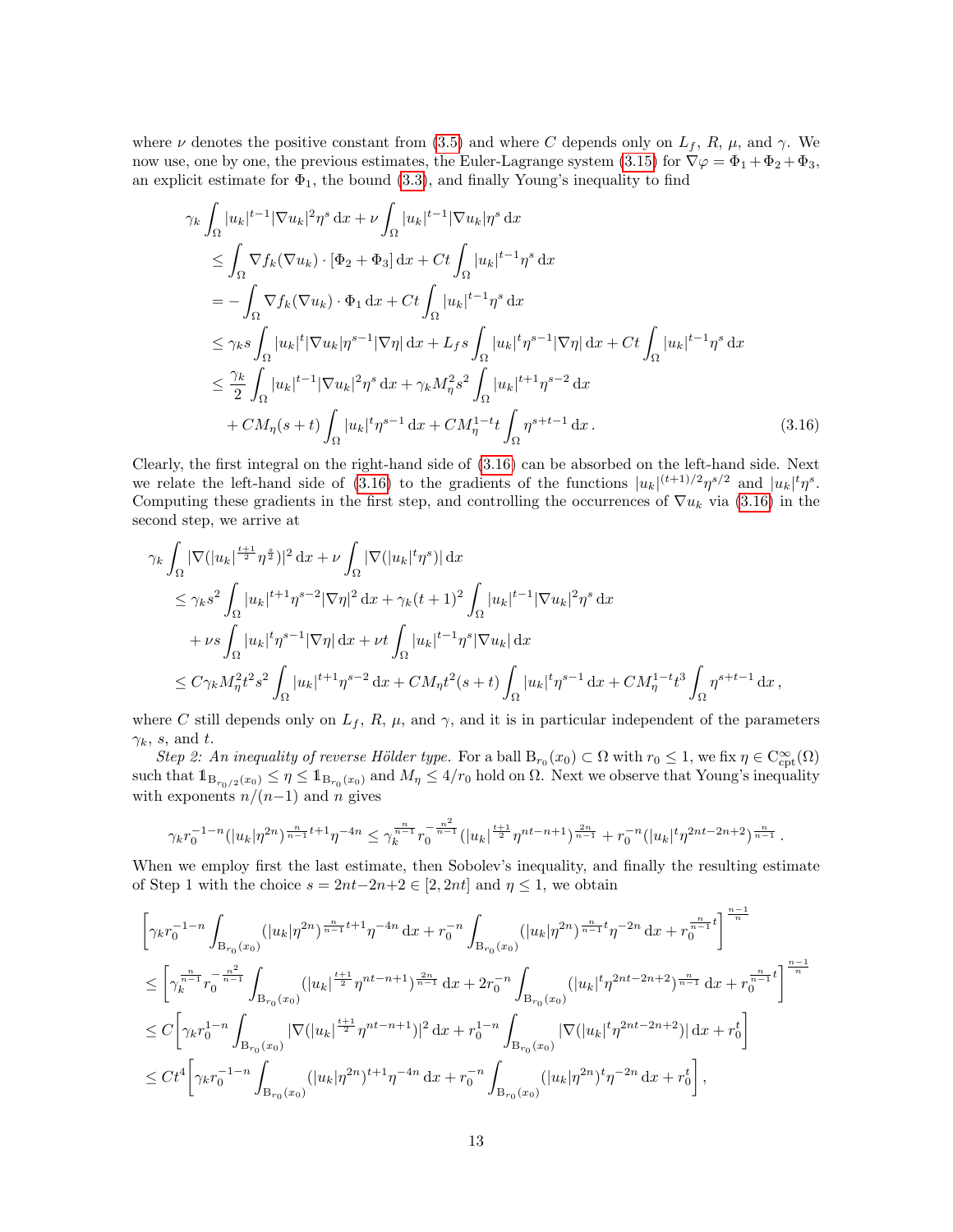where $\nu$ denotes the positive constant from (3.5) and where $C$ depends only on $L_f$, $R$, $\mu$, and $\gamma$. We now use, one by one, the previous estimates, the Euler-Lagrange system (3.15) for $\nabla\varphi = \Phi_1+\Phi_2+\Phi_3$, an explicit estimate for $\Phi_1$, the bound (3.3), and finally Young's inequality to find

$$
\begin{aligned}
\gamma_k &\int_\Omega |u_k|^{t-1}|\nabla u_k|^2\eta^s\,\mathrm{d}x + \nu\int_\Omega |u_k|^{t-1}|\nabla u_k|\eta^s\,\mathrm{d}x \\
&\le \int_\Omega \nabla f_k(\nabla u_k)\cdot[\Phi_2+\Phi_3]\,\mathrm{d}x + Ct\int_\Omega |u_k|^{t-1}\eta^s\,\mathrm{d}x \\
&= -\int_\Omega \nabla f_k(\nabla u_k)\cdot \Phi_1\,\mathrm{d}x + Ct\int_\Omega |u_k|^{t-1}\eta^s\,\mathrm{d}x \\
&\le \gamma_k s\int_\Omega |u_k|^t|\nabla u_k|\eta^{s-1}|\nabla\eta|\,\mathrm{d}x + L_f s\int_\Omega |u_k|^t\eta^{s-1}|\nabla\eta|\,\mathrm{d}x + Ct\int_\Omega |u_k|^{t-1}\eta^s\,\mathrm{d}x \\
&\le \frac{\gamma_k}{2}\int_\Omega |u_k|^{t-1}|\nabla u_k|^2\eta^s\,\mathrm{d}x + \gamma_k M_\eta^2 s^2\int_\Omega |u_k|^{t+1}\eta^{s-2}\,\mathrm{d}x \\
&\quad + CM_\eta(s+t)\int_\Omega |u_k|^t\eta^{s-1}\,\mathrm{d}x + CM_\eta^{1-t}t\int_\Omega \eta^{s+t-1}\,\mathrm{d}x\,. 
\end{aligned} \tag{3.16}
$$

Clearly, the first integral on the right-hand side of (3.16) can be absorbed on the left-hand side. Next we relate the left-hand side of (3.16) to the gradients of the functions $|u_k|^{(t+1)/2}\eta^{s/2}$ and $|u_k|^t\eta^s$. Computing these gradients in the first step, and controlling the occurrences of $\nabla u_k$ via (3.16) in the second step, we arrive at

$$
\begin{aligned}
\gamma_k &\int_\Omega |\nabla(|u_k|^{\frac{t+1}{2}}\eta^{\frac{s}{2}})|^2\,\mathrm{d}x + \nu\int_\Omega |\nabla(|u_k|^t\eta^s)|\,\mathrm{d}x \\
&\le \gamma_k s^2\int_\Omega |u_k|^{t+1}\eta^{s-2}|\nabla\eta|^2\,\mathrm{d}x + \gamma_k(t+1)^2\int_\Omega |u_k|^{t-1}|\nabla u_k|^2\eta^s\,\mathrm{d}x \\
&\quad + \nu s\int_\Omega |u_k|^t\eta^{s-1}|\nabla\eta|\,\mathrm{d}x + \nu t\int_\Omega |u_k|^{t-1}\eta^s|\nabla u_k|\,\mathrm{d}x \\
&\le C\gamma_k M_\eta^2 t^2 s^2\int_\Omega |u_k|^{t+1}\eta^{s-2}\,\mathrm{d}x + CM_\eta t^2(s+t)\int_\Omega |u_k|^t\eta^{s-1}\,\mathrm{d}x + CM_\eta^{1-t}t^3\int_\Omega \eta^{s+t-1}\,\mathrm{d}x\,,
\end{aligned}
$$

where $C$ still depends only on $L_f$, $R$, $\mu$, and $\gamma$, and it is in particular independent of the parameters $\gamma_k$, $s$, and $t$.

*Step 2: An inequality of reverse Hölder type.* For a ball $\mathrm{B}_{r_0}(x_0)\subset\Omega$ with $r_0\le 1$, we fix $\eta\in \mathrm{C}^\infty_{\mathrm{cpt}}(\Omega)$ such that $\mathbb{1}_{\mathrm{B}_{r_0/2}(x_0)}\le\eta\le\mathbb{1}_{\mathrm{B}_{r_0}(x_0)}$ and $M_\eta\le 4/r_0$ hold on $\Omega$. Next we observe that Young's inequality with exponents $n/(n-1)$ and $n$ gives

$$
\gamma_k r_0^{-1-n}(|u_k|\eta^{2n})^{\frac{n}{n-1}t+1}\eta^{-4n} \le \gamma_k^{\frac{n}{n-1}} r_0^{-\frac{n^2}{n-1}}(|u_k|^{\frac{t+1}{2}}\eta^{nt-n+1})^{\frac{2n}{n-1}} + r_0^{-n}(|u_k|^t\eta^{2nt-2n+2})^{\frac{n}{n-1}}\,.
$$

When we employ first the last estimate, then Sobolev's inequality, and finally the resulting estimate of Step 1 with the choice $s=2nt-2n+2\in[2,2nt]$ and $\eta\le 1$, we obtain

$$
\begin{aligned}
&\left[\gamma_k r_0^{-1-n}\int_{\mathrm{B}_{r_0}(x_0)}(|u_k|\eta^{2n})^{\frac{n}{n-1}t+1}\eta^{-4n}\,\mathrm{d}x + r_0^{-n}\int_{\mathrm{B}_{r_0}(x_0)}(|u_k|\eta^{2n})^{\frac{n}{n-1}t}\eta^{-2n}\,\mathrm{d}x + r_0^{\frac{n}{n-1}t}\right]^{\frac{n-1}{n}} \\
&\le \left[\gamma_k^{\frac{n}{n-1}} r_0^{-\frac{n^2}{n-1}}\int_{\mathrm{B}_{r_0}(x_0)}(|u_k|^{\frac{t+1}{2}}\eta^{nt-n+1})^{\frac{2n}{n-1}}\,\mathrm{d}x + 2r_0^{-n}\int_{\mathrm{B}_{r_0}(x_0)}(|u_k|^t\eta^{2nt-2n+2})^{\frac{n}{n-1}}\,\mathrm{d}x + r_0^{\frac{n}{n-1}t}\right]^{\frac{n-1}{n}} \\
&\le C\left[\gamma_k r_0^{1-n}\int_{\mathrm{B}_{r_0}(x_0)}|\nabla(|u_k|^{\frac{t+1}{2}}\eta^{nt-n+1})|^2\,\mathrm{d}x + r_0^{1-n}\int_{\mathrm{B}_{r_0}(x_0)}|\nabla(|u_k|^t\eta^{2nt-2n+2})|\,\mathrm{d}x + r_0^t\right] \\
&\le Ct^4\left[\gamma_k r_0^{-1-n}\int_{\mathrm{B}_{r_0}(x_0)}(|u_k|\eta^{2n})^{t+1}\eta^{-4n}\,\mathrm{d}x + r_0^{-n}\int_{\mathrm{B}_{r_0}(x_0)}(|u_k|\eta^{2n})^t\eta^{-2n}\,\mathrm{d}x + r_0^t\right],
\end{aligned}
$$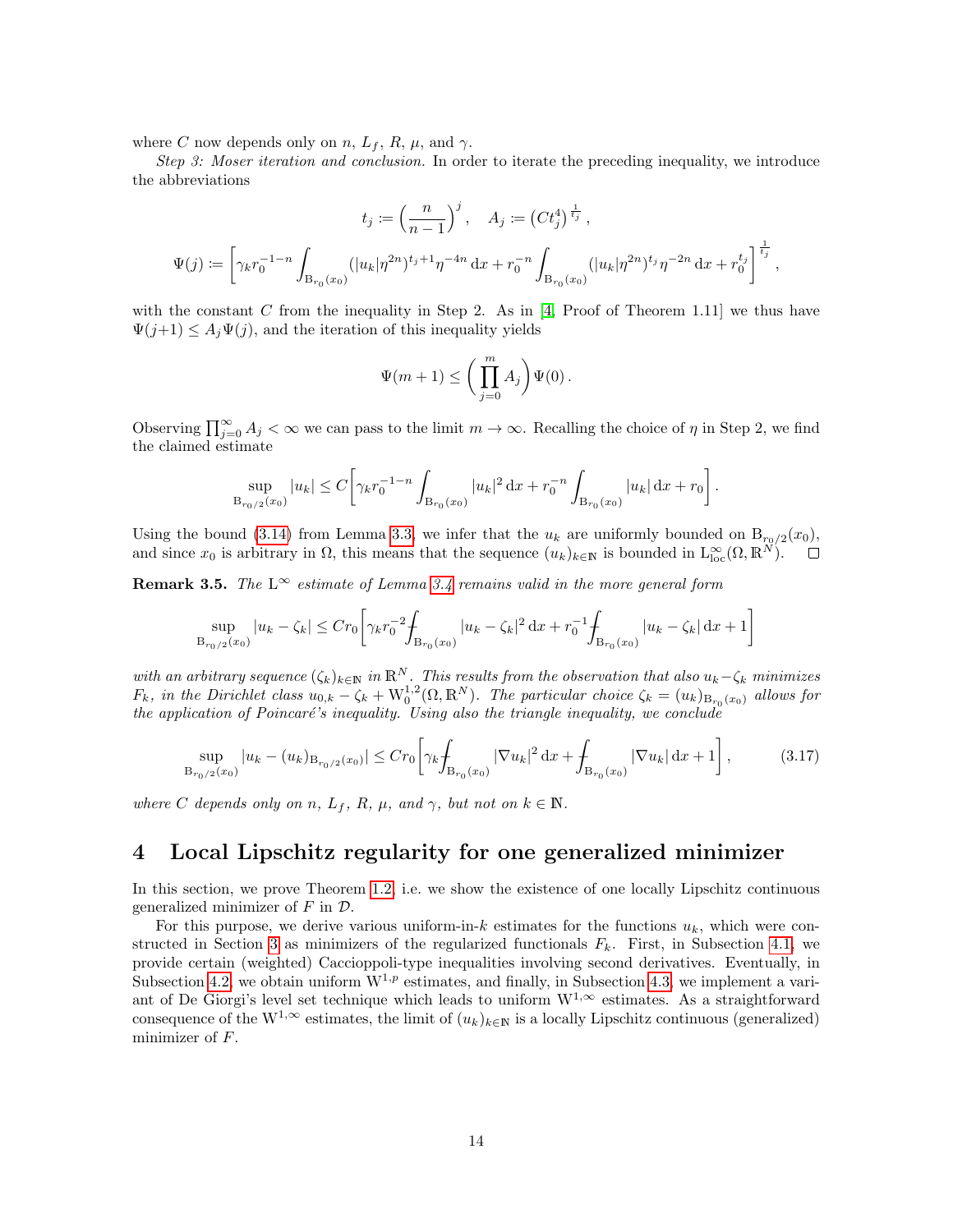where $C$ now depends only on $n$, $L_f$, $R$, $\mu$, and $\gamma$.

*Step 3: Moser iteration and conclusion.* In order to iterate the preceding inequality, we introduce the abbreviations

$$t_j := \Big(\frac{n}{n-1}\Big)^j\,, \quad A_j := \big(Ct_j^4\big)^{\frac{1}{t_j}}\,,$$

$$\Psi(j) := \bigg[\gamma_k r_0^{-1-n}\int_{\mathrm{B}_{r_0}(x_0)} (|u_k|\eta^{2n})^{t_j+1}\eta^{-4n}\,\mathrm{d}x + r_0^{-n}\int_{\mathrm{B}_{r_0}(x_0)} (|u_k|\eta^{2n})^{t_j}\eta^{-2n}\,\mathrm{d}x + r_0^{t_j}\bigg]^{\frac{1}{t_j}}\,,$$

with the constant $C$ from the inequality in Step 2. As in [4, Proof of Theorem 1.11] we thus have $\Psi(j+1) \le A_j\Psi(j)$, and the iteration of this inequality yields

$$\Psi(m+1) \le \bigg(\prod_{j=0}^m A_j\bigg)\Psi(0)\,.$$

Observing $\prod_{j=0}^\infty A_j < \infty$ we can pass to the limit $m\to\infty$. Recalling the choice of $\eta$ in Step 2, we find the claimed estimate

$$\sup_{\mathrm{B}_{r_0/2}(x_0)} |u_k| \le C\bigg[\gamma_k r_0^{-1-n}\int_{\mathrm{B}_{r_0}(x_0)} |u_k|^2\,\mathrm{d}x + r_0^{-n}\int_{\mathrm{B}_{r_0}(x_0)} |u_k|\,\mathrm{d}x + r_0\bigg]\,.$$

Using the bound (3.14) from Lemma 3.3, we infer that the $u_k$ are uniformly bounded on $\mathrm{B}_{r_0/2}(x_0)$, and since $x_0$ is arbitrary in $\Omega$, this means that the sequence $(u_k)_{k\in\mathbb{N}}$ is bounded in $\mathrm{L}^\infty_{\mathrm{loc}}(\Omega,\mathbb{R}^N)$. □

**Remark 3.5.** *The $\mathrm{L}^\infty$ estimate of Lemma 3.4 remains valid in the more general form*

$$\sup_{\mathrm{B}_{r_0/2}(x_0)} |u_k - \zeta_k| \le Cr_0\bigg[\gamma_k r_0^{-2}\fint_{\mathrm{B}_{r_0}(x_0)} |u_k-\zeta_k|^2\,\mathrm{d}x + r_0^{-1}\fint_{\mathrm{B}_{r_0}(x_0)} |u_k-\zeta_k|\,\mathrm{d}x + 1\bigg]$$

*with an arbitrary sequence $(\zeta_k)_{k\in\mathbb{N}}$ in $\mathbb{R}^N$. This results from the observation that also $u_k-\zeta_k$ minimizes $F_k$, in the Dirichlet class $u_{0,k}-\zeta_k+\mathrm{W}^{1,2}_0(\Omega,\mathbb{R}^N)$. The particular choice $\zeta_k = (u_k)_{\mathrm{B}_{r_0}(x_0)}$ allows for the application of Poincaré's inequality. Using also the triangle inequality, we conclude*

$$\sup_{\mathrm{B}_{r_0/2}(x_0)} |u_k - (u_k)_{\mathrm{B}_{r_0/2}(x_0)}| \le Cr_0\bigg[\gamma_k\fint_{\mathrm{B}_{r_0}(x_0)} |\nabla u_k|^2\,\mathrm{d}x + \fint_{\mathrm{B}_{r_0}(x_0)} |\nabla u_k|\,\mathrm{d}x + 1\bigg]\,, \tag{3.17}$$

*where $C$ depends only on $n$, $L_f$, $R$, $\mu$, and $\gamma$, but not on $k\in\mathbb{N}$.*

# 4 Local Lipschitz regularity for one generalized minimizer

In this section, we prove Theorem 1.2, i.e. we show the existence of one locally Lipschitz continuous generalized minimizer of $F$ in $\mathcal{D}$.

For this purpose, we derive various uniform-in-$k$ estimates for the functions $u_k$, which were constructed in Section 3 as minimizers of the regularized functionals $F_k$. First, in Subsection 4.1, we provide certain (weighted) Caccioppoli-type inequalities involving second derivatives. Eventually, in Subsection 4.2, we obtain uniform $\mathrm{W}^{1,p}$ estimates, and finally, in Subsection 4.3, we implement a variant of De Giorgi's level set technique which leads to uniform $\mathrm{W}^{1,\infty}$ estimates. As a straightforward consequence of the $\mathrm{W}^{1,\infty}$ estimates, the limit of $(u_k)_{k\in\mathbb{N}}$ is a locally Lipschitz continuous (generalized) minimizer of $F$.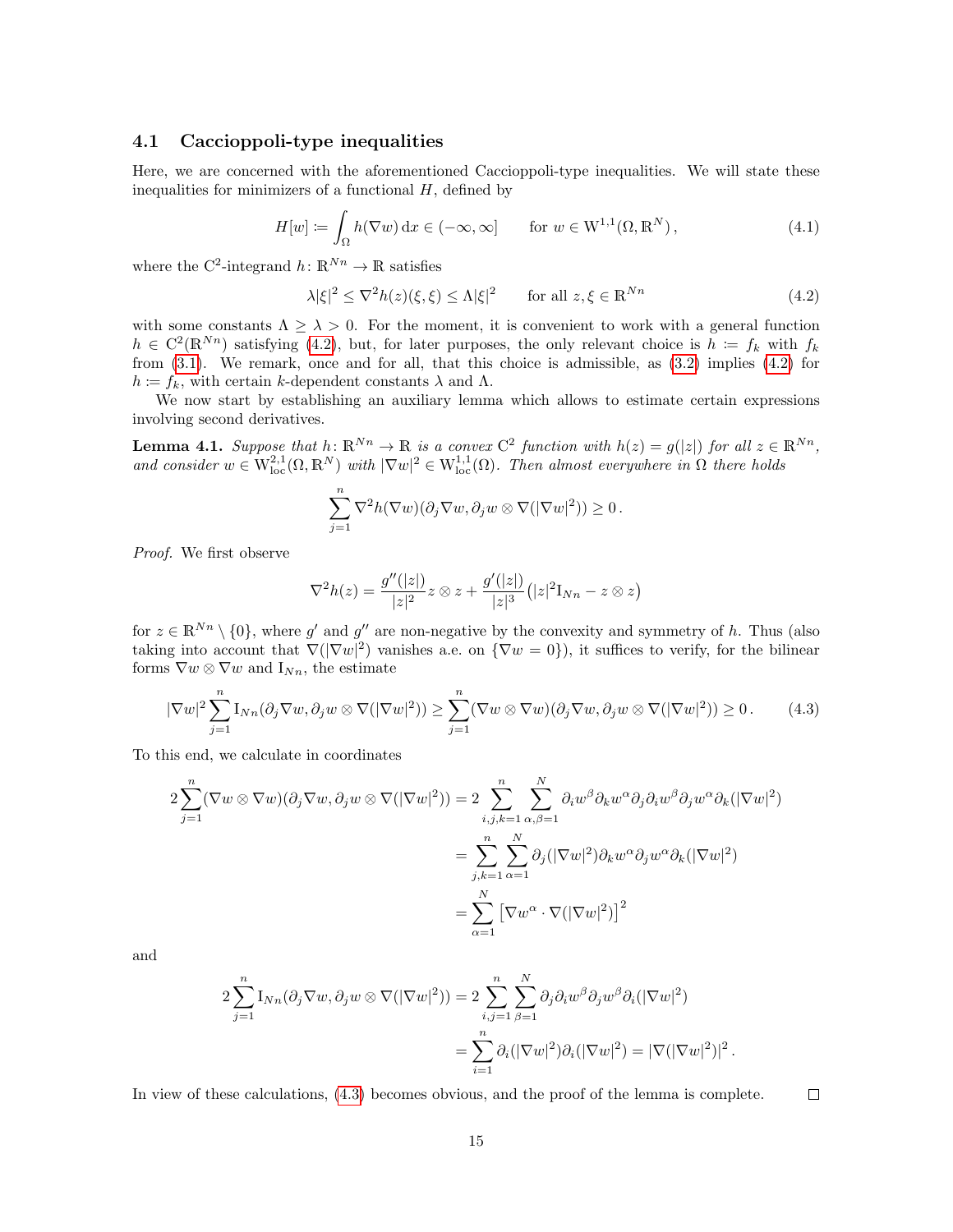### 4.1 Caccioppoli-type inequalities

Here, we are concerned with the aforementioned Caccioppoli-type inequalities. We will state these inequalities for minimizers of a functional $H$, defined by

$$H[w] := \int_\Omega h(\nabla w)\,\mathrm{d}x \in (-\infty, \infty] \qquad \text{for } w \in \mathrm{W}^{1,1}(\Omega, \mathbb{R}^N)\,, \tag{4.1}$$

where the $\mathrm{C}^2$-integrand $h\colon \mathbb{R}^{Nn} \to \mathbb{R}$ satisfies

$$\lambda|\xi|^2 \le \nabla^2 h(z)(\xi,\xi) \le \Lambda|\xi|^2 \qquad \text{for all } z, \xi \in \mathbb{R}^{Nn} \tag{4.2}$$

with some constants $\Lambda \ge \lambda > 0$. For the moment, it is convenient to work with a general function $h \in \mathrm{C}^2(\mathbb{R}^{Nn})$ satisfying (4.2), but, for later purposes, the only relevant choice is $h := f_k$ with $f_k$ from (3.1). We remark, once and for all, that this choice is admissible, as (3.2) implies (4.2) for $h := f_k$, with certain $k$-dependent constants $\lambda$ and $\Lambda$.

We now start by establishing an auxiliary lemma which allows to estimate certain expressions involving second derivatives.

**Lemma 4.1.** *Suppose that $h\colon \mathbb{R}^{Nn} \to \mathbb{R}$ is a convex $\mathrm{C}^2$ function with $h(z) = g(|z|)$ for all $z \in \mathbb{R}^{Nn}$, and consider $w \in \mathrm{W}^{2,1}_{\mathrm{loc}}(\Omega, \mathbb{R}^N)$ with $|\nabla w|^2 \in \mathrm{W}^{1,1}_{\mathrm{loc}}(\Omega)$. Then almost everywhere in $\Omega$ there holds*

$$\sum_{j=1}^n \nabla^2 h(\nabla w)(\partial_j \nabla w, \partial_j w \otimes \nabla(|\nabla w|^2)) \ge 0\,.$$

*Proof.* We first observe

$$\nabla^2 h(z) = \frac{g''(|z|)}{|z|^2} z \otimes z + \frac{g'(|z|)}{|z|^3}\big(|z|^2 \mathrm{I}_{Nn} - z \otimes z\big)$$

for $z \in \mathbb{R}^{Nn} \setminus \{0\}$, where $g'$ and $g''$ are non-negative by the convexity and symmetry of $h$. Thus (also taking into account that $\nabla(|\nabla w|^2)$ vanishes a.e. on $\{\nabla w = 0\}$), it suffices to verify, for the bilinear forms $\nabla w \otimes \nabla w$ and $\mathrm{I}_{Nn}$, the estimate

$$|\nabla w|^2 \sum_{j=1}^n \mathrm{I}_{Nn}(\partial_j \nabla w, \partial_j w \otimes \nabla(|\nabla w|^2)) \ge \sum_{j=1}^n (\nabla w \otimes \nabla w)(\partial_j \nabla w, \partial_j w \otimes \nabla(|\nabla w|^2)) \ge 0\,. \tag{4.3}$$

To this end, we calculate in coordinates

$$\begin{aligned}
2\sum_{j=1}^n (\nabla w \otimes \nabla w)(\partial_j \nabla w, \partial_j w \otimes \nabla(|\nabla w|^2)) &= 2\sum_{i,j,k=1}^n \sum_{\alpha,\beta=1}^N \partial_i w^\beta \partial_k w^\alpha \partial_j \partial_i w^\beta \partial_j w^\alpha \partial_k(|\nabla w|^2) \\
&= \sum_{j,k=1}^n \sum_{\alpha=1}^N \partial_j(|\nabla w|^2) \partial_k w^\alpha \partial_j w^\alpha \partial_k(|\nabla w|^2) \\
&= \sum_{\alpha=1}^N \big[\nabla w^\alpha \cdot \nabla(|\nabla w|^2)\big]^2
\end{aligned}$$

and

$$\begin{aligned}
2\sum_{j=1}^n \mathrm{I}_{Nn}(\partial_j \nabla w, \partial_j w \otimes \nabla(|\nabla w|^2)) &= 2\sum_{i,j=1}^n \sum_{\beta=1}^N \partial_j \partial_i w^\beta \partial_j w^\beta \partial_i(|\nabla w|^2) \\
&= \sum_{i=1}^n \partial_i(|\nabla w|^2)\partial_i(|\nabla w|^2) = |\nabla(|\nabla w|^2)|^2\,.
\end{aligned}$$

In view of these calculations, (4.3) becomes obvious, and the proof of the lemma is complete. $\square$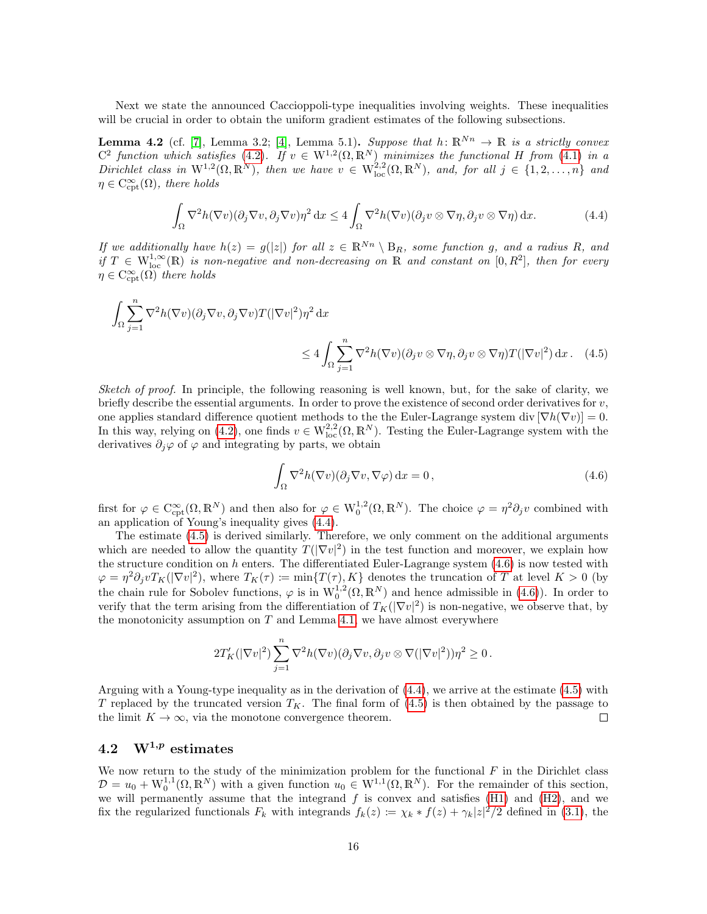Next we state the announced Caccioppoli-type inequalities involving weights. These inequalities will be crucial in order to obtain the uniform gradient estimates of the following subsections.

**Lemma 4.2** (cf. [7], Lemma 3.2; [4], Lemma 5.1)**.** *Suppose that $h\colon \mathbb{R}^{Nn} \to \mathbb{R}$ is a strictly convex $\mathrm{C}^2$ function which satisfies (4.2). If $v \in \mathrm{W}^{1,2}(\Omega, \mathbb{R}^N)$ minimizes the functional $H$ from (4.1) in a Dirichlet class in $\mathrm{W}^{1,2}(\Omega, \mathbb{R}^N)$, then we have $v \in \mathrm{W}^{2,2}_{\mathrm{loc}}(\Omega, \mathbb{R}^N)$, and, for all $j \in \{1, 2, \dots, n\}$ and $\eta \in \mathrm{C}^\infty_{\mathrm{cpt}}(\Omega)$, there holds*

$$\int_\Omega \nabla^2 h(\nabla v)(\partial_j \nabla v, \partial_j \nabla v)\eta^2 \,\mathrm{d}x \leq 4 \int_\Omega \nabla^2 h(\nabla v)(\partial_j v \otimes \nabla \eta, \partial_j v \otimes \nabla \eta) \,\mathrm{d}x. \tag{4.4}$$

*If we additionally have $h(z) = g(|z|)$ for all $z \in \mathbb{R}^{Nn} \setminus \mathrm{B}_R$, some function $g$, and a radius $R$, and if $T \in \mathrm{W}^{1,\infty}_{\mathrm{loc}}(\mathbb{R})$ is non-negative and non-decreasing on $\mathbb{R}$ and constant on $[0, R^2]$, then for every $\eta \in \mathrm{C}^\infty_{\mathrm{cpt}}(\Omega)$ there holds*

$$\int_\Omega \sum_{j=1}^n \nabla^2 h(\nabla v)(\partial_j \nabla v, \partial_j \nabla v) T(|\nabla v|^2)\eta^2 \,\mathrm{d}x \\ \leq 4 \int_\Omega \sum_{j=1}^n \nabla^2 h(\nabla v)(\partial_j v \otimes \nabla \eta, \partial_j v \otimes \nabla \eta) T(|\nabla v|^2) \,\mathrm{d}x\,. \tag{4.5}$$

*Sketch of proof.* In principle, the following reasoning is well known, but, for the sake of clarity, we briefly describe the essential arguments. In order to prove the existence of second order derivatives for $v$, one applies standard difference quotient methods to the the Euler-Lagrange system $\operatorname{div}[\nabla h(\nabla v)] = 0$. In this way, relying on (4.2), one finds $v \in \mathrm{W}^{2,2}_{\mathrm{loc}}(\Omega, \mathbb{R}^N)$. Testing the Euler-Lagrange system with the derivatives $\partial_j \varphi$ of $\varphi$ and integrating by parts, we obtain

$$\int_\Omega \nabla^2 h(\nabla v)(\partial_j \nabla v, \nabla \varphi) \,\mathrm{d}x = 0\,, \tag{4.6}$$

first for $\varphi \in \mathrm{C}^\infty_{\mathrm{cpt}}(\Omega, \mathbb{R}^N)$ and then also for $\varphi \in \mathrm{W}^{1,2}_0(\Omega, \mathbb{R}^N)$. The choice $\varphi = \eta^2 \partial_j v$ combined with an application of Young's inequality gives (4.4).

The estimate (4.5) is derived similarly. Therefore, we only comment on the additional arguments which are needed to allow the quantity $T(|\nabla v|^2)$ in the test function and moreover, we explain how the structure condition on $h$ enters. The differentiated Euler-Lagrange system (4.6) is now tested with $\varphi = \eta^2 \partial_j v T_K(|\nabla v|^2)$, where $T_K(\tau) := \min\{T(\tau), K\}$ denotes the truncation of $T$ at level $K > 0$ (by the chain rule for Sobolev functions, $\varphi$ is in $\mathrm{W}^{1,2}_0(\Omega, \mathbb{R}^N)$ and hence admissible in (4.6)). In order to verify that the term arising from the differentiation of $T_K(|\nabla v|^2)$ is non-negative, we observe that, by the monotonicity assumption on $T$ and Lemma 4.1, we have almost everywhere

$$2T'_K(|\nabla v|^2) \sum_{j=1}^n \nabla^2 h(\nabla v)(\partial_j \nabla v, \partial_j v \otimes \nabla(|\nabla v|^2))\eta^2 \geq 0\,.$$

Arguing with a Young-type inequality as in the derivation of (4.4), we arrive at the estimate (4.5) with $T$ replaced by the truncated version $T_K$. The final form of (4.5) is then obtained by the passage to the limit $K \to \infty$, via the monotone convergence theorem. □

## 4.2 $\mathrm{W}^{1,p}$ estimates

We now return to the study of the minimization problem for the functional $F$ in the Dirichlet class $\mathcal{D} = u_0 + \mathrm{W}^{1,1}_0(\Omega, \mathbb{R}^N)$ with a given function $u_0 \in \mathrm{W}^{1,1}(\Omega, \mathbb{R}^N)$. For the remainder of this section, we will permanently assume that the integrand $f$ is convex and satisfies (H1) and (H2), and we fix the regularized functionals $F_k$ with integrands $f_k(z) := \chi_k * f(z) + \gamma_k |z|^2/2$ defined in (3.1), the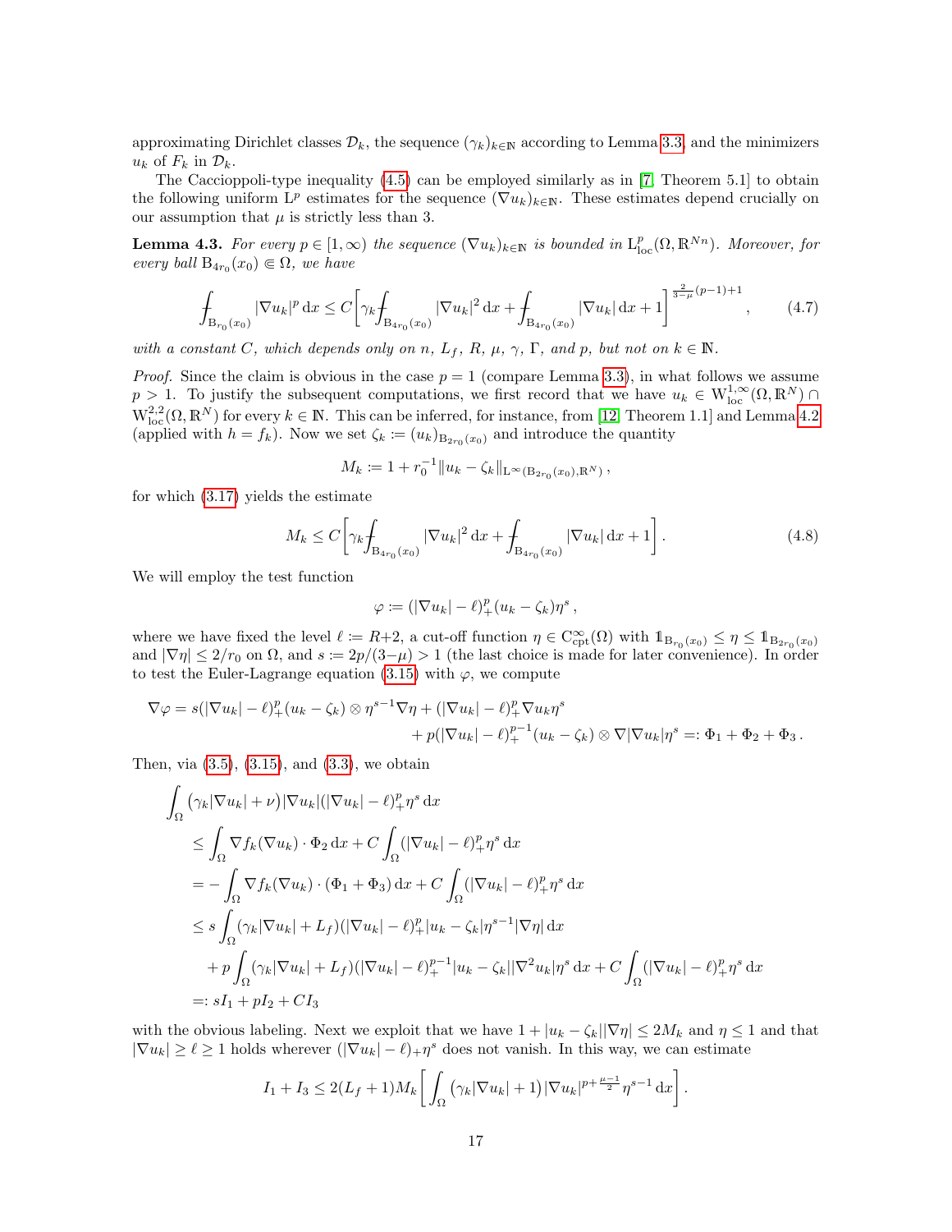approximating Dirichlet classes $\mathcal{D}_k$, the sequence $(\gamma_k)_{k\in\mathbb{N}}$ according to Lemma 3.3, and the minimizers $u_k$ of $F_k$ in $\mathcal{D}_k$.

The Caccioppoli-type inequality (4.5) can be employed similarly as in [7, Theorem 5.1] to obtain the following uniform $\mathrm{L}^p$ estimates for the sequence $(\nabla u_k)_{k\in\mathbb{N}}$. These estimates depend crucially on our assumption that $\mu$ is strictly less than 3.

**Lemma 4.3.** *For every $p \in [1,\infty)$ the sequence $(\nabla u_k)_{k\in\mathbb{N}}$ is bounded in $\mathrm{L}^p_{\mathrm{loc}}(\Omega,\mathbb{R}^{Nn})$. Moreover, for every ball $\mathrm{B}_{4r_0}(x_0) \Subset \Omega$, we have*

$$\fint_{\mathrm{B}_{r_0}(x_0)} |\nabla u_k|^p \,\mathrm{d}x \le C\Bigg[\gamma_k \fint_{\mathrm{B}_{4r_0}(x_0)} |\nabla u_k|^2 \,\mathrm{d}x + \fint_{\mathrm{B}_{4r_0}(x_0)} |\nabla u_k| \,\mathrm{d}x + 1\Bigg]^{\frac{2}{3-\mu}(p-1)+1}, \tag{4.7}$$

*with a constant $C$, which depends only on $n$, $L_f$, $R$, $\mu$, $\gamma$, $\Gamma$, and $p$, but not on $k \in \mathbb{N}$.*

*Proof.* Since the claim is obvious in the case $p = 1$ (compare Lemma 3.3), in what follows we assume $p > 1$. To justify the subsequent computations, we first record that we have $u_k \in \mathrm{W}^{1,\infty}_{\mathrm{loc}}(\Omega,\mathbb{R}^N) \cap \mathrm{W}^{2,2}_{\mathrm{loc}}(\Omega,\mathbb{R}^N)$ for every $k \in \mathbb{N}$. This can be inferred, for instance, from [12, Theorem 1.1] and Lemma 4.2 (applied with $h = f_k$). Now we set $\zeta_k := (u_k)_{\mathrm{B}_{2r_0}(x_0)}$ and introduce the quantity

$$M_k := 1 + r_0^{-1}\|u_k - \zeta_k\|_{\mathrm{L}^\infty(\mathrm{B}_{2r_0}(x_0),\mathbb{R}^N)}\,,$$

for which (3.17) yields the estimate

$$M_k \le C\Bigg[\gamma_k \fint_{\mathrm{B}_{4r_0}(x_0)} |\nabla u_k|^2 \,\mathrm{d}x + \fint_{\mathrm{B}_{4r_0}(x_0)} |\nabla u_k| \,\mathrm{d}x + 1\Bigg]. \tag{4.8}$$

We will employ the test function

$$\varphi := (|\nabla u_k| - \ell)_+^p (u_k - \zeta_k)\eta^s\,,$$

where we have fixed the level $\ell := R+2$, a cut-off function $\eta \in \mathrm{C}^\infty_{\mathrm{cpt}}(\Omega)$ with $\mathbb{1}_{\mathrm{B}_{r_0}(x_0)} \le \eta \le \mathbb{1}_{\mathrm{B}_{2r_0}(x_0)}$ and $|\nabla\eta| \le 2/r_0$ on $\Omega$, and $s := 2p/(3-\mu) > 1$ (the last choice is made for later convenience). In order to test the Euler-Lagrange equation (3.15) with $\varphi$, we compute

$$\begin{aligned}
\nabla\varphi = s(|\nabla u_k| - \ell)_+^p (u_k - \zeta_k) \otimes \eta^{s-1}\nabla\eta + (|\nabla u_k| - \ell)_+^p \nabla u_k \eta^s \\
+ p(|\nabla u_k| - \ell)_+^{p-1}(u_k - \zeta_k) \otimes \nabla|\nabla u_k|\eta^s =: \Phi_1 + \Phi_2 + \Phi_3\,.
\end{aligned}$$

Then, via (3.5), (3.15), and (3.3), we obtain

$$\begin{aligned}
&\int_\Omega \big(\gamma_k|\nabla u_k| + \nu\big)|\nabla u_k|(|\nabla u_k| - \ell)_+^p \eta^s \,\mathrm{d}x \\
&\quad\le \int_\Omega \nabla f_k(\nabla u_k)\cdot\Phi_2 \,\mathrm{d}x + C\int_\Omega (|\nabla u_k| - \ell)_+^p\eta^s \,\mathrm{d}x \\
&\quad= -\int_\Omega \nabla f_k(\nabla u_k)\cdot(\Phi_1 + \Phi_3) \,\mathrm{d}x + C\int_\Omega (|\nabla u_k| - \ell)_+^p\eta^s \,\mathrm{d}x \\
&\quad\le s\int_\Omega (\gamma_k|\nabla u_k| + L_f)(|\nabla u_k| - \ell)_+^p |u_k - \zeta_k|\eta^{s-1}|\nabla\eta| \,\mathrm{d}x \\
&\qquad + p\int_\Omega (\gamma_k|\nabla u_k| + L_f)(|\nabla u_k| - \ell)_+^{p-1}|u_k - \zeta_k||\nabla^2 u_k|\eta^s \,\mathrm{d}x + C\int_\Omega (|\nabla u_k| - \ell)_+^p\eta^s \,\mathrm{d}x \\
&\quad=: sI_1 + pI_2 + CI_3
\end{aligned}$$

with the obvious labeling. Next we exploit that we have $1 + |u_k - \zeta_k||\nabla\eta| \le 2M_k$ and $\eta \le 1$ and that $|\nabla u_k| \ge \ell \ge 1$ holds wherever $(|\nabla u_k| - \ell)_+\eta^s$ does not vanish. In this way, we can estimate

$$I_1 + I_3 \le 2(L_f + 1)M_k\Bigg[\int_\Omega \big(\gamma_k|\nabla u_k| + 1\big)|\nabla u_k|^{p+\frac{\mu-1}{2}}\eta^{s-1} \,\mathrm{d}x\Bigg].$$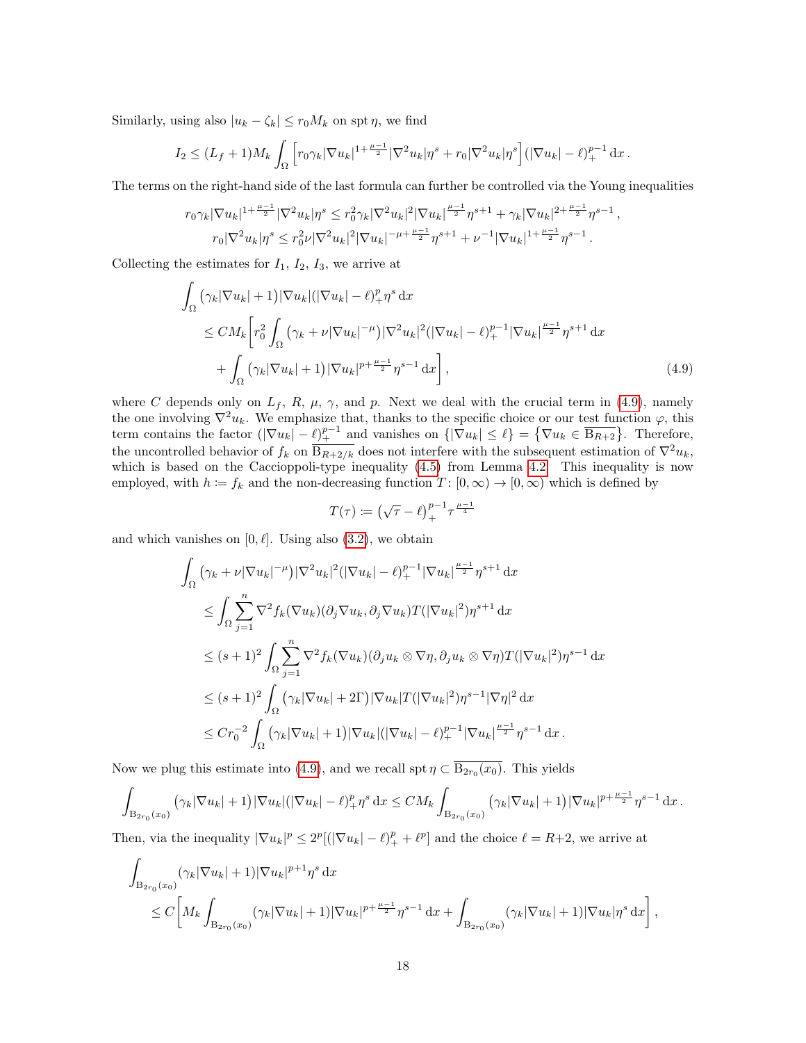Similarly, using also $|u_k - \zeta_k| \le r_0 M_k$ on $\operatorname{spt}\eta$, we find

$$I_2 \le (L_f+1)M_k \int_\Omega \Big[ r_0\gamma_k |\nabla u_k|^{1+\frac{\mu-1}{2}}|\nabla^2 u_k|\eta^s + r_0|\nabla^2 u_k|\eta^s\Big](|\nabla u_k|-\ell)_+^{p-1}\,\mathrm{d}x\,.$$

The terms on the right-hand side of the last formula can further be controlled via the Young inequalities

$$\begin{aligned} r_0\gamma_k|\nabla u_k|^{1+\frac{\mu-1}{2}}|\nabla^2 u_k|\eta^s &\le r_0^2\gamma_k|\nabla^2 u_k|^2|\nabla u_k|^{\frac{\mu-1}{2}}\eta^{s+1} + \gamma_k|\nabla u_k|^{2+\frac{\mu-1}{2}}\eta^{s-1}\,,\\ r_0|\nabla^2 u_k|\eta^s &\le r_0^2\nu|\nabla^2 u_k|^2|\nabla u_k|^{-\mu+\frac{\mu-1}{2}}\eta^{s+1} + \nu^{-1}|\nabla u_k|^{1+\frac{\mu-1}{2}}\eta^{s-1}\,. \end{aligned}$$

Collecting the estimates for $I_1$, $I_2$, $I_3$, we arrive at

$$\begin{aligned} &\int_\Omega \big(\gamma_k|\nabla u_k|+1\big)|\nabla u_k|(|\nabla u_k|-\ell)_+^p\eta^s\,\mathrm{d}x\\ &\quad\le CM_k\bigg[r_0^2\int_\Omega\big(\gamma_k+\nu|\nabla u_k|^{-\mu}\big)|\nabla^2 u_k|^2(|\nabla u_k|-\ell)_+^{p-1}|\nabla u_k|^{\frac{\mu-1}{2}}\eta^{s+1}\,\mathrm{d}x\\ &\qquad+\int_\Omega\big(\gamma_k|\nabla u_k|+1\big)|\nabla u_k|^{p+\frac{\mu-1}{2}}\eta^{s-1}\,\mathrm{d}x\bigg]\,, \end{aligned}\tag{4.9}$$

where $C$ depends only on $L_f$, $R$, $\mu$, $\gamma$, and $p$. Next we deal with the crucial term in (4.9), namely the one involving $\nabla^2 u_k$. We emphasize that, thanks to the specific choice or our test function $\varphi$, this term contains the factor $(|\nabla u_k|-\ell)_+^{p-1}$ and vanishes on $\{|\nabla u_k|\le\ell\} = \{\nabla u_k \in \overline{\mathrm{B}_{R+2}}\}$. Therefore, the uncontrolled behavior of $f_k$ on $\overline{\mathrm{B}_{R+2/k}}$ does not interfere with the subsequent estimation of $\nabla^2 u_k$, which is based on the Caccioppoli-type inequality (4.5) from Lemma 4.2. This inequality is now employed, with $h := f_k$ and the non-decreasing function $T\colon[0,\infty)\to[0,\infty)$ which is defined by

$$T(\tau) := \big(\sqrt{\tau}-\ell\big)_+^{p-1}\tau^{\frac{\mu-1}{4}}$$

and which vanishes on $[0,\ell]$. Using also (3.2), we obtain

$$\begin{aligned} &\int_\Omega\big(\gamma_k+\nu|\nabla u_k|^{-\mu}\big)|\nabla^2 u_k|^2(|\nabla u_k|-\ell)_+^{p-1}|\nabla u_k|^{\frac{\mu-1}{2}}\eta^{s+1}\,\mathrm{d}x\\ &\quad\le\int_\Omega\sum_{j=1}^n\nabla^2 f_k(\nabla u_k)(\partial_j\nabla u_k,\partial_j\nabla u_k)T(|\nabla u_k|^2)\eta^{s+1}\,\mathrm{d}x\\ &\quad\le(s+1)^2\int_\Omega\sum_{j=1}^n\nabla^2 f_k(\nabla u_k)(\partial_j u_k\otimes\nabla\eta,\partial_j u_k\otimes\nabla\eta)T(|\nabla u_k|^2)\eta^{s-1}\,\mathrm{d}x\\ &\quad\le(s+1)^2\int_\Omega\big(\gamma_k|\nabla u_k|+2\Gamma\big)|\nabla u_k|T(|\nabla u_k|^2)\eta^{s-1}|\nabla\eta|^2\,\mathrm{d}x\\ &\quad\le Cr_0^{-2}\int_\Omega\big(\gamma_k|\nabla u_k|+1\big)|\nabla u_k|(|\nabla u_k|-\ell)_+^{p-1}|\nabla u_k|^{\frac{\mu-1}{2}}\eta^{s-1}\,\mathrm{d}x\,. \end{aligned}$$

Now we plug this estimate into (4.9), and we recall $\operatorname{spt}\eta\subset\overline{\mathrm{B}_{2r_0}(x_0)}$. This yields

$$\int_{\mathrm{B}_{2r_0}(x_0)}\big(\gamma_k|\nabla u_k|+1\big)|\nabla u_k|(|\nabla u_k|-\ell)_+^p\eta^s\,\mathrm{d}x \le CM_k\int_{\mathrm{B}_{2r_0}(x_0)}\big(\gamma_k|\nabla u_k|+1\big)|\nabla u_k|^{p+\frac{\mu-1}{2}}\eta^{s-1}\,\mathrm{d}x\,.$$

Then, via the inequality $|\nabla u_k|^p\le 2^p[(|\nabla u_k|-\ell)_+^p+\ell^p]$ and the choice $\ell=R+2$, we arrive at

$$\begin{aligned} &\int_{\mathrm{B}_{2r_0}(x_0)}(\gamma_k|\nabla u_k|+1)|\nabla u_k|^{p+1}\eta^s\,\mathrm{d}x\\ &\quad\le C\bigg[M_k\int_{\mathrm{B}_{2r_0}(x_0)}(\gamma_k|\nabla u_k|+1)|\nabla u_k|^{p+\frac{\mu-1}{2}}\eta^{s-1}\,\mathrm{d}x+\int_{\mathrm{B}_{2r_0}(x_0)}(\gamma_k|\nabla u_k|+1)|\nabla u_k|\eta^s\,\mathrm{d}x\bigg]\,, \end{aligned}$$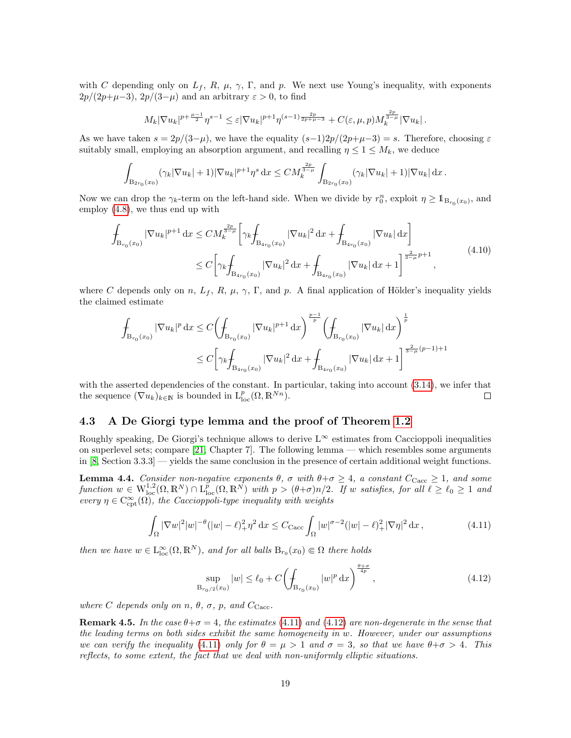with $C$ depending only on $L_f$, $R$, $\mu$, $\gamma$, $\Gamma$, and $p$. We next use Young's inequality, with exponents $2p/(2p+\mu-3)$, $2p/(3-\mu)$ and an arbitrary $\varepsilon > 0$, to find

$$M_k |\nabla u_k|^{p+\frac{\mu-1}{2}} \eta^{s-1} \le \varepsilon |\nabla u_k|^{p+1} \eta^{(s-1)\frac{2p}{2p+\mu-3}} + C(\varepsilon, \mu, p) M_k^{\frac{2p}{3-\mu}} |\nabla u_k| \,.$$

As we have taken $s = 2p/(3-\mu)$, we have the equality $(s-1)2p/(2p+\mu-3) = s$. Therefore, choosing $\varepsilon$ suitably small, employing an absorption argument, and recalling $\eta \le 1 \le M_k$, we deduce

$$\int_{B_{2r_0}(x_0)} (\gamma_k |\nabla u_k| + 1) |\nabla u_k|^{p+1} \eta^s \, dx \le C M_k^{\frac{2p}{3-\mu}} \int_{B_{2r_0}(x_0)} (\gamma_k |\nabla u_k| + 1) |\nabla u_k| \, dx \,.$$

Now we can drop the $\gamma_k$-term on the left-hand side. When we divide by $r_0^n$, exploit $\eta \ge \mathbb{1}_{B_{r_0}(x_0)}$, and employ (4.8), we thus end up with

$$\begin{aligned} \fint_{B_{r_0}(x_0)} |\nabla u_k|^{p+1} \, dx &\le C M_k^{\frac{2p}{3-\mu}} \bigg[ \gamma_k \fint_{B_{4r_0}(x_0)} |\nabla u_k|^2 \, dx + \fint_{B_{4r_0}(x_0)} |\nabla u_k| \, dx \bigg] \\ &\le C \bigg[ \gamma_k \fint_{B_{4r_0}(x_0)} |\nabla u_k|^2 \, dx + \fint_{B_{4r_0}(x_0)} |\nabla u_k| \, dx + 1 \bigg]^{\frac{2}{3-\mu}p+1} , \end{aligned} \tag{4.10}$$

where $C$ depends only on $n$, $L_f$, $R$, $\mu$, $\gamma$, $\Gamma$, and $p$. A final application of Hölder's inequality yields the claimed estimate

$$\begin{aligned} \fint_{B_{r_0}(x_0)} |\nabla u_k|^p \, dx &\le C \bigg( \fint_{B_{r_0}(x_0)} |\nabla u_k|^{p+1} \, dx \bigg)^{\frac{p-1}{p}} \bigg( \fint_{B_{r_0}(x_0)} |\nabla u_k| \, dx \bigg)^{\frac{1}{p}} \\ &\le C \bigg[ \gamma_k \fint_{B_{4r_0}(x_0)} |\nabla u_k|^2 \, dx + \fint_{B_{4r_0}(x_0)} |\nabla u_k| \, dx + 1 \bigg]^{\frac{2}{3-\mu}(p-1)+1} \end{aligned}$$

with the asserted dependencies of the constant. In particular, taking into account (3.14), we infer that the sequence $(\nabla u_k)_{k\in\mathbb{N}}$ is bounded in $L^p_{\mathrm{loc}}(\Omega, \mathbb{R}^{Nn})$. □

### 4.3 A De Giorgi type lemma and the proof of Theorem 1.2

Roughly speaking, De Giorgi's technique allows to derive $L^\infty$ estimates from Caccioppoli inequalities on superlevel sets; compare [21, Chapter 7]. The following lemma — which resembles some arguments in [8, Section 3.3.3] — yields the same conclusion in the presence of certain additional weight functions.

**Lemma 4.4.** *Consider non-negative exponents $\theta$, $\sigma$ with $\theta+\sigma \ge 4$, a constant $C_{\mathrm{Cacc}} \ge 1$, and some function $w \in W^{1,2}_{\mathrm{loc}}(\Omega, \mathbb{R}^N) \cap L^p_{\mathrm{loc}}(\Omega, \mathbb{R}^N)$ with $p > (\theta+\sigma)n/2$. If $w$ satisfies, for all $\ell \ge \ell_0 \ge 1$ and every $\eta \in C^\infty_{\mathrm{cpt}}(\Omega)$, the Caccioppoli-type inequality with weights*

$$\int_\Omega |\nabla w|^2 |w|^{-\theta} (|w| - \ell)_+^2 \eta^2 \, dx \le C_{\mathrm{Cacc}} \int_\Omega |w|^{\sigma-2} (|w| - \ell)_+^2 |\nabla \eta|^2 \, dx \,, \tag{4.11}$$

*then we have $w \in L^\infty_{\mathrm{loc}}(\Omega, \mathbb{R}^N)$, and for all balls $B_{r_0}(x_0) \Subset \Omega$ there holds*

$$\sup_{B_{r_0/2}(x_0)} |w| \le \ell_0 + C \bigg( \fint_{B_{r_0}(x_0)} |w|^p \, dx \bigg)^{\frac{\theta+\sigma}{4p}} , \tag{4.12}$$

*where $C$ depends only on $n$, $\theta$, $\sigma$, $p$, and $C_{\mathrm{Cacc}}$.*

**Remark 4.5.** *In the case $\theta+\sigma = 4$, the estimates (4.11) and (4.12) are non-degenerate in the sense that the leading terms on both sides exhibit the same homogeneity in $w$. However, under our assumptions we can verify the inequality (4.11) only for $\theta = \mu > 1$ and $\sigma = 3$, so that we have $\theta+\sigma > 4$. This reflects, to some extent, the fact that we deal with non-uniformly elliptic situations.*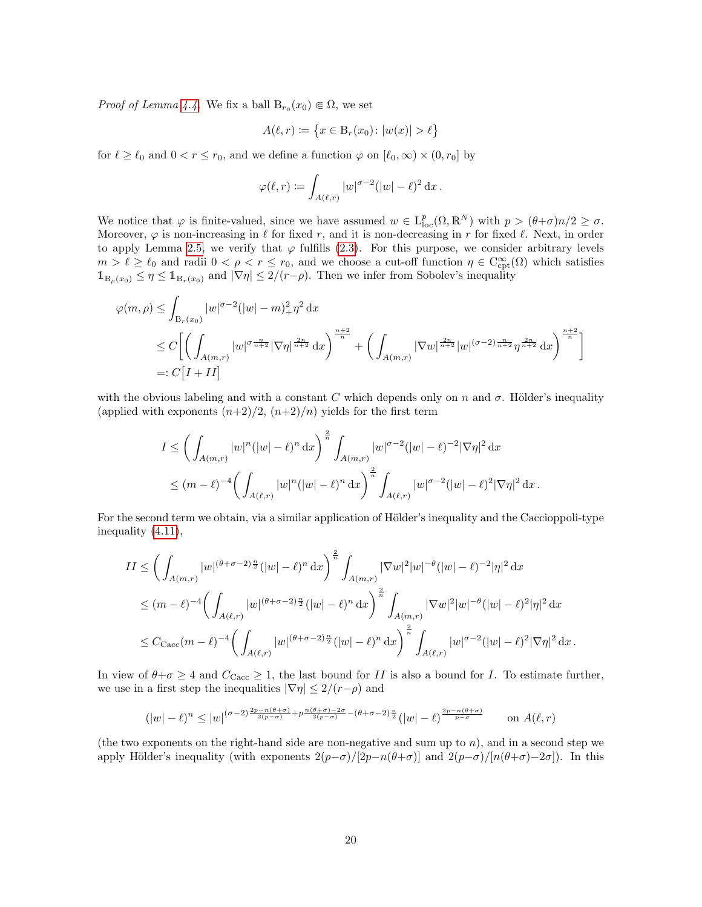*Proof of Lemma 4.4.* We fix a ball $\mathrm{B}_{r_0}(x_0) \Subset \Omega$, we set

$$A(\ell, r) := \{x \in \mathrm{B}_r(x_0) \colon |w(x)| > \ell\}$$

for $\ell \geq \ell_0$ and $0 < r \leq r_0$, and we define a function $\varphi$ on $[\ell_0, \infty) \times (0, r_0]$ by

$$\varphi(\ell, r) := \int_{A(\ell,r)} |w|^{\sigma-2}(|w| - \ell)^2 \,\mathrm{d}x\,.$$

We notice that $\varphi$ is finite-valued, since we have assumed $w \in \mathrm{L}^p_{\mathrm{loc}}(\Omega, \mathbb{R}^N)$ with $p > (\theta+\sigma)n/2 \geq \sigma$. Moreover, $\varphi$ is non-increasing in $\ell$ for fixed $r$, and it is non-decreasing in $r$ for fixed $\ell$. Next, in order to apply Lemma 2.5, we verify that $\varphi$ fulfills (2.3). For this purpose, we consider arbitrary levels $m > \ell \geq \ell_0$ and radii $0 < \rho < r \leq r_0$, and we choose a cut-off function $\eta \in \mathrm{C}^\infty_{\mathrm{cpt}}(\Omega)$ which satisfies $\mathbb{1}_{\mathrm{B}_\rho(x_0)} \leq \eta \leq \mathbb{1}_{\mathrm{B}_r(x_0)}$ and $|\nabla \eta| \leq 2/(r-\rho)$. Then we infer from Sobolev's inequality

$$\begin{aligned}
\varphi(m, \rho) &\leq \int_{\mathrm{B}_r(x_0)} |w|^{\sigma-2}(|w| - m)_+^2 \eta^2 \,\mathrm{d}x \\
&\leq C\bigg[\bigg(\int_{A(m,r)} |w|^{\sigma\frac{n}{n+2}} |\nabla \eta|^{\frac{2n}{n+2}} \,\mathrm{d}x\bigg)^{\frac{n+2}{n}} + \bigg(\int_{A(m,r)} |\nabla w|^{\frac{2n}{n+2}} |w|^{(\sigma-2)\frac{n}{n+2}} \eta^{\frac{2n}{n+2}} \,\mathrm{d}x\bigg)^{\frac{n+2}{n}}\bigg] \\
&=: C\big[I + II\big]
\end{aligned}$$

with the obvious labeling and with a constant $C$ which depends only on $n$ and $\sigma$. Hölder's inequality (applied with exponents $(n+2)/2$, $(n+2)/n$) yields for the first term

$$\begin{aligned}
I &\leq \bigg(\int_{A(m,r)} |w|^n (|w| - \ell)^n \,\mathrm{d}x\bigg)^{\frac{2}{n}} \int_{A(m,r)} |w|^{\sigma-2}(|w| - \ell)^{-2} |\nabla \eta|^2 \,\mathrm{d}x \\
&\leq (m - \ell)^{-4} \bigg(\int_{A(\ell,r)} |w|^n (|w| - \ell)^n \,\mathrm{d}x\bigg)^{\frac{2}{n}} \int_{A(\ell,r)} |w|^{\sigma-2}(|w| - \ell)^2 |\nabla \eta|^2 \,\mathrm{d}x\,.
\end{aligned}$$

For the second term we obtain, via a similar application of Hölder's inequality and the Caccioppoli-type inequality (4.11),

$$\begin{aligned}
II &\leq \bigg(\int_{A(m,r)} |w|^{(\theta+\sigma-2)\frac{n}{2}} (|w| - \ell)^n \,\mathrm{d}x\bigg)^{\frac{2}{n}} \int_{A(m,r)} |\nabla w|^2 |w|^{-\theta} (|w| - \ell)^{-2} |\eta|^2 \,\mathrm{d}x \\
&\leq (m - \ell)^{-4} \bigg(\int_{A(\ell,r)} |w|^{(\theta+\sigma-2)\frac{n}{2}} (|w| - \ell)^n \,\mathrm{d}x\bigg)^{\frac{2}{n}} \int_{A(m,r)} |\nabla w|^2 |w|^{-\theta} (|w| - \ell)^2 |\eta|^2 \,\mathrm{d}x \\
&\leq C_{\mathrm{Cacc}} (m - \ell)^{-4} \bigg(\int_{A(\ell,r)} |w|^{(\theta+\sigma-2)\frac{n}{2}} (|w| - \ell)^n \,\mathrm{d}x\bigg)^{\frac{2}{n}} \int_{A(\ell,r)} |w|^{\sigma-2} (|w| - \ell)^2 |\nabla \eta|^2 \,\mathrm{d}x\,.
\end{aligned}$$

In view of $\theta+\sigma \geq 4$ and $C_{\mathrm{Cacc}} \geq 1$, the last bound for $II$ is also a bound for $I$. To estimate further, we use in a first step the inequalities $|\nabla \eta| \leq 2/(r-\rho)$ and

$$(|w| - \ell)^n \leq |w|^{(\sigma-2)\frac{2p-n(\theta+\sigma)}{2(p-\sigma)} + p\frac{n(\theta+\sigma)-2\sigma}{2(p-\sigma)} - (\theta+\sigma-2)\frac{n}{2}} (|w| - \ell)^{\frac{2p-n(\theta+\sigma)}{p-\sigma}} \qquad \text{on } A(\ell, r)$$

(the two exponents on the right-hand side are non-negative and sum up to $n$), and in a second step we apply Hölder's inequality (with exponents $2(p-\sigma)/[2p-n(\theta+\sigma)]$ and $2(p-\sigma)/[n(\theta+\sigma)-2\sigma]$). In this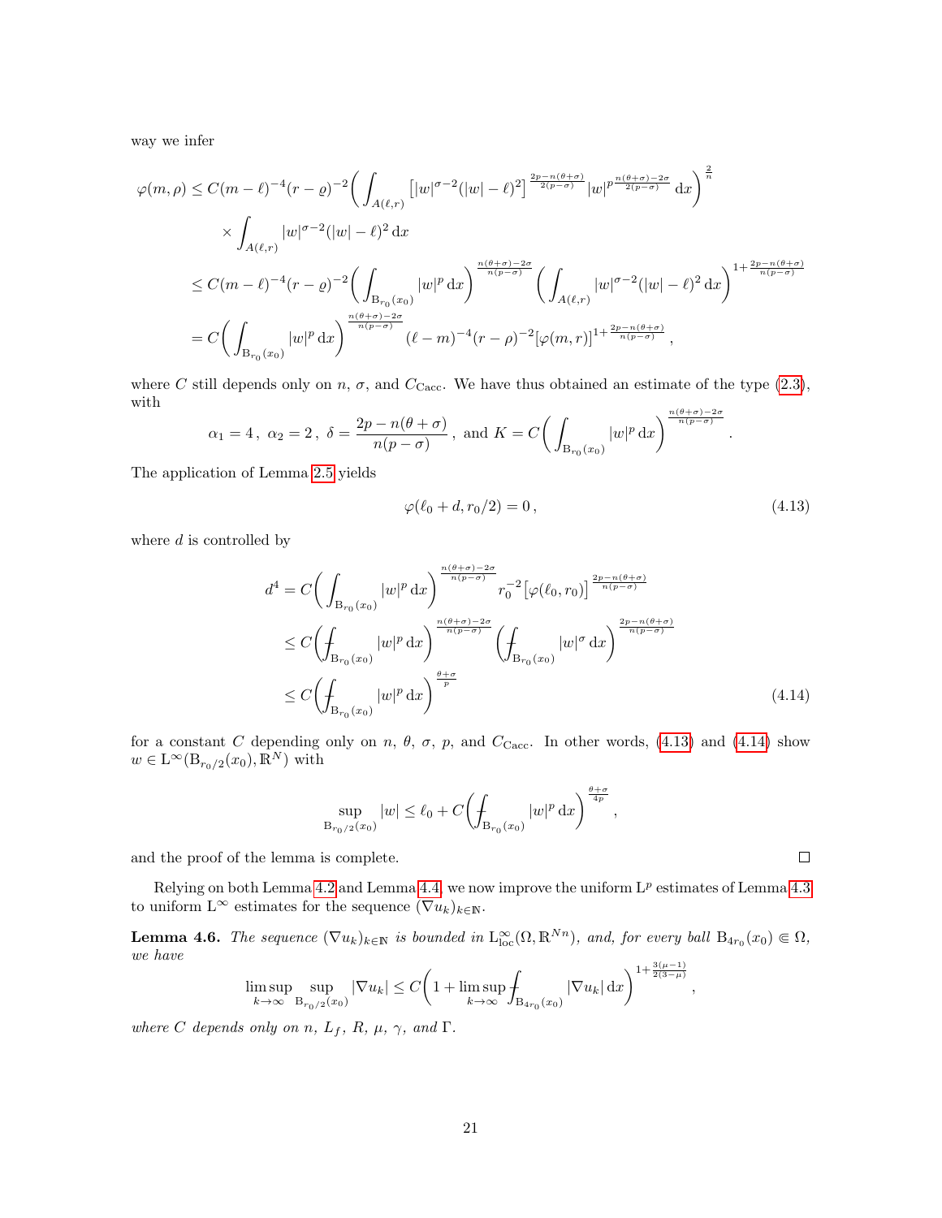way we infer

$$
\begin{aligned}
\varphi(m,\rho) &\le C(m-\ell)^{-4}(r-\varrho)^{-2}\bigg(\int_{A(\ell,r)} \big[|w|^{\sigma-2}(|w|-\ell)^2\big]^{\frac{2p-n(\theta+\sigma)}{2(p-\sigma)}} |w|^{p\frac{n(\theta+\sigma)-2\sigma}{2(p-\sigma)}}\,\mathrm{d}x\bigg)^{\frac{2}{n}} \\
&\quad\times \int_{A(\ell,r)} |w|^{\sigma-2}(|w|-\ell)^2\,\mathrm{d}x \\
&\le C(m-\ell)^{-4}(r-\varrho)^{-2}\bigg(\int_{\mathrm{B}_{r_0}(x_0)} |w|^p\,\mathrm{d}x\bigg)^{\frac{n(\theta+\sigma)-2\sigma}{n(p-\sigma)}}\bigg(\int_{A(\ell,r)} |w|^{\sigma-2}(|w|-\ell)^2\,\mathrm{d}x\bigg)^{1+\frac{2p-n(\theta+\sigma)}{n(p-\sigma)}} \\
&= C\bigg(\int_{\mathrm{B}_{r_0}(x_0)} |w|^p\,\mathrm{d}x\bigg)^{\frac{n(\theta+\sigma)-2\sigma}{n(p-\sigma)}}(\ell-m)^{-4}(r-\rho)^{-2}[\varphi(m,r)]^{1+\frac{2p-n(\theta+\sigma)}{n(p-\sigma)}}\,,
\end{aligned}
$$

where $C$ still depends only on $n$, $\sigma$, and $C_{\mathrm{Cacc}}$. We have thus obtained an estimate of the type (2.3), with

$$
\alpha_1=4\,,\ \alpha_2=2\,,\ \delta=\frac{2p-n(\theta+\sigma)}{n(p-\sigma)}\,,\ \text{and } K=C\bigg(\int_{\mathrm{B}_{r_0}(x_0)} |w|^p\,\mathrm{d}x\bigg)^{\frac{n(\theta+\sigma)-2\sigma}{n(p-\sigma)}}\,.
$$

The application of Lemma 2.5 yields

$$
\varphi(\ell_0+d,r_0/2)=0\,, \tag{4.13}
$$

where $d$ is controlled by

$$
\begin{aligned}
d^4 &= C\bigg(\int_{\mathrm{B}_{r_0}(x_0)} |w|^p\,\mathrm{d}x\bigg)^{\frac{n(\theta+\sigma)-2\sigma}{n(p-\sigma)}} r_0^{-2}\big[\varphi(\ell_0,r_0)\big]^{\frac{2p-n(\theta+\sigma)}{n(p-\sigma)}} \\
&\le C\bigg(\fint_{\mathrm{B}_{r_0}(x_0)} |w|^p\,\mathrm{d}x\bigg)^{\frac{n(\theta+\sigma)-2\sigma}{n(p-\sigma)}}\bigg(\fint_{\mathrm{B}_{r_0}(x_0)} |w|^\sigma\,\mathrm{d}x\bigg)^{\frac{2p-n(\theta+\sigma)}{n(p-\sigma)}} \\
&\le C\bigg(\fint_{\mathrm{B}_{r_0}(x_0)} |w|^p\,\mathrm{d}x\bigg)^{\frac{\theta+\sigma}{p}}
\end{aligned} \tag{4.14}
$$

for a constant $C$ depending only on $n$, $\theta$, $\sigma$, $p$, and $C_{\mathrm{Cacc}}$. In other words, (4.13) and (4.14) show $w\in \mathrm{L}^\infty(\mathrm{B}_{r_0/2}(x_0),\mathbb{R}^N)$ with

$$
\sup_{\mathrm{B}_{r_0/2}(x_0)} |w| \le \ell_0 + C\bigg(\fint_{\mathrm{B}_{r_0}(x_0)} |w|^p\,\mathrm{d}x\bigg)^{\frac{\theta+\sigma}{4p}}\,,
$$

and the proof of the lemma is complete. □

Relying on both Lemma 4.2 and Lemma 4.4, we now improve the uniform $\mathrm{L}^p$ estimates of Lemma 4.3 to uniform $\mathrm{L}^\infty$ estimates for the sequence $(\nabla u_k)_{k\in\mathbb{N}}$.

**Lemma 4.6.** *The sequence $(\nabla u_k)_{k\in\mathbb{N}}$ is bounded in $\mathrm{L}^\infty_{\mathrm{loc}}(\Omega,\mathbb{R}^{Nn})$, and, for every ball $\mathrm{B}_{4r_0}(x_0)\Subset\Omega$, we have*

$$
\limsup_{k\to\infty}\sup_{\mathrm{B}_{r_0/2}(x_0)} |\nabla u_k| \le C\bigg(1+\limsup_{k\to\infty}\fint_{\mathrm{B}_{4r_0}(x_0)} |\nabla u_k|\,\mathrm{d}x\bigg)^{1+\frac{3(\mu-1)}{2(3-\mu)}}\,,
$$

*where $C$ depends only on $n$, $L_f$, $R$, $\mu$, $\gamma$, and $\Gamma$.*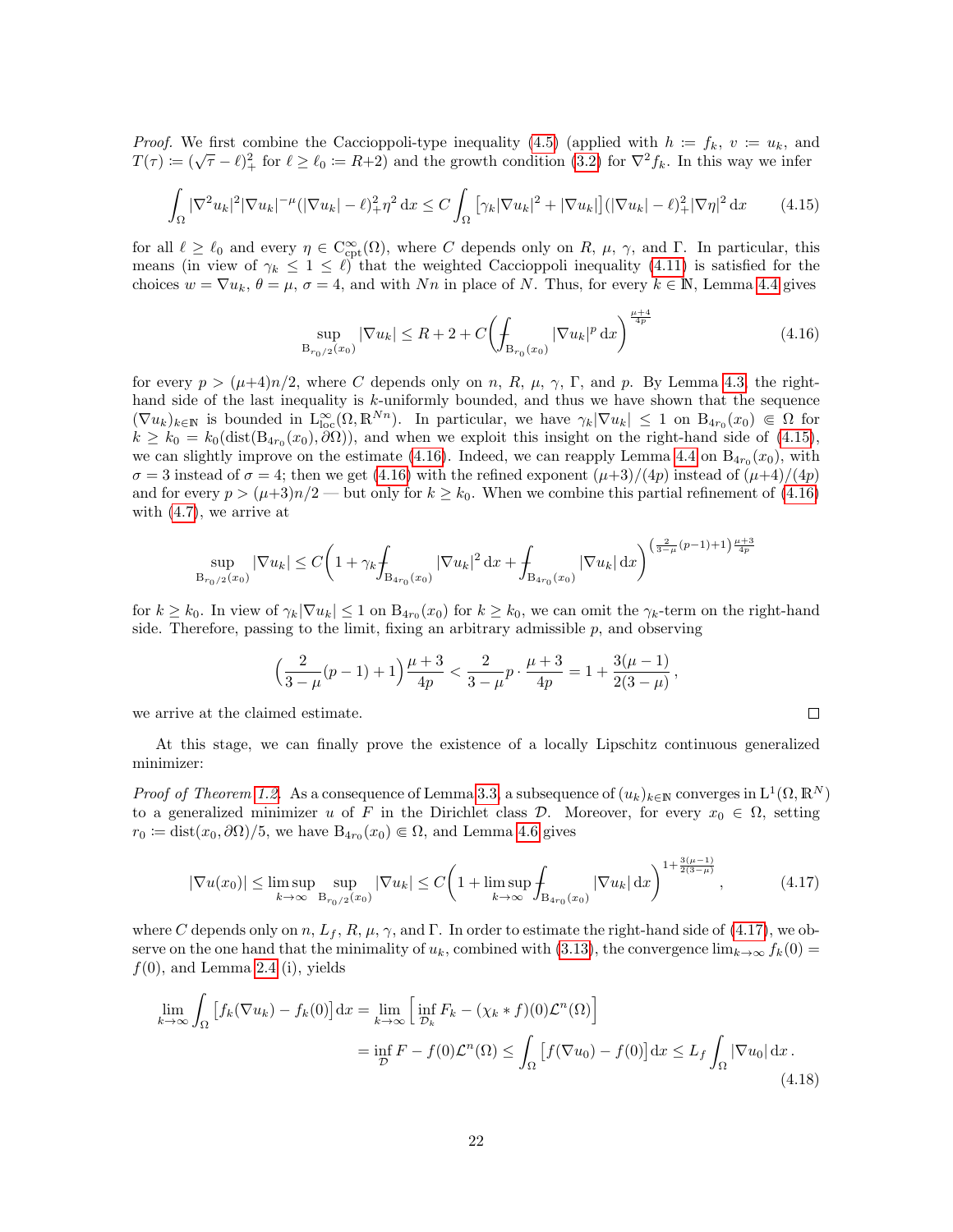*Proof.* We first combine the Caccioppoli-type inequality (4.5) (applied with $h := f_k$, $v := u_k$, and $T(\tau) := (\sqrt{\tau} - \ell)_+^2$ for $\ell \geq \ell_0 := R{+}2$) and the growth condition (3.2) for $\nabla^2 f_k$. In this way we infer

$$\int_\Omega |\nabla^2 u_k|^2 |\nabla u_k|^{-\mu} (|\nabla u_k| - \ell)_+^2 \eta^2 \,\mathrm{d}x \leq C \int_\Omega \left[\gamma_k |\nabla u_k|^2 + |\nabla u_k|\right] (|\nabla u_k| - \ell)_+^2 |\nabla \eta|^2 \,\mathrm{d}x \tag{4.15}$$

for all $\ell \geq \ell_0$ and every $\eta \in \mathrm{C}^\infty_{\mathrm{cpt}}(\Omega)$, where $C$ depends only on $R$, $\mu$, $\gamma$, and $\Gamma$. In particular, this means (in view of $\gamma_k \leq 1 \leq \ell$) that the weighted Caccioppoli inequality (4.11) is satisfied for the choices $w = \nabla u_k$, $\theta = \mu$, $\sigma = 4$, and with $Nn$ in place of $N$. Thus, for every $k \in \mathbb{N}$, Lemma 4.4 gives

$$\sup_{\mathrm{B}_{r_0/2}(x_0)} |\nabla u_k| \leq R + 2 + C\bigg( \fint_{\mathrm{B}_{r_0}(x_0)} |\nabla u_k|^p \,\mathrm{d}x \bigg)^{\frac{\mu+4}{4p}} \tag{4.16}$$

for every $p > (\mu{+}4)n/2$, where $C$ depends only on $n$, $R$, $\mu$, $\gamma$, $\Gamma$, and $p$. By Lemma 4.3, the right-hand side of the last inequality is $k$-uniformly bounded, and thus we have shown that the sequence $(\nabla u_k)_{k\in\mathbb{N}}$ is bounded in $\mathrm{L}^\infty_{\mathrm{loc}}(\Omega, \mathbb{R}^{Nn})$. In particular, we have $\gamma_k |\nabla u_k| \leq 1$ on $\mathrm{B}_{4r_0}(x_0) \Subset \Omega$ for $k \geq k_0 = k_0(\mathrm{dist}(\mathrm{B}_{4r_0}(x_0), \partial\Omega))$, and when we exploit this insight on the right-hand side of (4.15), we can slightly improve on the estimate (4.16). Indeed, we can reapply Lemma 4.4 on $\mathrm{B}_{4r_0}(x_0)$, with $\sigma = 3$ instead of $\sigma = 4$; then we get (4.16) with the refined exponent $(\mu{+}3)/(4p)$ instead of $(\mu{+}4)/(4p)$ and for every $p > (\mu{+}3)n/2$ — but only for $k \geq k_0$. When we combine this partial refinement of (4.16) with (4.7), we arrive at

$$\sup_{\mathrm{B}_{r_0/2}(x_0)} |\nabla u_k| \leq C\bigg( 1 + \gamma_k \fint_{\mathrm{B}_{4r_0}(x_0)} |\nabla u_k|^2 \,\mathrm{d}x + \fint_{\mathrm{B}_{4r_0}(x_0)} |\nabla u_k| \,\mathrm{d}x \bigg)^{\left(\frac{2}{3-\mu}(p-1)+1\right)\frac{\mu+3}{4p}}$$

for $k \geq k_0$. In view of $\gamma_k |\nabla u_k| \leq 1$ on $\mathrm{B}_{4r_0}(x_0)$ for $k \geq k_0$, we can omit the $\gamma_k$-term on the right-hand side. Therefore, passing to the limit, fixing an arbitrary admissible $p$, and observing

$$\Big( \frac{2}{3-\mu}(p-1) + 1 \Big) \frac{\mu+3}{4p} < \frac{2}{3-\mu} p \cdot \frac{\mu+3}{4p} = 1 + \frac{3(\mu-1)}{2(3-\mu)} \,,$$

we arrive at the claimed estimate. $\square$

At this stage, we can finally prove the existence of a locally Lipschitz continuous generalized minimizer:

*Proof of Theorem 1.2.* As a consequence of Lemma 3.3, a subsequence of $(u_k)_{k\in\mathbb{N}}$ converges in $\mathrm{L}^1(\Omega, \mathbb{R}^N)$ to a generalized minimizer $u$ of $F$ in the Dirichlet class $\mathcal{D}$. Moreover, for every $x_0 \in \Omega$, setting $r_0 := \mathrm{dist}(x_0, \partial\Omega)/5$, we have $\mathrm{B}_{4r_0}(x_0) \Subset \Omega$, and Lemma 4.6 gives

$$|\nabla u(x_0)| \leq \limsup_{k\to\infty} \sup_{\mathrm{B}_{r_0/2}(x_0)} |\nabla u_k| \leq C\bigg( 1 + \limsup_{k\to\infty} \fint_{\mathrm{B}_{4r_0}(x_0)} |\nabla u_k| \,\mathrm{d}x \bigg)^{1+\frac{3(\mu-1)}{2(3-\mu)}} , \tag{4.17}$$

where $C$ depends only on $n$, $L_f$, $R$, $\mu$, $\gamma$, and $\Gamma$. In order to estimate the right-hand side of (4.17), we observe on the one hand that the minimality of $u_k$, combined with (3.13), the convergence $\lim_{k\to\infty} f_k(0) = f(0)$, and Lemma 2.4 (i), yields

$$\begin{aligned}
\lim_{k\to\infty} \int_\Omega \big[ f_k(\nabla u_k) - f_k(0) \big] \,\mathrm{d}x &= \lim_{k\to\infty} \Big[ \inf_{\mathcal{D}_k} F_k - (\chi_k * f)(0) \mathcal{L}^n(\Omega) \Big] \\
&= \inf_{\mathcal{D}} F - f(0)\mathcal{L}^n(\Omega) \leq \int_\Omega \big[ f(\nabla u_0) - f(0) \big] \,\mathrm{d}x \leq L_f \int_\Omega |\nabla u_0| \,\mathrm{d}x \,.
\end{aligned} \tag{4.18}$$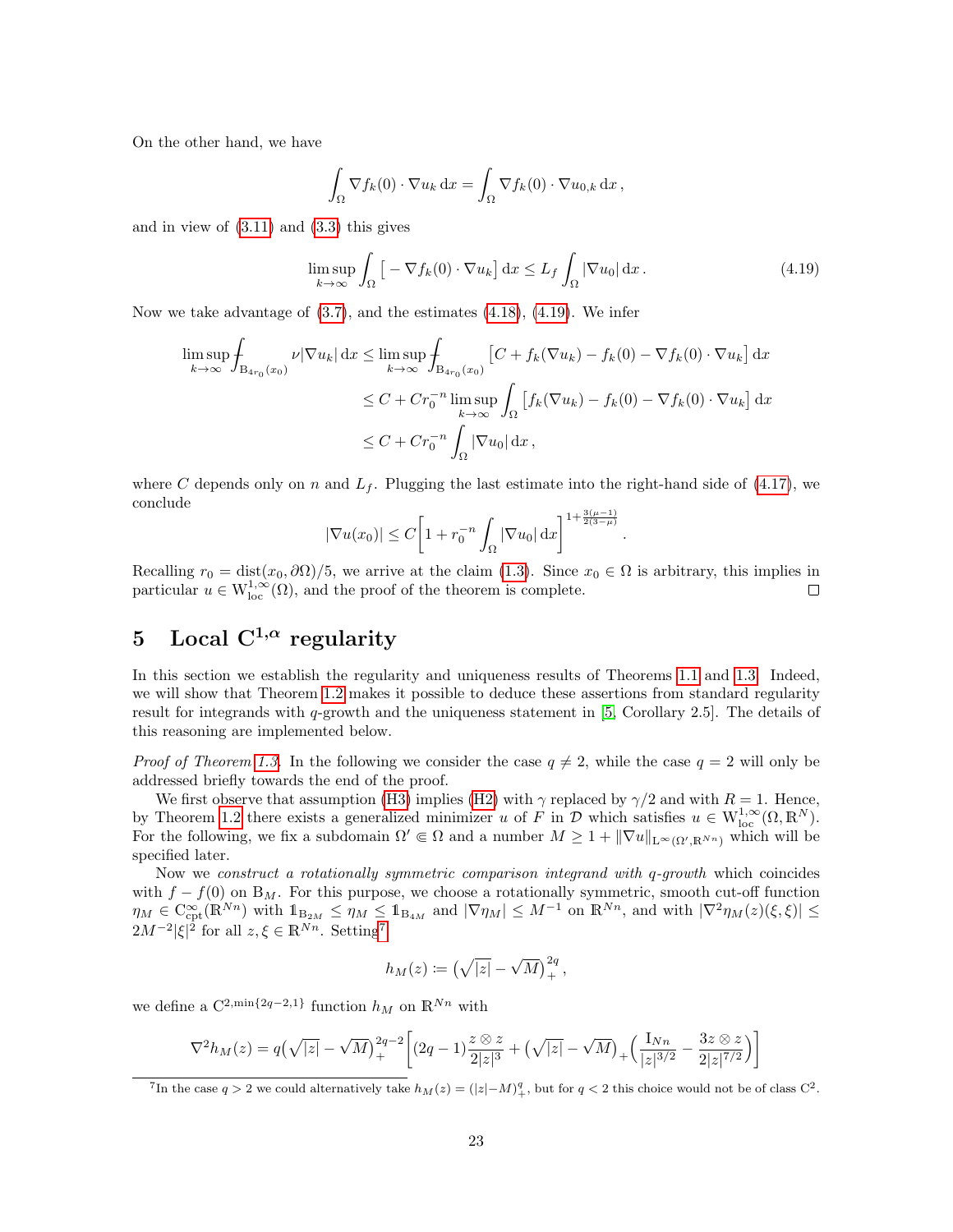On the other hand, we have

$$\int_\Omega \nabla f_k(0) \cdot \nabla u_k \,\mathrm{d}x = \int_\Omega \nabla f_k(0) \cdot \nabla u_{0,k} \,\mathrm{d}x\,,$$

and in view of (3.11) and (3.3) this gives

$$\limsup_{k\to\infty} \int_\Omega \big[ -\nabla f_k(0)\cdot \nabla u_k\big]\,\mathrm{d}x \le L_f \int_\Omega |\nabla u_0|\,\mathrm{d}x\,. \tag{4.19}$$

Now we take advantage of (3.7), and the estimates (4.18), (4.19). We infer

$$\begin{aligned}
\limsup_{k\to\infty} \fint_{\mathrm{B}_{4r_0}(x_0)} \nu|\nabla u_k|\,\mathrm{d}x &\le \limsup_{k\to\infty} \fint_{\mathrm{B}_{4r_0}(x_0)} \big[C + f_k(\nabla u_k) - f_k(0) - \nabla f_k(0)\cdot\nabla u_k\big]\,\mathrm{d}x \\
&\le C + Cr_0^{-n} \limsup_{k\to\infty} \int_\Omega \big[f_k(\nabla u_k) - f_k(0) - \nabla f_k(0)\cdot \nabla u_k\big]\,\mathrm{d}x \\
&\le C + Cr_0^{-n} \int_\Omega |\nabla u_0|\,\mathrm{d}x\,,
\end{aligned}$$

where $C$ depends only on $n$ and $L_f$. Plugging the last estimate into the right-hand side of (4.17), we conclude

$$|\nabla u(x_0)| \le C\bigg[1 + r_0^{-n}\int_\Omega |\nabla u_0|\,\mathrm{d}x\bigg]^{1+\frac{3(\mu-1)}{2(3-\mu)}}\,.$$

Recalling $r_0 = \operatorname{dist}(x_0,\partial\Omega)/5$, we arrive at the claim (1.3). Since $x_0 \in \Omega$ is arbitrary, this implies in particular $u \in \mathrm{W}^{1,\infty}_{\mathrm{loc}}(\Omega)$, and the proof of the theorem is complete. □

## 5 Local $\mathrm{C}^{1,\alpha}$ regularity

In this section we establish the regularity and uniqueness results of Theorems 1.1 and 1.3. Indeed, we will show that Theorem 1.2 makes it possible to deduce these assertions from standard regularity result for integrands with $q$-growth and the uniqueness statement in [5, Corollary 2.5]. The details of this reasoning are implemented below.

*Proof of Theorem 1.3.* In the following we consider the case $q \neq 2$, while the case $q = 2$ will only be addressed briefly towards the end of the proof.

We first observe that assumption (H3) implies (H2) with $\gamma$ replaced by $\gamma/2$ and with $R = 1$. Hence, by Theorem 1.2 there exists a generalized minimizer $u$ of $F$ in $\mathcal{D}$ which satisfies $u \in \mathrm{W}^{1,\infty}_{\mathrm{loc}}(\Omega,\mathbb{R}^N)$. For the following, we fix a subdomain $\Omega' \Subset \Omega$ and a number $M \ge 1 + \|\nabla u\|_{\mathrm{L}^\infty(\Omega',\mathbb{R}^{Nn})}$ which will be specified later.

Now we *construct a rotationally symmetric comparison integrand with $q$-growth* which coincides with $f - f(0)$ on $\mathrm{B}_M$. For this purpose, we choose a rotationally symmetric, smooth cut-off function $\eta_M \in \mathrm{C}^\infty_{\mathrm{cpt}}(\mathbb{R}^{Nn})$ with $\mathbb{1}_{\mathrm{B}_{2M}} \le \eta_M \le \mathbb{1}_{\mathrm{B}_{4M}}$ and $|\nabla\eta_M| \le M^{-1}$ on $\mathbb{R}^{Nn}$, and with $|\nabla^2\eta_M(z)(\xi,\xi)| \le 2M^{-2}|\xi|^2$ for all $z,\xi \in \mathbb{R}^{Nn}$. Setting[7]

$$h_M(z) \coloneqq \big(\sqrt{|z|} - \sqrt{M}\big)_+^{2q}\,,$$

we define a $\mathrm{C}^{2,\min\{2q-2,1\}}$ function $h_M$ on $\mathbb{R}^{Nn}$ with

$$\nabla^2 h_M(z) = q\big(\sqrt{|z|}-\sqrt{M}\big)_+^{2q-2}\bigg[(2q-1)\frac{z\otimes z}{2|z|^3} + \big(\sqrt{|z|}-\sqrt{M}\big)_+\Big(\frac{\mathrm{I}_{Nn}}{|z|^{3/2}} - \frac{3z\otimes z}{2|z|^{7/2}}\Big)\bigg]$$

[7] In the case $q > 2$ we could alternatively take $h_M(z) = (|z|-M)_+^q$, but for $q < 2$ this choice would not be of class $\mathrm{C}^2$.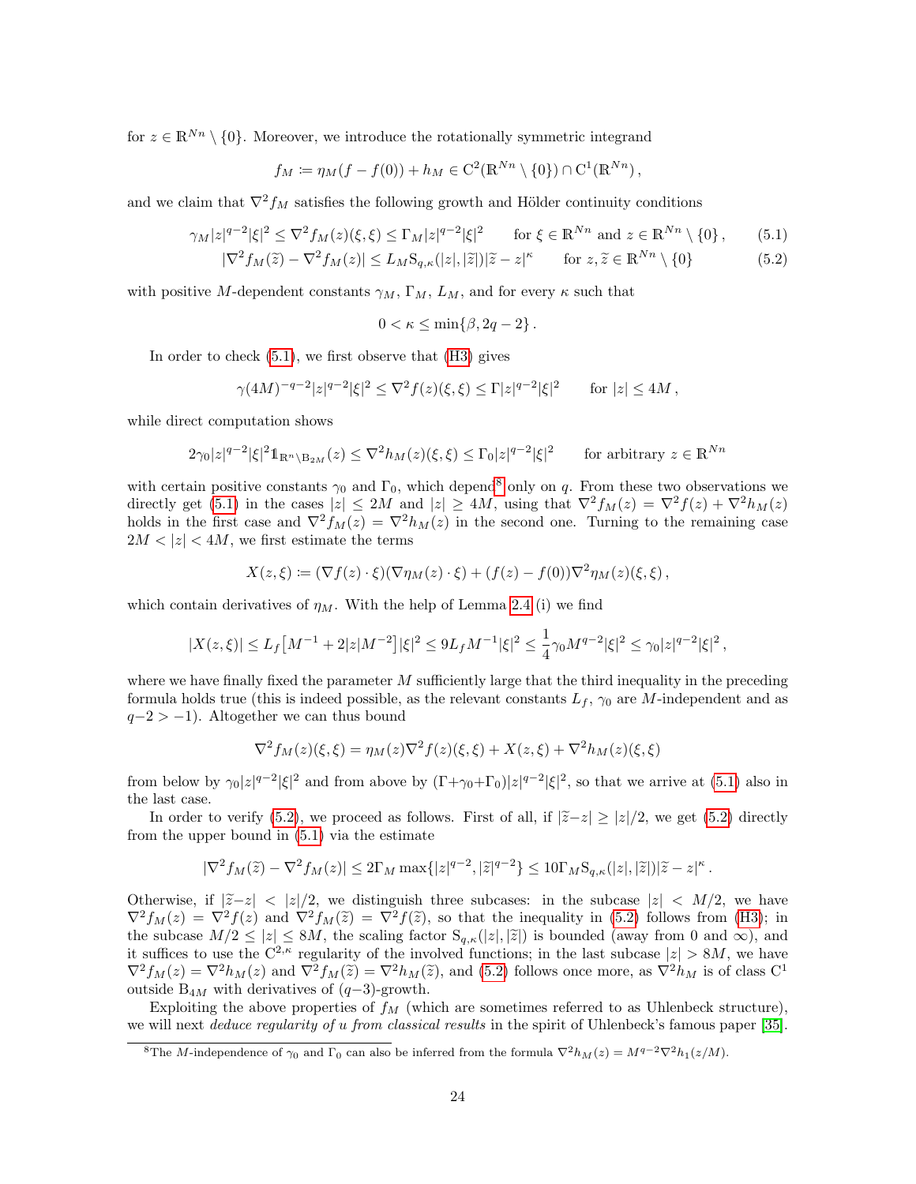for $z \in \mathbb{R}^{Nn} \setminus \{0\}$. Moreover, we introduce the rotationally symmetric integrand

$$f_M \coloneqq \eta_M(f - f(0)) + h_M \in \mathrm{C}^2(\mathbb{R}^{Nn} \setminus \{0\}) \cap \mathrm{C}^1(\mathbb{R}^{Nn}),$$

and we claim that $\nabla^2 f_M$ satisfies the following growth and Hölder continuity conditions

$$\gamma_M |z|^{q-2}|\xi|^2 \le \nabla^2 f_M(z)(\xi,\xi) \le \Gamma_M |z|^{q-2}|\xi|^2 \qquad \text{for } \xi \in \mathbb{R}^{Nn} \text{ and } z \in \mathbb{R}^{Nn} \setminus \{0\}, \tag{5.1}$$

$$|\nabla^2 f_M(\widetilde{z}) - \nabla^2 f_M(z)| \le L_M \mathrm{S}_{q,\kappa}(|z|,|\widetilde{z}|)|\widetilde{z} - z|^{\kappa} \qquad \text{for } z, \widetilde{z} \in \mathbb{R}^{Nn} \setminus \{0\} \tag{5.2}$$

with positive $M$-dependent constants $\gamma_M$, $\Gamma_M$, $L_M$, and for every $\kappa$ such that

$$0 < \kappa \le \min\{\beta, 2q-2\}.$$

In order to check (5.1), we first observe that (H3) gives

$$\gamma(4M)^{-q-2}|z|^{q-2}|\xi|^2 \le \nabla^2 f(z)(\xi,\xi) \le \Gamma |z|^{q-2}|\xi|^2 \qquad \text{for } |z| \le 4M,$$

while direct computation shows

$$2\gamma_0 |z|^{q-2}|\xi|^2 \mathbb{1}_{\mathbb{R}^n \setminus \mathrm{B}_{2M}}(z) \le \nabla^2 h_M(z)(\xi,\xi) \le \Gamma_0 |z|^{q-2}|\xi|^2 \qquad \text{for arbitrary } z \in \mathbb{R}^{Nn}$$

with certain positive constants $\gamma_0$ and $\Gamma_0$, which depend[8] only on $q$. From these two observations we directly get (5.1) in the cases $|z| \le 2M$ and $|z| \ge 4M$, using that $\nabla^2 f_M(z) = \nabla^2 f(z) + \nabla^2 h_M(z)$ holds in the first case and $\nabla^2 f_M(z) = \nabla^2 h_M(z)$ in the second one. Turning to the remaining case $2M < |z| < 4M$, we first estimate the terms

$$X(z,\xi) \coloneqq (\nabla f(z) \cdot \xi)(\nabla \eta_M(z) \cdot \xi) + (f(z) - f(0))\nabla^2 \eta_M(z)(\xi,\xi),$$

which contain derivatives of $\eta_M$. With the help of Lemma 2.4 (i) we find

$$|X(z,\xi)| \le L_f\big[M^{-1} + 2|z|M^{-2}\big]|\xi|^2 \le 9L_f M^{-1}|\xi|^2 \le \frac{1}{4}\gamma_0 M^{q-2}|\xi|^2 \le \gamma_0 |z|^{q-2}|\xi|^2,$$

where we have finally fixed the parameter $M$ sufficiently large that the third inequality in the preceding formula holds true (this is indeed possible, as the relevant constants $L_f$, $\gamma_0$ are $M$-independent and as $q-2 > -1$). Altogether we can thus bound

$$\nabla^2 f_M(z)(\xi,\xi) = \eta_M(z)\nabla^2 f(z)(\xi,\xi) + X(z,\xi) + \nabla^2 h_M(z)(\xi,\xi)$$

from below by $\gamma_0|z|^{q-2}|\xi|^2$ and from above by $(\Gamma+\gamma_0+\Gamma_0)|z|^{q-2}|\xi|^2$, so that we arrive at (5.1) also in the last case.

In order to verify (5.2), we proceed as follows. First of all, if $|\widetilde{z}-z| \ge |z|/2$, we get (5.2) directly from the upper bound in (5.1) via the estimate

$$|\nabla^2 f_M(\widetilde{z}) - \nabla^2 f_M(z)| \le 2\Gamma_M \max\{|z|^{q-2}, |\widetilde{z}|^{q-2}\} \le 10\Gamma_M \mathrm{S}_{q,\kappa}(|z|,|\widetilde{z}|)|\widetilde{z} - z|^{\kappa}.$$

Otherwise, if $|\widetilde{z}-z| < |z|/2$, we distinguish three subcases: in the subcase $|z| < M/2$, we have $\nabla^2 f_M(z) = \nabla^2 f(z)$ and $\nabla^2 f_M(\widetilde{z}) = \nabla^2 f(\widetilde{z})$, so that the inequality in (5.2) follows from (H3); in the subcase $M/2 \le |z| \le 8M$, the scaling factor $\mathrm{S}_{q,\kappa}(|z|,|\widetilde{z}|)$ is bounded (away from 0 and $\infty$), and it suffices to use the $\mathrm{C}^{2,\kappa}$ regularity of the involved functions; in the last subcase $|z| > 8M$, we have $\nabla^2 f_M(z) = \nabla^2 h_M(z)$ and $\nabla^2 f_M(\widetilde{z}) = \nabla^2 h_M(\widetilde{z})$, and (5.2) follows once more, as $\nabla^2 h_M$ is of class $\mathrm{C}^1$ outside $\mathrm{B}_{4M}$ with derivatives of $(q-3)$-growth.

Exploiting the above properties of $f_M$ (which are sometimes referred to as Uhlenbeck structure), we will next *deduce regularity of u from classical results* in the spirit of Uhlenbeck's famous paper [35].

[8] The $M$-independence of $\gamma_0$ and $\Gamma_0$ can also be inferred from the formula $\nabla^2 h_M(z) = M^{q-2}\nabla^2 h_1(z/M)$.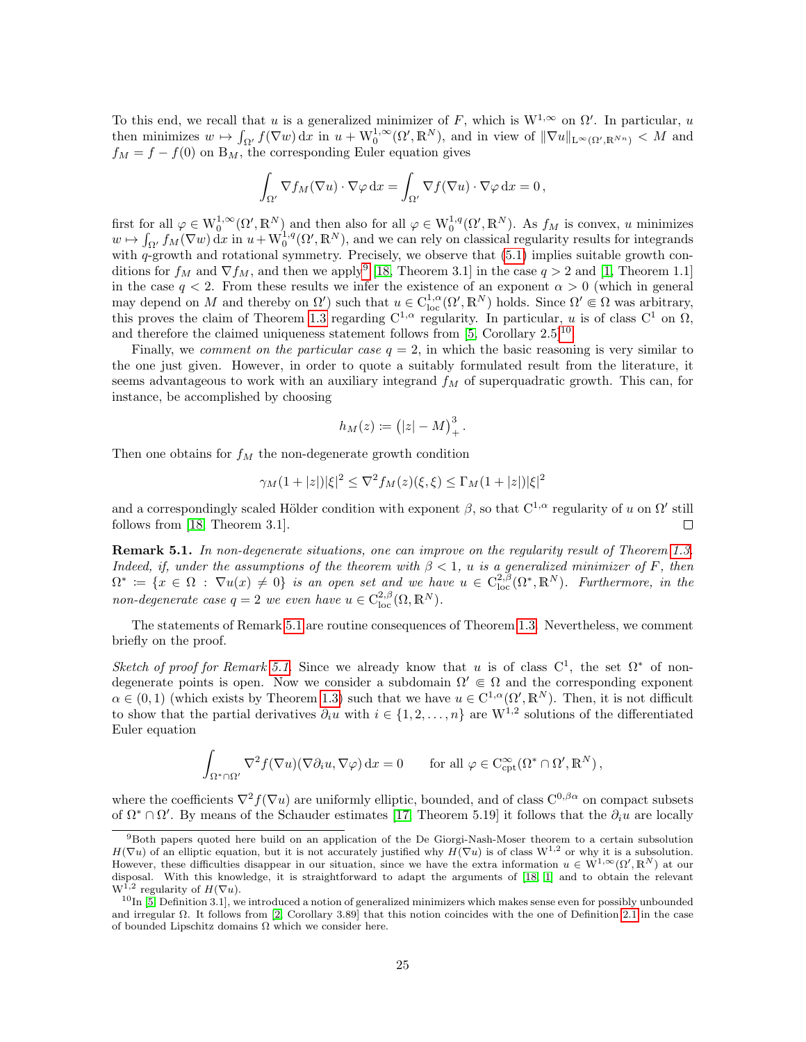To this end, we recall that $u$ is a generalized minimizer of $F$, which is $\mathrm{W}^{1,\infty}$ on $\Omega'$. In particular, $u$ then minimizes $w \mapsto \int_{\Omega'} f(\nabla w)\,\mathrm{d}x$ in $u + \mathrm{W}^{1,\infty}_0(\Omega', \mathbb{R}^N)$, and in view of $\|\nabla u\|_{\mathrm{L}^\infty(\Omega', \mathbb{R}^{Nn})} < M$ and $f_M = f - f(0)$ on $\mathrm{B}_M$, the corresponding Euler equation gives

$$\int_{\Omega'} \nabla f_M(\nabla u) \cdot \nabla \varphi \,\mathrm{d}x = \int_{\Omega'} \nabla f(\nabla u) \cdot \nabla \varphi \,\mathrm{d}x = 0\,,$$

first for all $\varphi \in \mathrm{W}^{1,\infty}_0(\Omega', \mathbb{R}^N)$ and then also for all $\varphi \in \mathrm{W}^{1,q}_0(\Omega', \mathbb{R}^N)$. As $f_M$ is convex, $u$ minimizes $w \mapsto \int_{\Omega'} f_M(\nabla w)\,\mathrm{d}x$ in $u + \mathrm{W}^{1,q}_0(\Omega', \mathbb{R}^N)$, and we can rely on classical regularity results for integrands with $q$-growth and rotational symmetry. Precisely, we observe that (5.1) implies suitable growth conditions for $f_M$ and $\nabla f_M$, and then we apply[9] [18, Theorem 3.1] in the case $q > 2$ and [1, Theorem 1.1] in the case $q < 2$. From these results we infer the existence of an exponent $\alpha > 0$ (which in general may depend on $M$ and thereby on $\Omega'$) such that $u \in \mathrm{C}^{1,\alpha}_{\mathrm{loc}}(\Omega', \mathbb{R}^N)$ holds. Since $\Omega' \Subset \Omega$ was arbitrary, this proves the claim of Theorem 1.3 regarding $\mathrm{C}^{1,\alpha}$ regularity. In particular, $u$ is of class $\mathrm{C}^1$ on $\Omega$, and therefore the claimed uniqueness statement follows from [5, Corollary 2.5][10].

Finally, we *comment on the particular case* $q = 2$, in which the basic reasoning is very similar to the one just given. However, in order to quote a suitably formulated result from the literature, it seems advantageous to work with an auxiliary integrand $f_M$ of superquadratic growth. This can, for instance, be accomplished by choosing

$$h_M(z) \coloneqq \big(|z| - M\big)_+^3\,.$$

Then one obtains for $f_M$ the non-degenerate growth condition

$$\gamma_M(1 + |z|)|\xi|^2 \le \nabla^2 f_M(z)(\xi, \xi) \le \Gamma_M(1 + |z|)|\xi|^2$$

and a correspondingly scaled Hölder condition with exponent $\beta$, so that $\mathrm{C}^{1,\alpha}$ regularity of $u$ on $\Omega'$ still follows from [18, Theorem 3.1]. $\square$

**Remark 5.1.** *In non-degenerate situations, one can improve on the regularity result of Theorem 1.3. Indeed, if, under the assumptions of the theorem with $\beta < 1$, $u$ is a generalized minimizer of $F$, then $\Omega^* \coloneqq \{x \in \Omega : \nabla u(x) \neq 0\}$ is an open set and we have $u \in \mathrm{C}^{2,\beta}_{\mathrm{loc}}(\Omega^*, \mathbb{R}^N)$. Furthermore, in the non-degenerate case $q = 2$ we even have $u \in \mathrm{C}^{2,\beta}_{\mathrm{loc}}(\Omega, \mathbb{R}^N)$.*

The statements of Remark 5.1 are routine consequences of Theorem 1.3. Nevertheless, we comment briefly on the proof.

*Sketch of proof for Remark 5.1.* Since we already know that $u$ is of class $\mathrm{C}^1$, the set $\Omega^*$ of non-degenerate points is open. Now we consider a subdomain $\Omega' \Subset \Omega$ and the corresponding exponent $\alpha \in (0,1)$ (which exists by Theorem 1.3) such that we have $u \in \mathrm{C}^{1,\alpha}(\Omega', \mathbb{R}^N)$. Then, it is not difficult to show that the partial derivatives $\partial_i u$ with $i \in \{1, 2, \ldots, n\}$ are $\mathrm{W}^{1,2}$ solutions of the differentiated Euler equation

$$\int_{\Omega^* \cap \Omega'} \nabla^2 f(\nabla u)(\nabla \partial_i u, \nabla \varphi)\,\mathrm{d}x = 0 \qquad \text{for all } \varphi \in \mathrm{C}^\infty_{\mathrm{cpt}}(\Omega^* \cap \Omega', \mathbb{R}^N)\,,$$

where the coefficients $\nabla^2 f(\nabla u)$ are uniformly elliptic, bounded, and of class $\mathrm{C}^{0,\beta\alpha}$ on compact subsets of $\Omega^* \cap \Omega'$. By means of the Schauder estimates [17, Theorem 5.19] it follows that the $\partial_i u$ are locally

---

[9] Both papers quoted here build on an application of the De Giorgi-Nash-Moser theorem to a certain subsolution $H(\nabla u)$ of an elliptic equation, but it is not accurately justified why $H(\nabla u)$ is of class $\mathrm{W}^{1,2}$ or why it is a subsolution. However, these difficulties disappear in our situation, since we have the extra information $u \in \mathrm{W}^{1,\infty}(\Omega', \mathbb{R}^N)$ at our disposal. With this knowledge, it is straightforward to adapt the arguments of [18, 1] and to obtain the relevant $\mathrm{W}^{1,2}$ regularity of $H(\nabla u)$.

[10] In [5, Definition 3.1], we introduced a notion of generalized minimizers which makes sense even for possibly unbounded and irregular $\Omega$. It follows from [2, Corollary 3.89] that this notion coincides with the one of Definition 2.1 in the case of bounded Lipschitz domains $\Omega$ which we consider here.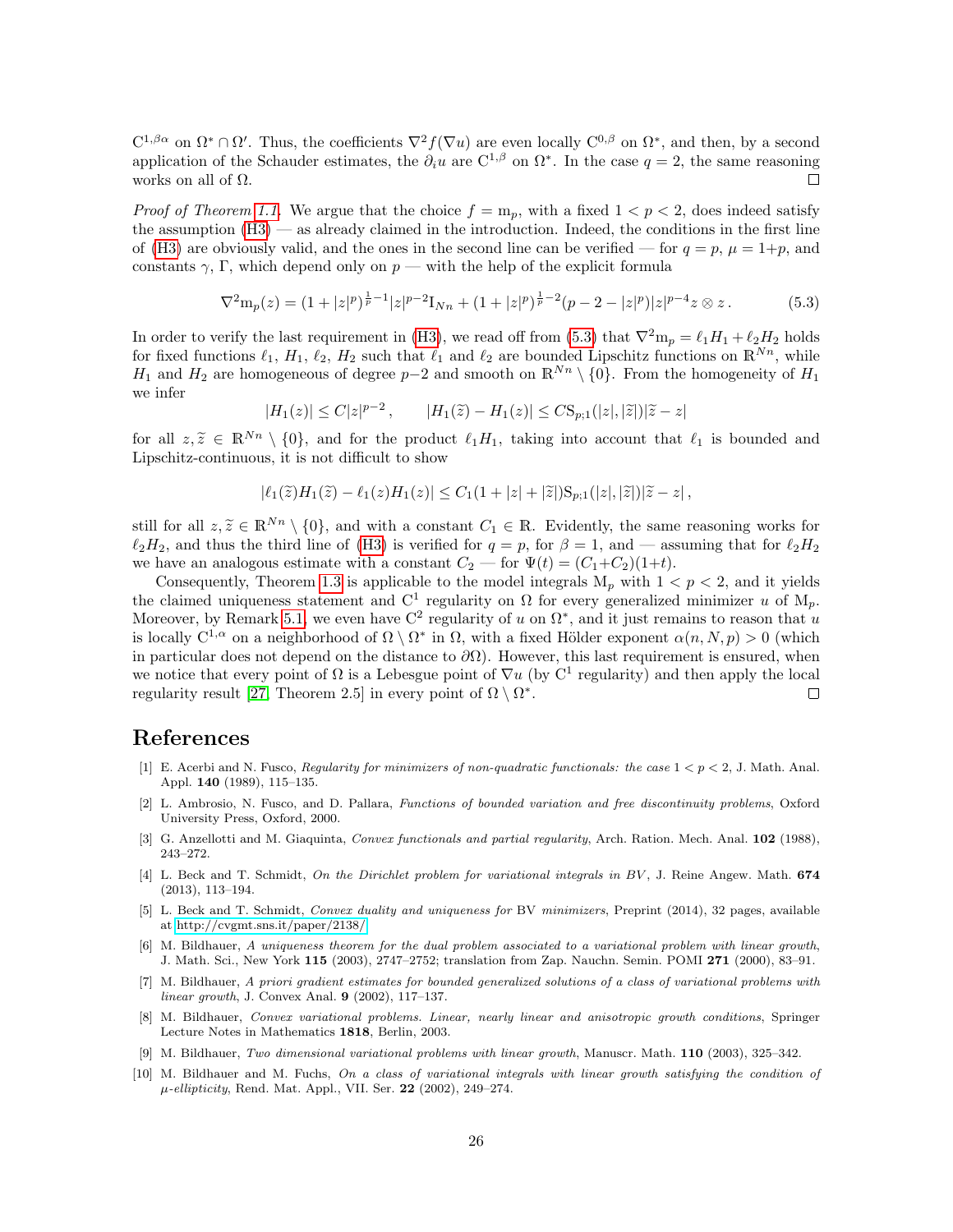$C^{1,\beta\alpha}$ on $\Omega^* \cap \Omega'$. Thus, the coefficients $\nabla^2 f(\nabla u)$ are even locally $C^{0,\beta}$ on $\Omega^*$, and then, by a second application of the Schauder estimates, the $\partial_i u$ are $C^{1,\beta}$ on $\Omega^*$. In the case $q = 2$, the same reasoning works on all of $\Omega$. □

*Proof of Theorem 1.1.* We argue that the choice $f = \mathrm{m}_p$, with a fixed $1 < p < 2$, does indeed satisfy the assumption (H3) — as already claimed in the introduction. Indeed, the conditions in the first line of (H3) are obviously valid, and the ones in the second line can be verified — for $q = p$, $\mu = 1+p$, and constants $\gamma$, $\Gamma$, which depend only on $p$ — with the help of the explicit formula

$$\nabla^2 \mathrm{m}_p(z) = (1+|z|^p)^{\frac{1}{p}-1}|z|^{p-2}\mathrm{I}_{Nn} + (1+|z|^p)^{\frac{1}{p}-2}(p-2-|z|^p)|z|^{p-4} z \otimes z\,. \tag{5.3}$$

In order to verify the last requirement in (H3), we read off from (5.3) that $\nabla^2 \mathrm{m}_p = \ell_1 H_1 + \ell_2 H_2$ holds for fixed functions $\ell_1$, $H_1$, $\ell_2$, $H_2$ such that $\ell_1$ and $\ell_2$ are bounded Lipschitz functions on $\mathbb{R}^{Nn}$, while $H_1$ and $H_2$ are homogeneous of degree $p-2$ and smooth on $\mathbb{R}^{Nn} \setminus \{0\}$. From the homogeneity of $H_1$ we infer

$$|H_1(z)| \le C|z|^{p-2}\,, \qquad |H_1(\widetilde{z}) - H_1(z)| \le C\mathrm{S}_{p;1}(|z|,|\widetilde{z}|)|\widetilde{z} - z|$$

for all $z, \widetilde{z} \in \mathbb{R}^{Nn} \setminus \{0\}$, and for the product $\ell_1 H_1$, taking into account that $\ell_1$ is bounded and Lipschitz-continuous, it is not difficult to show

$$|\ell_1(\widetilde{z})H_1(\widetilde{z}) - \ell_1(z)H_1(z)| \le C_1(1+|z|+|\widetilde{z}|)\mathrm{S}_{p;1}(|z|,|\widetilde{z}|)|\widetilde{z} - z|\,,$$

still for all $z, \widetilde{z} \in \mathbb{R}^{Nn} \setminus \{0\}$, and with a constant $C_1 \in \mathbb{R}$. Evidently, the same reasoning works for $\ell_2 H_2$, and thus the third line of (H3) is verified for $q = p$, for $\beta = 1$, and — assuming that for $\ell_2 H_2$ we have an analogous estimate with a constant $C_2$ — for $\Psi(t) = (C_1+C_2)(1+t)$.

Consequently, Theorem 1.3 is applicable to the model integrals $\mathrm{M}_p$ with $1 < p < 2$, and it yields the claimed uniqueness statement and $C^1$ regularity on $\Omega$ for every generalized minimizer $u$ of $\mathrm{M}_p$. Moreover, by Remark 5.1, we even have $C^2$ regularity of $u$ on $\Omega^*$, and it just remains to reason that $u$ is locally $C^{1,\alpha}$ on a neighborhood of $\Omega \setminus \Omega^*$ in $\Omega$, with a fixed Hölder exponent $\alpha(n, N, p) > 0$ (which in particular does not depend on the distance to $\partial\Omega$). However, this last requirement is ensured, when we notice that every point of $\Omega$ is a Lebesgue point of $\nabla u$ (by $C^1$ regularity) and then apply the local regularity result [27, Theorem 2.5] in every point of $\Omega \setminus \Omega^*$. □

# References

[1] E. Acerbi and N. Fusco, *Regularity for minimizers of non-quadratic functionals: the case $1 < p < 2$*, J. Math. Anal. Appl. **140** (1989), 115–135.

[2] L. Ambrosio, N. Fusco, and D. Pallara, *Functions of bounded variation and free discontinuity problems*, Oxford University Press, Oxford, 2000.

[3] G. Anzellotti and M. Giaquinta, *Convex functionals and partial regularity*, Arch. Ration. Mech. Anal. **102** (1988), 243–272.

[4] L. Beck and T. Schmidt, *On the Dirichlet problem for variational integrals in BV*, J. Reine Angew. Math. **674** (2013), 113–194.

[5] L. Beck and T. Schmidt, *Convex duality and uniqueness for* BV *minimizers*, Preprint (2014), 32 pages, available at http://cvgmt.sns.it/paper/2138/

[6] M. Bildhauer, *A uniqueness theorem for the dual problem associated to a variational problem with linear growth*, J. Math. Sci., New York **115** (2003), 2747–2752; translation from Zap. Nauchn. Semin. POMI **271** (2000), 83–91.

[7] M. Bildhauer, *A priori gradient estimates for bounded generalized solutions of a class of variational problems with linear growth*, J. Convex Anal. **9** (2002), 117–137.

[8] M. Bildhauer, *Convex variational problems. Linear, nearly linear and anisotropic growth conditions*, Springer Lecture Notes in Mathematics **1818**, Berlin, 2003.

[9] M. Bildhauer, *Two dimensional variational problems with linear growth*, Manuscr. Math. **110** (2003), 325–342.

[10] M. Bildhauer and M. Fuchs, *On a class of variational integrals with linear growth satisfying the condition of $\mu$-ellipticity*, Rend. Mat. Appl., VII. Ser. **22** (2002), 249–274.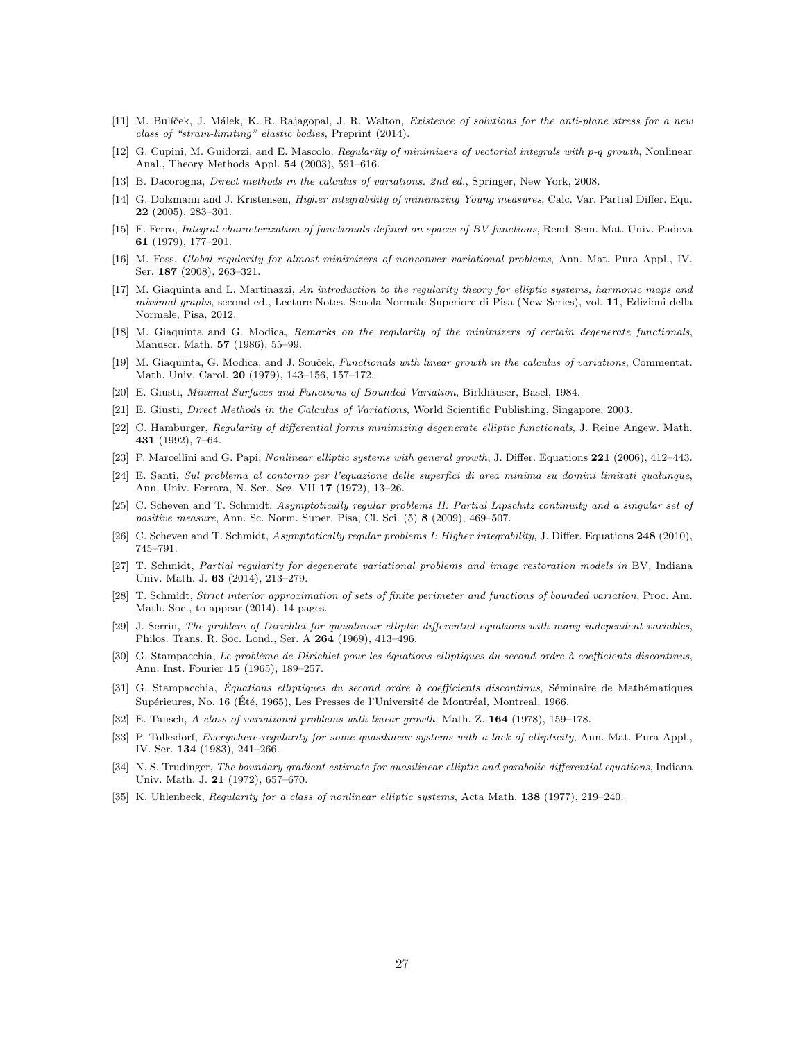[11] M. Bulíček, J. Málek, K. R. Rajagopal, J. R. Walton, *Existence of solutions for the anti-plane stress for a new class of "strain-limiting" elastic bodies*, Preprint (2014).

[12] G. Cupini, M. Guidorzi, and E. Mascolo, *Regularity of minimizers of vectorial integrals with p-q growth*, Nonlinear Anal., Theory Methods Appl. **54** (2003), 591–616.

[13] B. Dacorogna, *Direct methods in the calculus of variations. 2nd ed.*, Springer, New York, 2008.

[14] G. Dolzmann and J. Kristensen, *Higher integrability of minimizing Young measures*, Calc. Var. Partial Differ. Equ. **22** (2005), 283–301.

[15] F. Ferro, *Integral characterization of functionals defined on spaces of BV functions*, Rend. Sem. Mat. Univ. Padova **61** (1979), 177–201.

[16] M. Foss, *Global regularity for almost minimizers of nonconvex variational problems*, Ann. Mat. Pura Appl., IV. Ser. **187** (2008), 263–321.

[17] M. Giaquinta and L. Martinazzi, *An introduction to the regularity theory for elliptic systems, harmonic maps and minimal graphs*, second ed., Lecture Notes. Scuola Normale Superiore di Pisa (New Series), vol. **11**, Edizioni della Normale, Pisa, 2012.

[18] M. Giaquinta and G. Modica, *Remarks on the regularity of the minimizers of certain degenerate functionals*, Manuscr. Math. **57** (1986), 55–99.

[19] M. Giaquinta, G. Modica, and J. Souček, *Functionals with linear growth in the calculus of variations*, Commentat. Math. Univ. Carol. **20** (1979), 143–156, 157–172.

[20] E. Giusti, *Minimal Surfaces and Functions of Bounded Variation*, Birkhäuser, Basel, 1984.

[21] E. Giusti, *Direct Methods in the Calculus of Variations*, World Scientific Publishing, Singapore, 2003.

[22] C. Hamburger, *Regularity of differential forms minimizing degenerate elliptic functionals*, J. Reine Angew. Math. **431** (1992), 7–64.

[23] P. Marcellini and G. Papi, *Nonlinear elliptic systems with general growth*, J. Differ. Equations **221** (2006), 412–443.

[24] E. Santi, *Sul problema al contorno per l'equazione delle superfici di area minima su domini limitati qualunque*, Ann. Univ. Ferrara, N. Ser., Sez. VII **17** (1972), 13–26.

[25] C. Scheven and T. Schmidt, *Asymptotically regular problems II: Partial Lipschitz continuity and a singular set of positive measure*, Ann. Sc. Norm. Super. Pisa, Cl. Sci. (5) **8** (2009), 469–507.

[26] C. Scheven and T. Schmidt, *Asymptotically regular problems I: Higher integrability*, J. Differ. Equations **248** (2010), 745–791.

[27] T. Schmidt, *Partial regularity for degenerate variational problems and image restoration models in* BV, Indiana Univ. Math. J. **63** (2014), 213–279.

[28] T. Schmidt, *Strict interior approximation of sets of finite perimeter and functions of bounded variation*, Proc. Am. Math. Soc., to appear (2014), 14 pages.

[29] J. Serrin, *The problem of Dirichlet for quasilinear elliptic differential equations with many independent variables*, Philos. Trans. R. Soc. Lond., Ser. A **264** (1969), 413–496.

[30] G. Stampacchia, *Le problème de Dirichlet pour les équations elliptiques du second ordre à coefficients discontinus*, Ann. Inst. Fourier **15** (1965), 189–257.

[31] G. Stampacchia, *Èquations elliptiques du second ordre à coefficients discontinus*, Séminaire de Mathématiques Supérieures, No. 16 (Été, 1965), Les Presses de l'Université de Montréal, Montreal, 1966.

[32] E. Tausch, *A class of variational problems with linear growth*, Math. Z. **164** (1978), 159–178.

[33] P. Tolksdorf, *Everywhere-regularity for some quasilinear systems with a lack of ellipticity*, Ann. Mat. Pura Appl., IV. Ser. **134** (1983), 241–266.

[34] N. S. Trudinger, *The boundary gradient estimate for quasilinear elliptic and parabolic differential equations*, Indiana Univ. Math. J. **21** (1972), 657–670.

[35] K. Uhlenbeck, *Regularity for a class of nonlinear elliptic systems*, Acta Math. **138** (1977), 219–240.